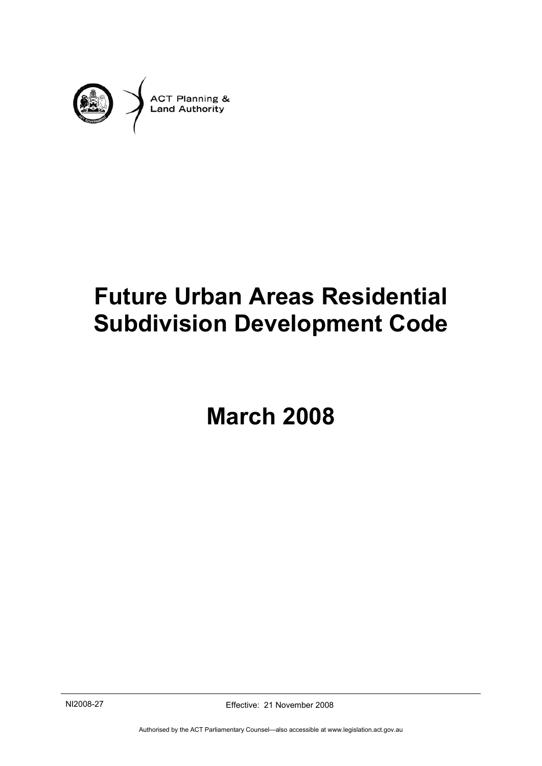ACT Planning & Land Authority

# Future Urban Areas Residential Subdivision Development Code

# March 2008

NI2008-27

Effective: 21 November 2008

Authorised by the ACT Parliamentary Counsel—also accessible at www.legislation.act.gov.au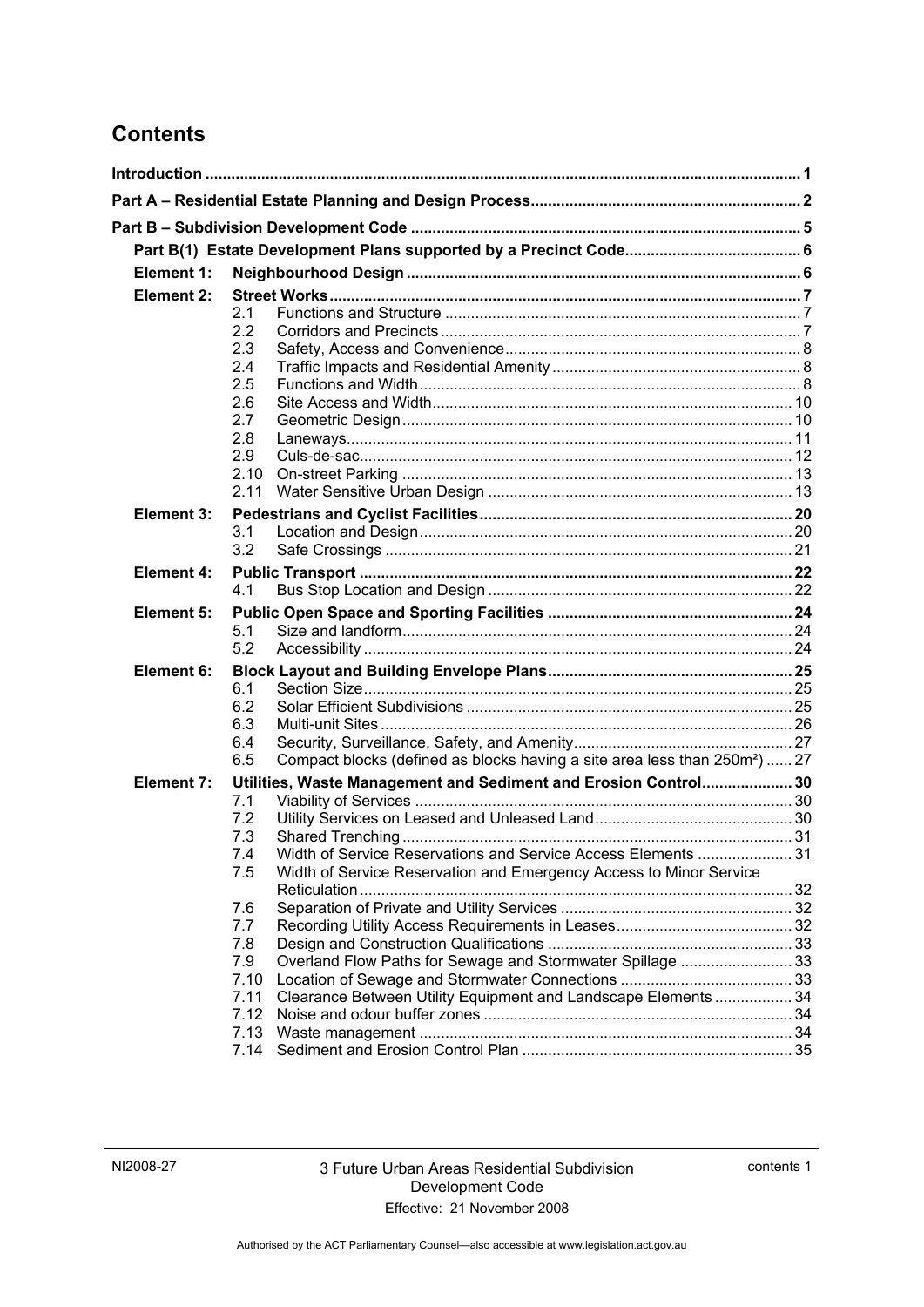# Contents

| | | | |
|---|---|---|---|
| **Introduction** | | | **1** |
| **Part A – Residential Estate Planning and Design Process** | | | **2** |
| **Part B – Subdivision Development Code** | | | **5** |
| **Part B(1) Estate Development Plans supported by a Precinct Code** | | | **6** |
| **Element 1:** | **Neighbourhood Design** | | **6** |
| **Element 2:** | **Street Works** | | **7** |
| | 2.1 | Functions and Structure | 7 |
| | 2.2 | Corridors and Precincts | 7 |
| | 2.3 | Safety, Access and Convenience | 8 |
| | 2.4 | Traffic Impacts and Residential Amenity | 8 |
| | 2.5 | Functions and Width | 8 |
| | 2.6 | Site Access and Width | 10 |
| | 2.7 | Geometric Design | 10 |
| | 2.8 | Laneways | 11 |
| | 2.9 | Culs-de-sac | 12 |
| | 2.10 | On-street Parking | 13 |
| | 2.11 | Water Sensitive Urban Design | 13 |
| **Element 3:** | **Pedestrians and Cyclist Facilities** | | **20** |
| | 3.1 | Location and Design | 20 |
| | 3.2 | Safe Crossings | 21 |
| **Element 4:** | **Public Transport** | | **22** |
| | 4.1 | Bus Stop Location and Design | 22 |
| **Element 5:** | **Public Open Space and Sporting Facilities** | | **24** |
| | 5.1 | Size and landform | 24 |
| | 5.2 | Accessibility | 24 |
| **Element 6:** | **Block Layout and Building Envelope Plans** | | **25** |
| | 6.1 | Section Size | 25 |
| | 6.2 | Solar Efficient Subdivisions | 25 |
| | 6.3 | Multi-unit Sites | 26 |
| | 6.4 | Security, Surveillance, Safety, and Amenity | 27 |
| | 6.5 | Compact blocks (defined as blocks having a site area less than 250m²) | 27 |
| **Element 7:** | **Utilities, Waste Management and Sediment and Erosion Control** | | **30** |
| | 7.1 | Viability of Services | 30 |
| | 7.2 | Utility Services on Leased and Unleased Land | 30 |
| | 7.3 | Shared Trenching | 31 |
| | 7.4 | Width of Service Reservations and Service Access Elements | 31 |
| | 7.5 | Width of Service Reservation and Emergency Access to Minor Service Reticulation | 32 |
| | 7.6 | Separation of Private and Utility Services | 32 |
| | 7.7 | Recording Utility Access Requirements in Leases | 32 |
| | 7.8 | Design and Construction Qualifications | 33 |
| | 7.9 | Overland Flow Paths for Sewage and Stormwater Spillage | 33 |
| | 7.10 | Location of Sewage and Stormwater Connections | 33 |
| | 7.11 | Clearance Between Utility Equipment and Landscape Elements | 34 |
| | 7.12 | Noise and odour buffer zones | 34 |
| | 7.13 | Waste management | 34 |
| | 7.14 | Sediment and Erosion Control Plan | 35 |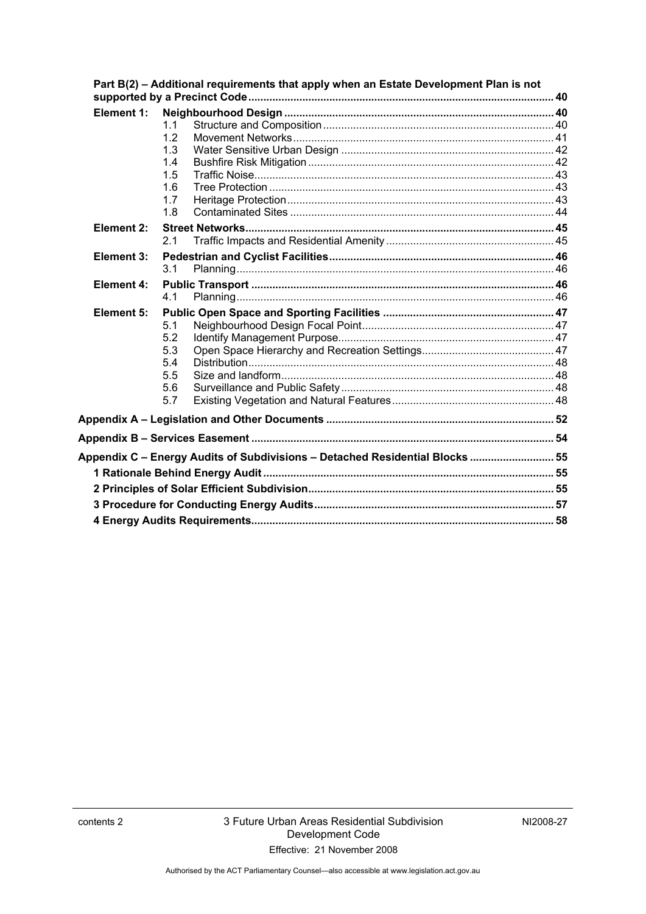**Part B(2) – Additional requirements that apply when an Estate Development Plan is not supported by a Precinct Code** .................... 40

| | | | |
|---|---|---|---|
| **Element 1:** | **Neighbourhood Design** | | **40** |
| | 1.1 | Structure and Composition | 40 |
| | 1.2 | Movement Networks | 41 |
| | 1.3 | Water Sensitive Urban Design | 42 |
| | 1.4 | Bushfire Risk Mitigation | 42 |
| | 1.5 | Traffic Noise | 43 |
| | 1.6 | Tree Protection | 43 |
| | 1.7 | Heritage Protection | 43 |
| | 1.8 | Contaminated Sites | 44 |
| **Element 2:** | **Street Networks** | | **45** |
| | 2.1 | Traffic Impacts and Residential Amenity | 45 |
| **Element 3:** | **Pedestrian and Cyclist Facilities** | | **46** |
| | 3.1 | Planning | 46 |
| **Element 4:** | **Public Transport** | | **46** |
| | 4.1 | Planning | 46 |
| **Element 5:** | **Public Open Space and Sporting Facilities** | | **47** |
| | 5.1 | Neighbourhood Design Focal Point | 47 |
| | 5.2 | Identify Management Purpose | 47 |
| | 5.3 | Open Space Hierarchy and Recreation Settings | 47 |
| | 5.4 | Distribution | 48 |
| | 5.5 | Size and landform | 48 |
| | 5.6 | Surveillance and Public Safety | 48 |
| | 5.7 | Existing Vegetation and Natural Features | 48 |

**Appendix A – Legislation and Other Documents** .................... 52

**Appendix B – Services Easement** .................... 54

**Appendix C – Energy Audits of Subdivisions – Detached Residential Blocks** .................... 55

**1 Rationale Behind Energy Audit** .................... 55

**2 Principles of Solar Efficient Subdivision** .................... 55

**3 Procedure for Conducting Energy Audits** .................... 57

**4 Energy Audits Requirements** .................... 58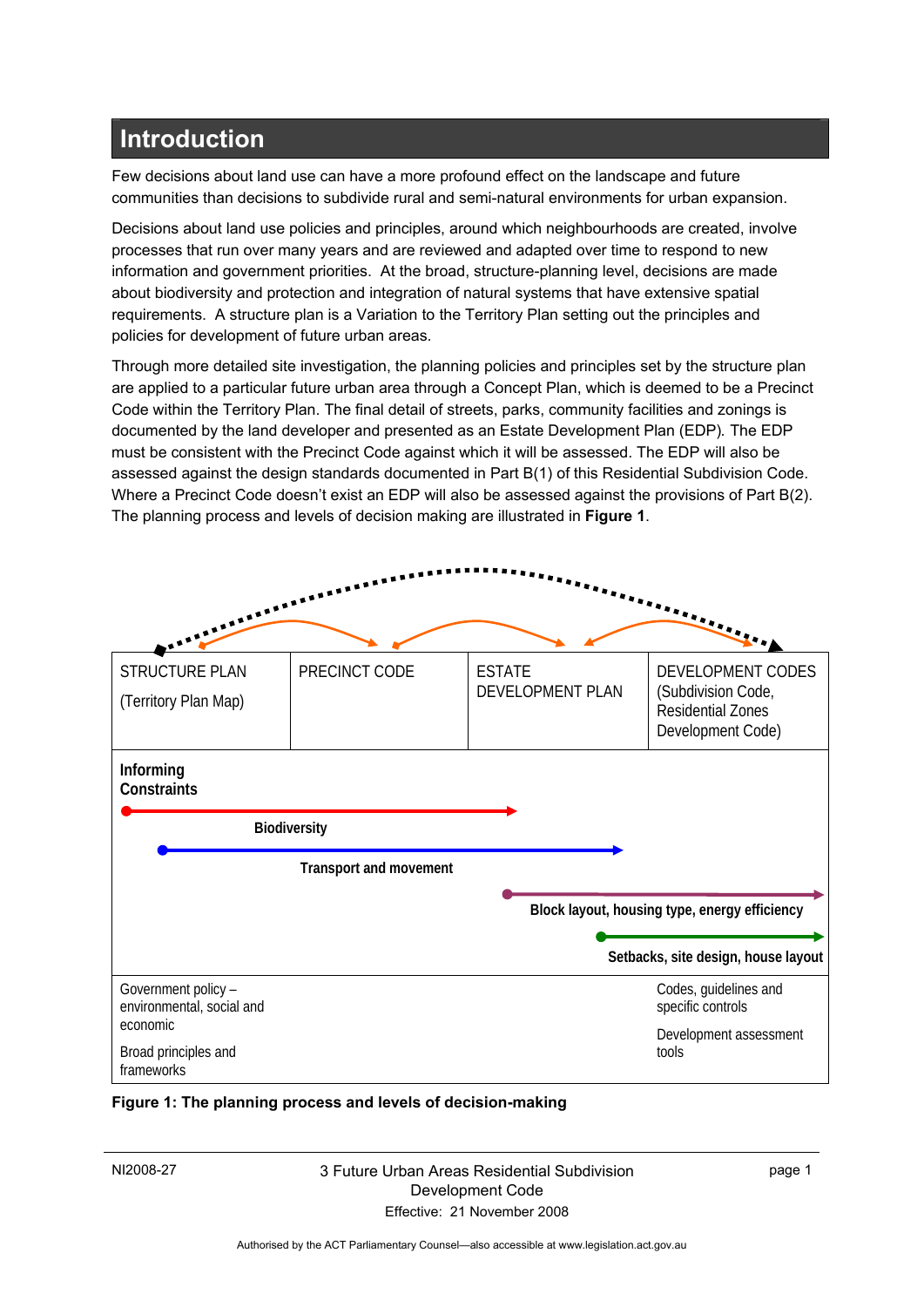# Introduction

Few decisions about land use can have a more profound effect on the landscape and future communities than decisions to subdivide rural and semi-natural environments for urban expansion.

Decisions about land use policies and principles, around which neighbourhoods are created, involve processes that run over many years and are reviewed and adapted over time to respond to new information and government priorities. At the broad, structure-planning level, decisions are made about biodiversity and protection and integration of natural systems that have extensive spatial requirements. A structure plan is a Variation to the Territory Plan setting out the principles and policies for development of future urban areas.

Through more detailed site investigation, the planning policies and principles set by the structure plan are applied to a particular future urban area through a Concept Plan, which is deemed to be a Precinct Code within the Territory Plan. The final detail of streets, parks, community facilities and zonings is documented by the land developer and presented as an Estate Development Plan (EDP). The EDP must be consistent with the Precinct Code against which it will be assessed. The EDP will also be assessed against the design standards documented in Part B(1) of this Residential Subdivision Code. Where a Precinct Code doesn't exist an EDP will also be assessed against the provisions of Part B(2). The planning process and levels of decision making are illustrated in **Figure 1**.

| STRUCTURE PLAN (Territory Plan Map) | PRECINCT CODE | ESTATE DEVELOPMENT PLAN | DEVELOPMENT CODES (Subdivision Code, Residential Zones Development Code) |
|---|---|---|---|

**Informing Constraints**

- **Biodiversity**
- **Transport and movement**
- **Block layout, housing type, energy efficiency**
- **Setbacks, site design, house layout**

Government policy – environmental, social and economic

Broad principles and frameworks

Codes, guidelines and specific controls

Development assessment tools

**Figure 1: The planning process and levels of decision-making**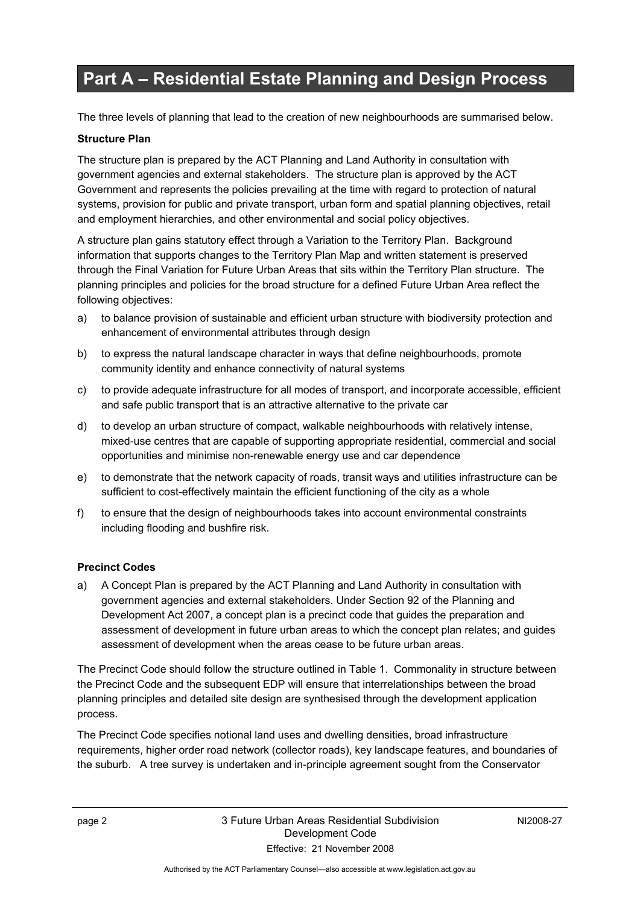# Part A – Residential Estate Planning and Design Process

The three levels of planning that lead to the creation of new neighbourhoods are summarised below.

**Structure Plan**

The structure plan is prepared by the ACT Planning and Land Authority in consultation with government agencies and external stakeholders. The structure plan is approved by the ACT Government and represents the policies prevailing at the time with regard to protection of natural systems, provision for public and private transport, urban form and spatial planning objectives, retail and employment hierarchies, and other environmental and social policy objectives.

A structure plan gains statutory effect through a Variation to the Territory Plan. Background information that supports changes to the Territory Plan Map and written statement is preserved through the Final Variation for Future Urban Areas that sits within the Territory Plan structure. The planning principles and policies for the broad structure for a defined Future Urban Area reflect the following objectives:

a) to balance provision of sustainable and efficient urban structure with biodiversity protection and enhancement of environmental attributes through design

b) to express the natural landscape character in ways that define neighbourhoods, promote community identity and enhance connectivity of natural systems

c) to provide adequate infrastructure for all modes of transport, and incorporate accessible, efficient and safe public transport that is an attractive alternative to the private car

d) to develop an urban structure of compact, walkable neighbourhoods with relatively intense, mixed-use centres that are capable of supporting appropriate residential, commercial and social opportunities and minimise non-renewable energy use and car dependence

e) to demonstrate that the network capacity of roads, transit ways and utilities infrastructure can be sufficient to cost-effectively maintain the efficient functioning of the city as a whole

f) to ensure that the design of neighbourhoods takes into account environmental constraints including flooding and bushfire risk.

**Precinct Codes**

a) A Concept Plan is prepared by the ACT Planning and Land Authority in consultation with government agencies and external stakeholders. Under Section 92 of the Planning and Development Act 2007, a concept plan is a precinct code that guides the preparation and assessment of development in future urban areas to which the concept plan relates; and guides assessment of development when the areas cease to be future urban areas.

The Precinct Code should follow the structure outlined in Table 1. Commonality in structure between the Precinct Code and the subsequent EDP will ensure that interrelationships between the broad planning principles and detailed site design are synthesised through the development application process.

The Precinct Code specifies notional land uses and dwelling densities, broad infrastructure requirements, higher order road network (collector roads), key landscape features, and boundaries of the suburb. A tree survey is undertaken and in-principle agreement sought from the Conservator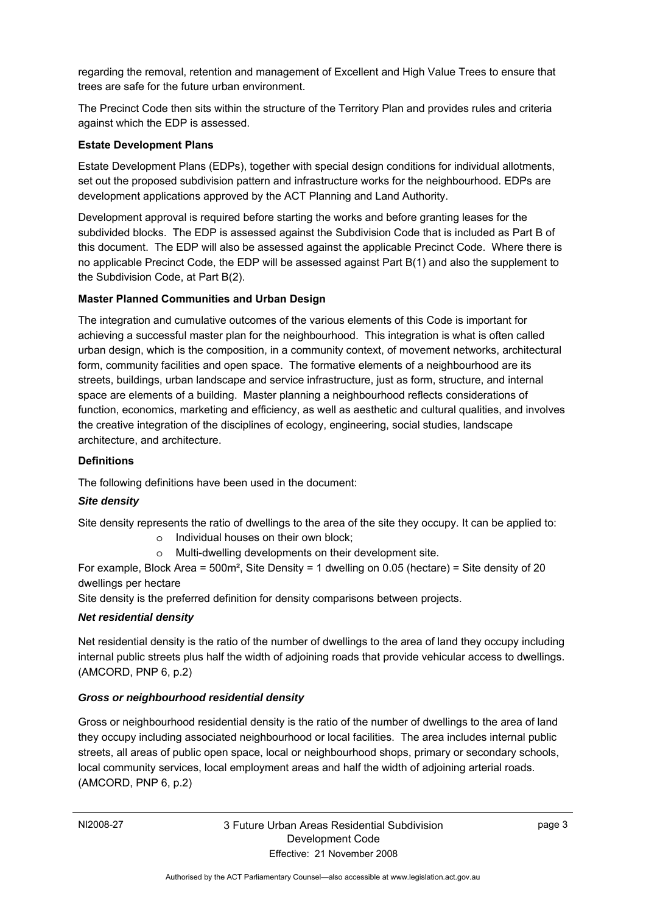regarding the removal, retention and management of Excellent and High Value Trees to ensure that trees are safe for the future urban environment.

The Precinct Code then sits within the structure of the Territory Plan and provides rules and criteria against which the EDP is assessed.

**Estate Development Plans**

Estate Development Plans (EDPs), together with special design conditions for individual allotments, set out the proposed subdivision pattern and infrastructure works for the neighbourhood. EDPs are development applications approved by the ACT Planning and Land Authority.

Development approval is required before starting the works and before granting leases for the subdivided blocks. The EDP is assessed against the Subdivision Code that is included as Part B of this document. The EDP will also be assessed against the applicable Precinct Code. Where there is no applicable Precinct Code, the EDP will be assessed against Part B(1) and also the supplement to the Subdivision Code, at Part B(2).

**Master Planned Communities and Urban Design**

The integration and cumulative outcomes of the various elements of this Code is important for achieving a successful master plan for the neighbourhood. This integration is what is often called urban design, which is the composition, in a community context, of movement networks, architectural form, community facilities and open space. The formative elements of a neighbourhood are its streets, buildings, urban landscape and service infrastructure, just as form, structure, and internal space are elements of a building. Master planning a neighbourhood reflects considerations of function, economics, marketing and efficiency, as well as aesthetic and cultural qualities, and involves the creative integration of the disciplines of ecology, engineering, social studies, landscape architecture, and architecture.

**Definitions**

The following definitions have been used in the document:

***Site density***

Site density represents the ratio of dwellings to the area of the site they occupy. It can be applied to:

- Individual houses on their own block;
- Multi-dwelling developments on their development site.

For example, Block Area = 500m², Site Density = 1 dwelling on 0.05 (hectare) = Site density of 20 dwellings per hectare

Site density is the preferred definition for density comparisons between projects.

***Net residential density***

Net residential density is the ratio of the number of dwellings to the area of land they occupy including internal public streets plus half the width of adjoining roads that provide vehicular access to dwellings. (AMCORD, PNP 6, p.2)

***Gross or neighbourhood residential density***

Gross or neighbourhood residential density is the ratio of the number of dwellings to the area of land they occupy including associated neighbourhood or local facilities. The area includes internal public streets, all areas of public open space, local or neighbourhood shops, primary or secondary schools, local community services, local employment areas and half the width of adjoining arterial roads. (AMCORD, PNP 6, p.2)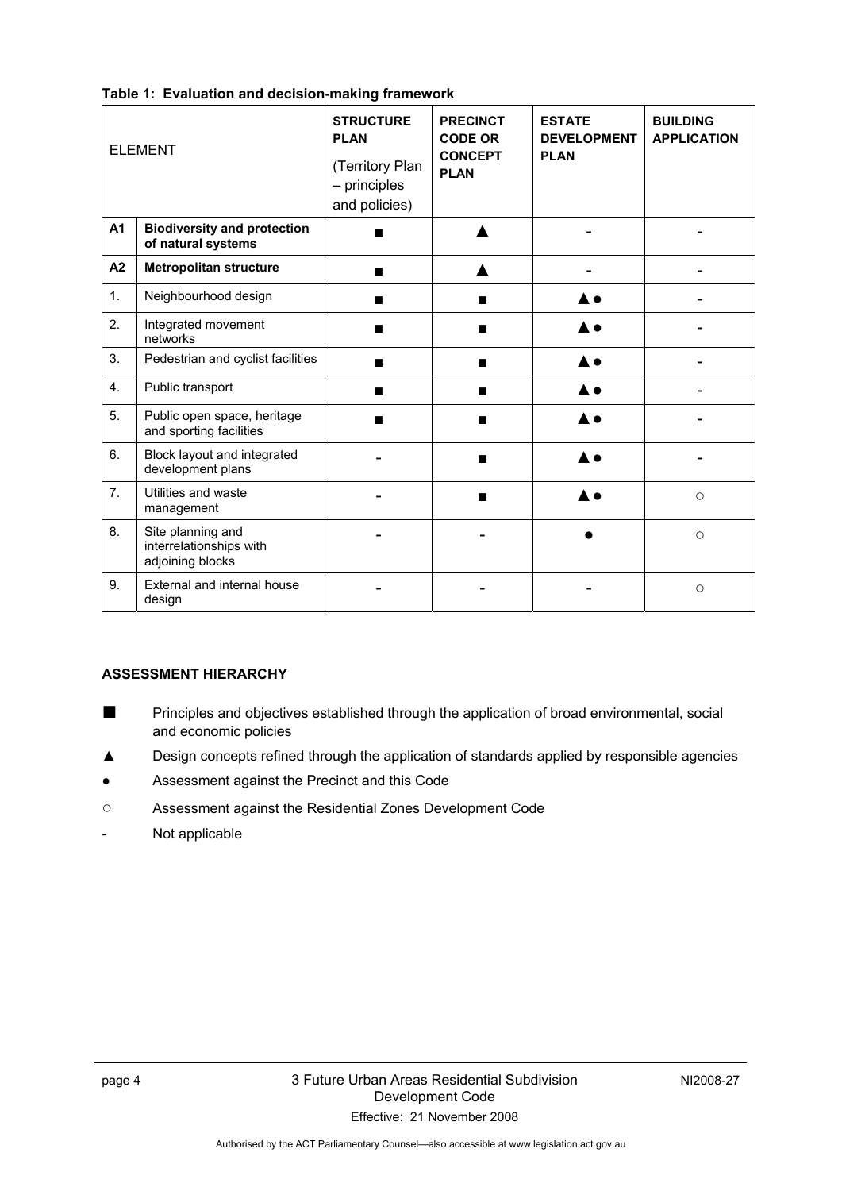**Table 1: Evaluation and decision-making framework**

| ELEMENT | | STRUCTURE PLAN (Territory Plan – principles and policies) | PRECINCT CODE OR CONCEPT PLAN | ESTATE DEVELOPMENT PLAN | BUILDING APPLICATION |
|---|---|---|---|---|---|
| **A1** | **Biodiversity and protection of natural systems** | ■ | ▲ | - | - |
| **A2** | **Metropolitan structure** | ■ | ▲ | - | - |
| 1. | Neighbourhood design | ■ | ■ | ▲● | - |
| 2. | Integrated movement networks | ■ | ■ | ▲● | - |
| 3. | Pedestrian and cyclist facilities | ■ | ■ | ▲● | - |
| 4. | Public transport | ■ | ■ | ▲● | - |
| 5. | Public open space, heritage and sporting facilities | ■ | ■ | ▲● | - |
| 6. | Block layout and integrated development plans | - | ■ | ▲● | - |
| 7. | Utilities and waste management | - | ■ | ▲● | ○ |
| 8. | Site planning and interrelationships with adjoining blocks | - | - | ● | ○ |
| 9. | External and internal house design | - | - | - | ○ |

**ASSESSMENT HIERARCHY**

■ Principles and objectives established through the application of broad environmental, social and economic policies

▲ Design concepts refined through the application of standards applied by responsible agencies

● Assessment against the Precinct and this Code

○ Assessment against the Residential Zones Development Code

- Not applicable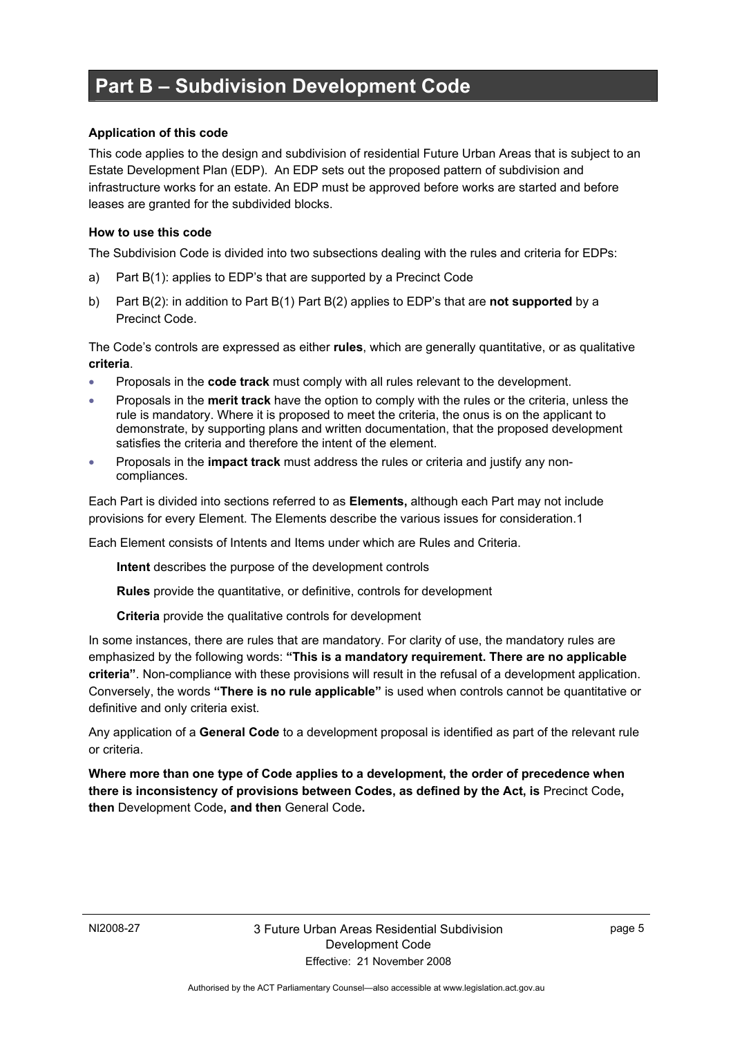# Part B – Subdivision Development Code

**Application of this code**

This code applies to the design and subdivision of residential Future Urban Areas that is subject to an Estate Development Plan (EDP). An EDP sets out the proposed pattern of subdivision and infrastructure works for an estate. An EDP must be approved before works are started and before leases are granted for the subdivided blocks.

**How to use this code**

The Subdivision Code is divided into two subsections dealing with the rules and criteria for EDPs:

a) Part B(1): applies to EDP's that are supported by a Precinct Code

b) Part B(2): in addition to Part B(1) Part B(2) applies to EDP's that are **not supported** by a Precinct Code.

The Code's controls are expressed as either **rules**, which are generally quantitative, or as qualitative **criteria**.

- Proposals in the **code track** must comply with all rules relevant to the development.
- Proposals in the **merit track** have the option to comply with the rules or the criteria, unless the rule is mandatory. Where it is proposed to meet the criteria, the onus is on the applicant to demonstrate, by supporting plans and written documentation, that the proposed development satisfies the criteria and therefore the intent of the element.
- Proposals in the **impact track** must address the rules or criteria and justify any non-compliances.

Each Part is divided into sections referred to as **Elements,** although each Part may not include provisions for every Element. The Elements describe the various issues for consideration.1

Each Element consists of Intents and Items under which are Rules and Criteria.

**Intent** describes the purpose of the development controls

**Rules** provide the quantitative, or definitive, controls for development

**Criteria** provide the qualitative controls for development

In some instances, there are rules that are mandatory. For clarity of use, the mandatory rules are emphasized by the following words: **"This is a mandatory requirement. There are no applicable criteria"**. Non-compliance with these provisions will result in the refusal of a development application. Conversely, the words **"There is no rule applicable"** is used when controls cannot be quantitative or definitive and only criteria exist.

Any application of a **General Code** to a development proposal is identified as part of the relevant rule or criteria.

**Where more than one type of Code applies to a development, the order of precedence when there is inconsistency of provisions between Codes, as defined by the Act, is** Precinct Code**, then** Development Code**, and then** General Code**.**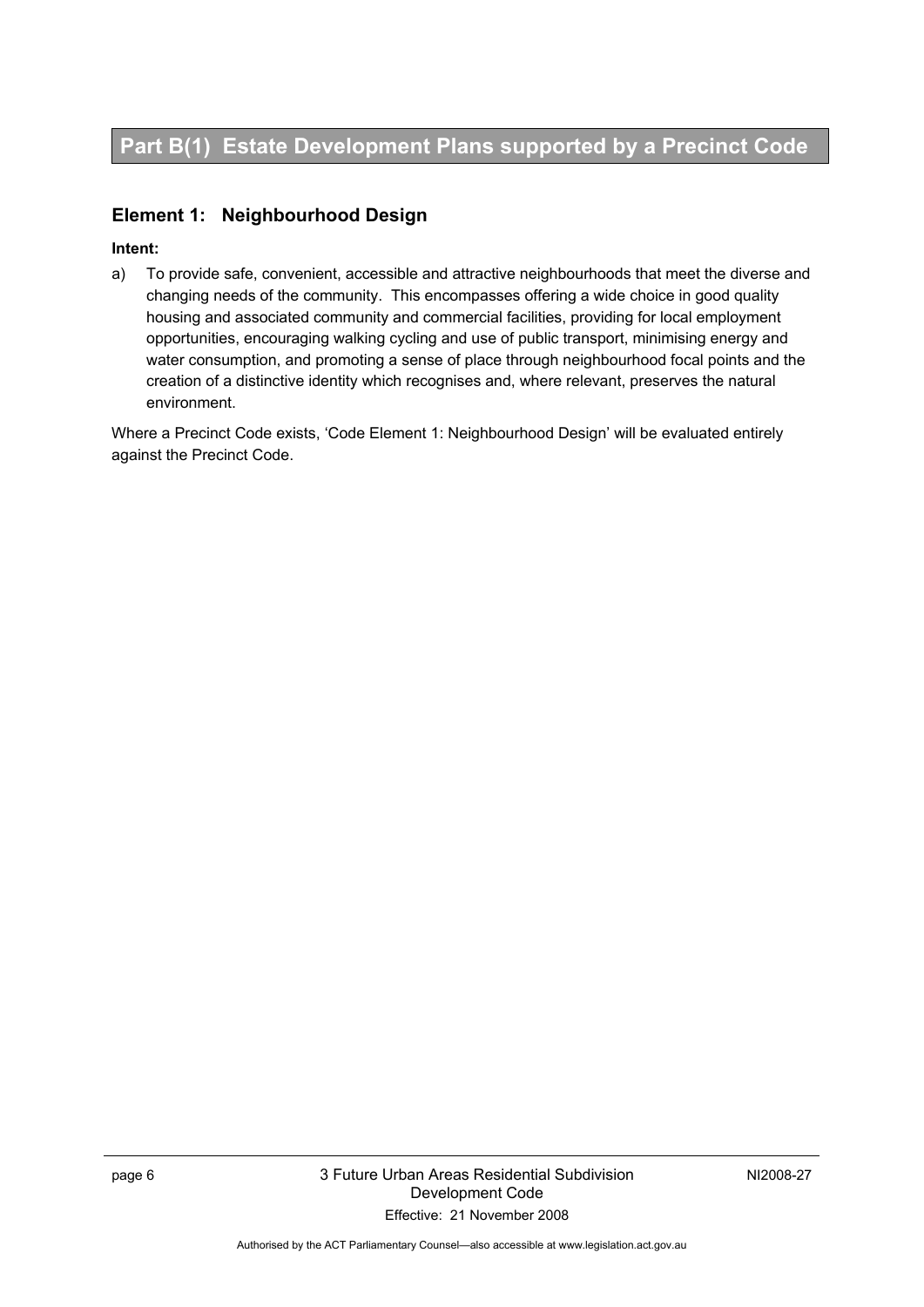# Part B(1) Estate Development Plans supported by a Precinct Code

## Element 1: Neighbourhood Design

**Intent:**

a) To provide safe, convenient, accessible and attractive neighbourhoods that meet the diverse and changing needs of the community. This encompasses offering a wide choice in good quality housing and associated community and commercial facilities, providing for local employment opportunities, encouraging walking cycling and use of public transport, minimising energy and water consumption, and promoting a sense of place through neighbourhood focal points and the creation of a distinctive identity which recognises and, where relevant, preserves the natural environment.

Where a Precinct Code exists, 'Code Element 1: Neighbourhood Design' will be evaluated entirely against the Precinct Code.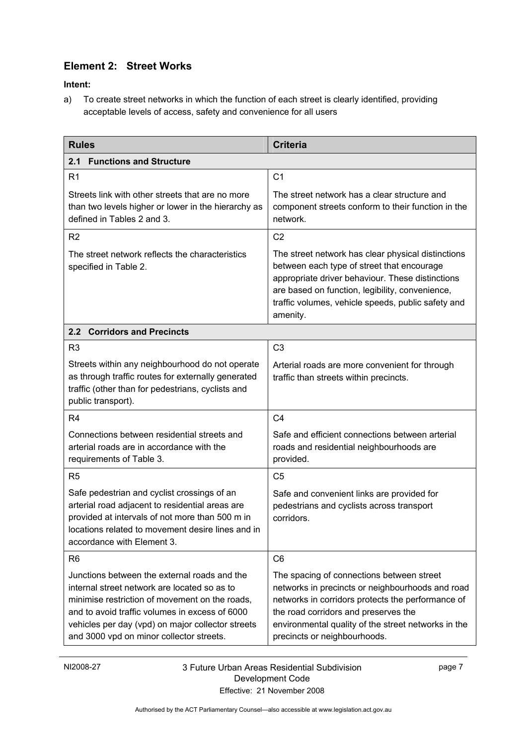## Element 2: Street Works

**Intent:**

a) To create street networks in which the function of each street is clearly identified, providing acceptable levels of access, safety and convenience for all users

| Rules | Criteria |
|---|---|
| **2.1 Functions and Structure** | |
| R1<br><br>Streets link with other streets that are no more than two levels higher or lower in the hierarchy as defined in Tables 2 and 3. | C1<br><br>The street network has a clear structure and component streets conform to their function in the network. |
| R2<br><br>The street network reflects the characteristics specified in Table 2. | C2<br><br>The street network has clear physical distinctions between each type of street that encourage appropriate driver behaviour. These distinctions are based on function, legibility, convenience, traffic volumes, vehicle speeds, public safety and amenity. |
| **2.2 Corridors and Precincts** | |
| R3<br><br>Streets within any neighbourhood do not operate as through traffic routes for externally generated traffic (other than for pedestrians, cyclists and public transport). | C3<br><br>Arterial roads are more convenient for through traffic than streets within precincts. |
| R4<br><br>Connections between residential streets and arterial roads are in accordance with the requirements of Table 3. | C4<br><br>Safe and efficient connections between arterial roads and residential neighbourhoods are provided. |
| R5<br><br>Safe pedestrian and cyclist crossings of an arterial road adjacent to residential areas are provided at intervals of not more than 500 m in locations related to movement desire lines and in accordance with Element 3. | C5<br><br>Safe and convenient links are provided for pedestrians and cyclists across transport corridors. |
| R6<br><br>Junctions between the external roads and the internal street network are located so as to minimise restriction of movement on the roads, and to avoid traffic volumes in excess of 6000 vehicles per day (vpd) on major collector streets and 3000 vpd on minor collector streets. | C6<br><br>The spacing of connections between street networks in precincts or neighbourhoods and road networks in corridors protects the performance of the road corridors and preserves the environmental quality of the street networks in the precincts or neighbourhoods. |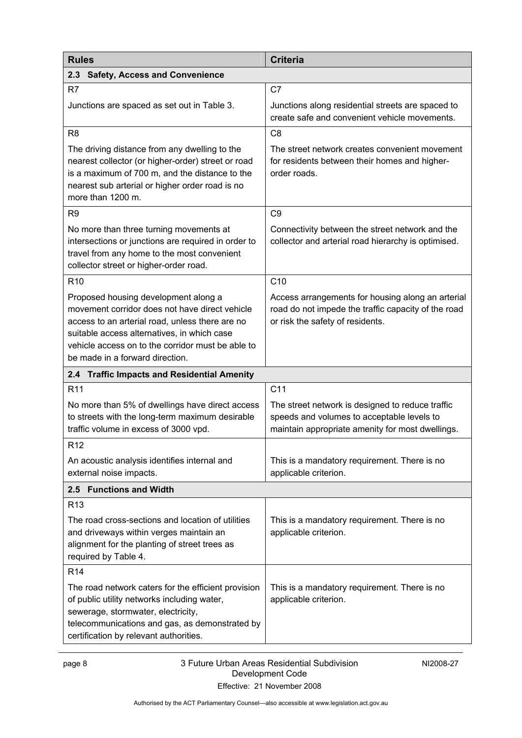| Rules | Criteria |
|---|---|
| **2.3 Safety, Access and Convenience** | |
| R7<br><br>Junctions are spaced as set out in Table 3. | C7<br><br>Junctions along residential streets are spaced to create safe and convenient vehicle movements. |
| R8<br><br>The driving distance from any dwelling to the nearest collector (or higher-order) street or road is a maximum of 700 m, and the distance to the nearest sub arterial or higher order road is no more than 1200 m. | C8<br><br>The street network creates convenient movement for residents between their homes and higher-order roads. |
| R9<br><br>No more than three turning movements at intersections or junctions are required in order to travel from any home to the most convenient collector street or higher-order road. | C9<br><br>Connectivity between the street network and the collector and arterial road hierarchy is optimised. |
| R10<br><br>Proposed housing development along a movement corridor does not have direct vehicle access to an arterial road, unless there are no suitable access alternatives, in which case vehicle access on to the corridor must be able to be made in a forward direction. | C10<br><br>Access arrangements for housing along an arterial road do not impede the traffic capacity of the road or risk the safety of residents. |
| **2.4 Traffic Impacts and Residential Amenity** | |
| R11<br><br>No more than 5% of dwellings have direct access to streets with the long-term maximum desirable traffic volume in excess of 3000 vpd. | C11<br><br>The street network is designed to reduce traffic speeds and volumes to acceptable levels to maintain appropriate amenity for most dwellings. |
| R12<br><br>An acoustic analysis identifies internal and external noise impacts. | This is a mandatory requirement. There is no applicable criterion. |
| **2.5 Functions and Width** | |
| R13<br><br>The road cross-sections and location of utilities and driveways within verges maintain an alignment for the planting of street trees as required by Table 4. | This is a mandatory requirement. There is no applicable criterion. |
| R14<br><br>The road network caters for the efficient provision of public utility networks including water, sewerage, stormwater, electricity, telecommunications and gas, as demonstrated by certification by relevant authorities. | This is a mandatory requirement. There is no applicable criterion. |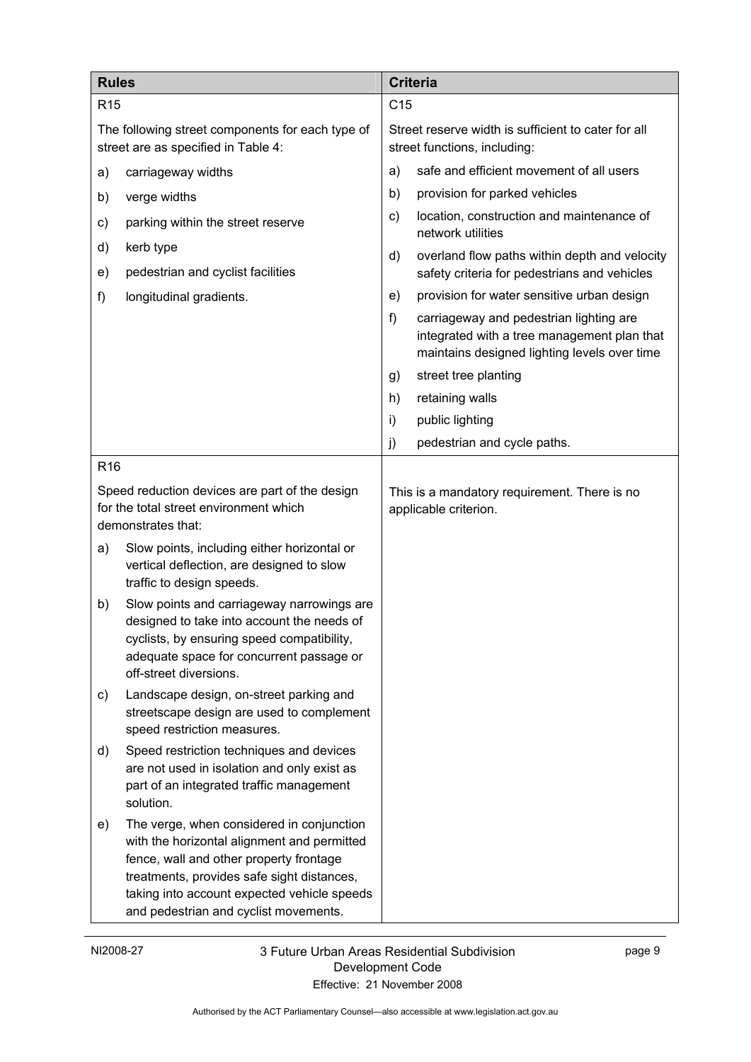| Rules | Criteria |
|---|---|
| R15<br><br>The following street components for each type of street are as specified in Table 4:<br><br>a) carriageway widths<br><br>b) verge widths<br><br>c) parking within the street reserve<br><br>d) kerb type<br><br>e) pedestrian and cyclist facilities<br><br>f) longitudinal gradients. | C15<br><br>Street reserve width is sufficient to cater for all street functions, including:<br><br>a) safe and efficient movement of all users<br><br>b) provision for parked vehicles<br><br>c) location, construction and maintenance of network utilities<br><br>d) overland flow paths within depth and velocity safety criteria for pedestrians and vehicles<br><br>e) provision for water sensitive urban design<br><br>f) carriageway and pedestrian lighting are integrated with a tree management plan that maintains designed lighting levels over time<br><br>g) street tree planting<br><br>h) retaining walls<br><br>i) public lighting<br><br>j) pedestrian and cycle paths. |
| R16<br><br>Speed reduction devices are part of the design for the total street environment which demonstrates that:<br><br>a) Slow points, including either horizontal or vertical deflection, are designed to slow traffic to design speeds.<br><br>b) Slow points and carriageway narrowings are designed to take into account the needs of cyclists, by ensuring speed compatibility, adequate space for concurrent passage or off-street diversions.<br><br>c) Landscape design, on-street parking and streetscape design are used to complement speed restriction measures.<br><br>d) Speed restriction techniques and devices are not used in isolation and only exist as part of an integrated traffic management solution.<br><br>e) The verge, when considered in conjunction with the horizontal alignment and permitted fence, wall and other property frontage treatments, provides safe sight distances, taking into account expected vehicle speeds and pedestrian and cyclist movements. | This is a mandatory requirement. There is no applicable criterion. |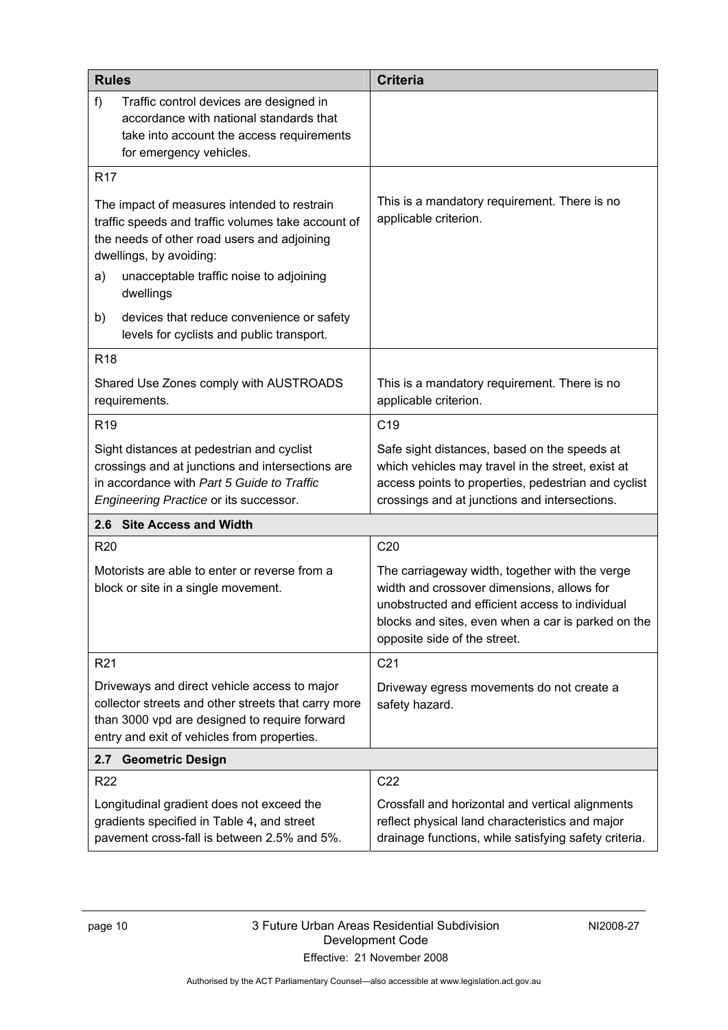| Rules | Criteria |
|---|---|
| f) Traffic control devices are designed in accordance with national standards that take into account the access requirements for emergency vehicles. | |
| R17<br><br>The impact of measures intended to restrain traffic speeds and traffic volumes take account of the needs of other road users and adjoining dwellings, by avoiding:<br>a) unacceptable traffic noise to adjoining dwellings<br>b) devices that reduce convenience or safety levels for cyclists and public transport. | This is a mandatory requirement. There is no applicable criterion. |
| R18<br><br>Shared Use Zones comply with AUSTROADS requirements. | This is a mandatory requirement. There is no applicable criterion. |
| R19<br><br>Sight distances at pedestrian and cyclist crossings and at junctions and intersections are in accordance with *Part 5 Guide to Traffic Engineering Practice* or its successor. | C19<br><br>Safe sight distances, based on the speeds at which vehicles may travel in the street, exist at access points to properties, pedestrian and cyclist crossings and at junctions and intersections. |
| **2.6 Site Access and Width** | |
| R20<br><br>Motorists are able to enter or reverse from a block or site in a single movement. | C20<br><br>The carriageway width, together with the verge width and crossover dimensions, allows for unobstructed and efficient access to individual blocks and sites, even when a car is parked on the opposite side of the street. |
| R21<br><br>Driveways and direct vehicle access to major collector streets and other streets that carry more than 3000 vpd are designed to require forward entry and exit of vehicles from properties. | C21<br><br>Driveway egress movements do not create a safety hazard. |
| **2.7 Geometric Design** | |
| R22<br><br>Longitudinal gradient does not exceed the gradients specified in Table 4, and street pavement cross-fall is between 2.5% and 5%. | C22<br><br>Crossfall and horizontal and vertical alignments reflect physical land characteristics and major drainage functions, while satisfying safety criteria. |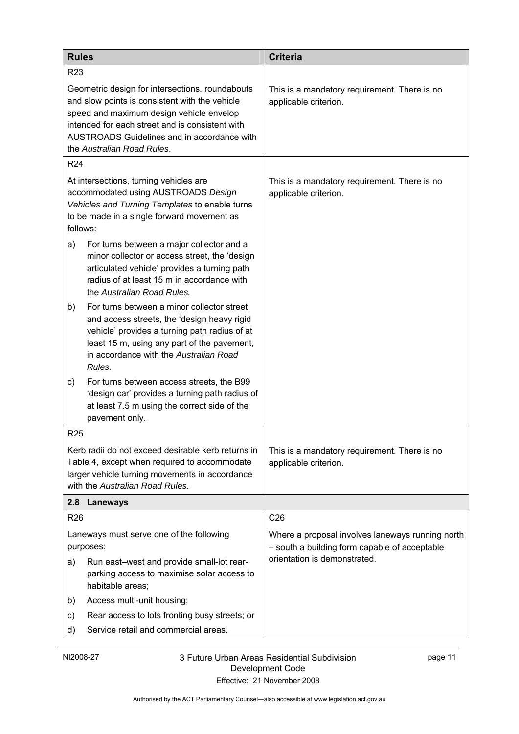| Rules | Criteria |
| --- | --- |
| R23<br><br>Geometric design for intersections, roundabouts and slow points is consistent with the vehicle speed and maximum design vehicle envelop intended for each street and is consistent with AUSTROADS Guidelines and in accordance with the *Australian Road Rules*. | This is a mandatory requirement. There is no applicable criterion. |
| R24<br><br>At intersections, turning vehicles are accommodated using AUSTROADS *Design Vehicles and Turning Templates* to enable turns to be made in a single forward movement as follows:<br><br>a) For turns between a major collector and a minor collector or access street, the 'design articulated vehicle' provides a turning path radius of at least 15 m in accordance with the *Australian Road Rules.*<br><br>b) For turns between a minor collector street and access streets, the 'design heavy rigid vehicle' provides a turning path radius of at least 15 m, using any part of the pavement, in accordance with the *Australian Road Rules.*<br><br>c) For turns between access streets, the B99 'design car' provides a turning path radius of at least 7.5 m using the correct side of the pavement only. | This is a mandatory requirement. There is no applicable criterion. |
| R25<br><br>Kerb radii do not exceed desirable kerb returns in Table 4, except when required to accommodate larger vehicle turning movements in accordance with the *Australian Road Rules*. | This is a mandatory requirement. There is no applicable criterion. |
| **2.8 Laneways** | |
| R26<br><br>Laneways must serve one of the following purposes:<br><br>a) Run east–west and provide small-lot rear-parking access to maximise solar access to habitable areas;<br><br>b) Access multi-unit housing;<br><br>c) Rear access to lots fronting busy streets; or<br><br>d) Service retail and commercial areas. | C26<br><br>Where a proposal involves laneways running north – south a building form capable of acceptable orientation is demonstrated. |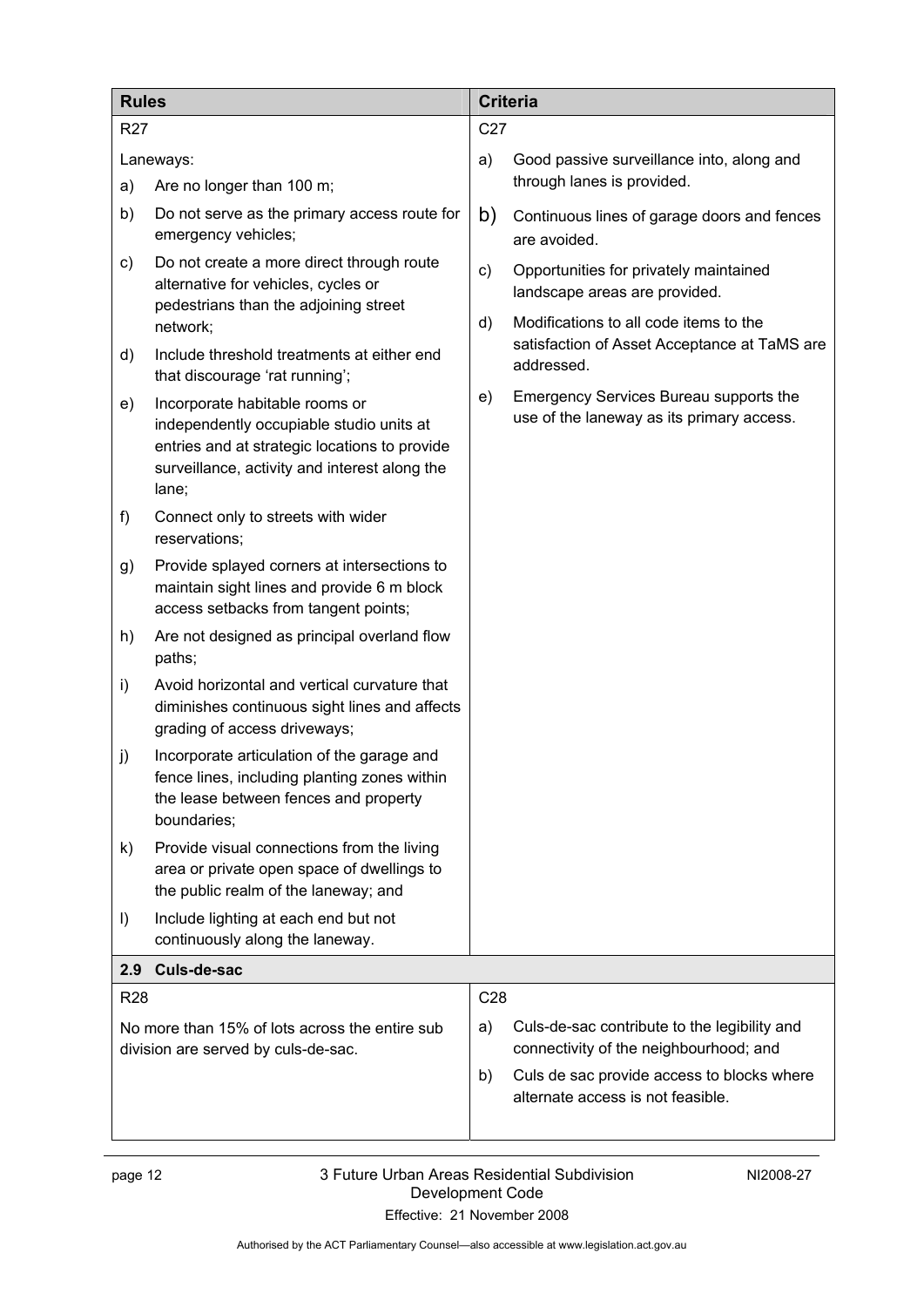| Rules | Criteria |
| --- | --- |
| R27<br><br>Laneways:<br>a) Are no longer than 100 m;<br>b) Do not serve as the primary access route for emergency vehicles;<br>c) Do not create a more direct through route alternative for vehicles, cycles or pedestrians than the adjoining street network;<br>d) Include threshold treatments at either end that discourage 'rat running';<br>e) Incorporate habitable rooms or independently occupiable studio units at entries and at strategic locations to provide surveillance, activity and interest along the lane;<br>f) Connect only to streets with wider reservations;<br>g) Provide splayed corners at intersections to maintain sight lines and provide 6 m block access setbacks from tangent points;<br>h) Are not designed as principal overland flow paths;<br>i) Avoid horizontal and vertical curvature that diminishes continuous sight lines and affects grading of access driveways;<br>j) Incorporate articulation of the garage and fence lines, including planting zones within the lease between fences and property boundaries;<br>k) Provide visual connections from the living area or private open space of dwellings to the public realm of the laneway; and<br>l) Include lighting at each end but not continuously along the laneway. | C27<br><br>a) Good passive surveillance into, along and through lanes is provided.<br>b) Continuous lines of garage doors and fences are avoided.<br>c) Opportunities for privately maintained landscape areas are provided.<br>d) Modifications to all code items to the satisfaction of Asset Acceptance at TaMS are addressed.<br>e) Emergency Services Bureau supports the use of the laneway as its primary access. |
| **2.9 Culs-de-sac** | |
| R28<br><br>No more than 15% of lots across the entire sub division are served by culs-de-sac. | C28<br><br>a) Culs-de-sac contribute to the legibility and connectivity of the neighbourhood; and<br>b) Culs de sac provide access to blocks where alternate access is not feasible. |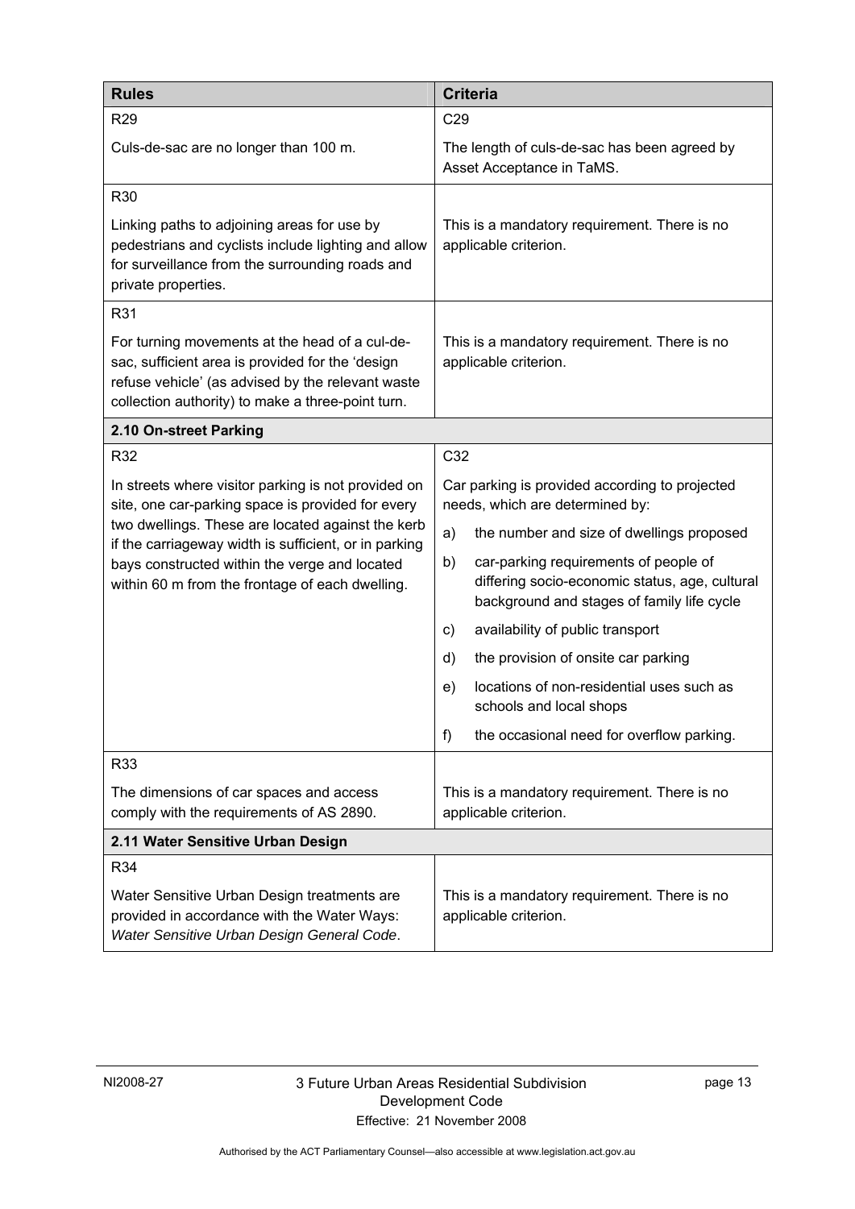| Rules | Criteria |
| --- | --- |
| R29<br><br>Culs-de-sac are no longer than 100 m. | C29<br><br>The length of culs-de-sac has been agreed by Asset Acceptance in TaMS. |
| R30<br><br>Linking paths to adjoining areas for use by pedestrians and cyclists include lighting and allow for surveillance from the surrounding roads and private properties. | This is a mandatory requirement. There is no applicable criterion. |
| R31<br><br>For turning movements at the head of a cul-de-sac, sufficient area is provided for the 'design refuse vehicle' (as advised by the relevant waste collection authority) to make a three-point turn. | This is a mandatory requirement. There is no applicable criterion. |
| **2.10 On-street Parking** | |
| R32<br><br>In streets where visitor parking is not provided on site, one car-parking space is provided for every two dwellings. These are located against the kerb if the carriageway width is sufficient, or in parking bays constructed within the verge and located within 60 m from the frontage of each dwelling. | C32<br><br>Car parking is provided according to projected needs, which are determined by:<br>a) the number and size of dwellings proposed<br>b) car-parking requirements of people of differing socio-economic status, age, cultural background and stages of family life cycle<br>c) availability of public transport<br>d) the provision of onsite car parking<br>e) locations of non-residential uses such as schools and local shops<br>f) the occasional need for overflow parking. |
| R33<br><br>The dimensions of car spaces and access comply with the requirements of AS 2890. | This is a mandatory requirement. There is no applicable criterion. |
| **2.11 Water Sensitive Urban Design** | |
| R34<br><br>Water Sensitive Urban Design treatments are provided in accordance with the Water Ways: *Water Sensitive Urban Design General Code*. | This is a mandatory requirement. There is no applicable criterion. |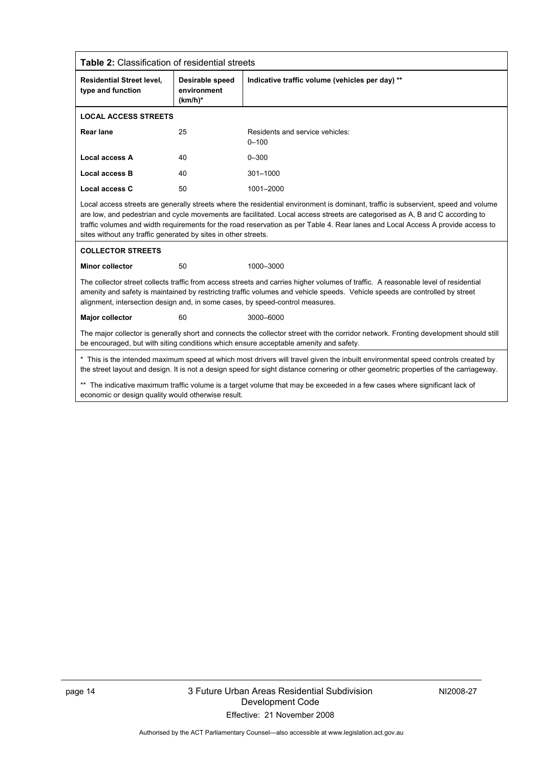**Table 2:** Classification of residential streets

| Residential Street level, type and function | Desirable speed environment (km/h)* | Indicative traffic volume (vehicles per day) ** |
|---|---|---|
| **LOCAL ACCESS STREETS** | | |
| **Rear lane** | 25 | Residents and service vehicles: 0–100 |
| **Local access A** | 40 | 0–300 |
| **Local access B** | 40 | 301–1000 |
| **Local access C** | 50 | 1001–2000 |
| Local access streets are generally streets where the residential environment is dominant, traffic is subservient, speed and volume are low, and pedestrian and cycle movements are facilitated. Local access streets are categorised as A, B and C according to traffic volumes and width requirements for the road reservation as per Table 4. Rear lanes and Local Access A provide access to sites without any traffic generated by sites in other streets. | | |
| **COLLECTOR STREETS** | | |
| **Minor collector** | 50 | 1000–3000 |
| The collector street collects traffic from access streets and carries higher volumes of traffic. A reasonable level of residential amenity and safety is maintained by restricting traffic volumes and vehicle speeds. Vehicle speeds are controlled by street alignment, intersection design and, in some cases, by speed-control measures. | | |
| **Major collector** | 60 | 3000–6000 |
| The major collector is generally short and connects the collector street with the corridor network. Fronting development should still be encouraged, but with siting conditions which ensure acceptable amenity and safety. | | |

\* This is the intended maximum speed at which most drivers will travel given the inbuilt environmental speed controls created by the street layout and design. It is not a design speed for sight distance cornering or other geometric properties of the carriageway.

\*\* The indicative maximum traffic volume is a target volume that may be exceeded in a few cases where significant lack of economic or design quality would otherwise result.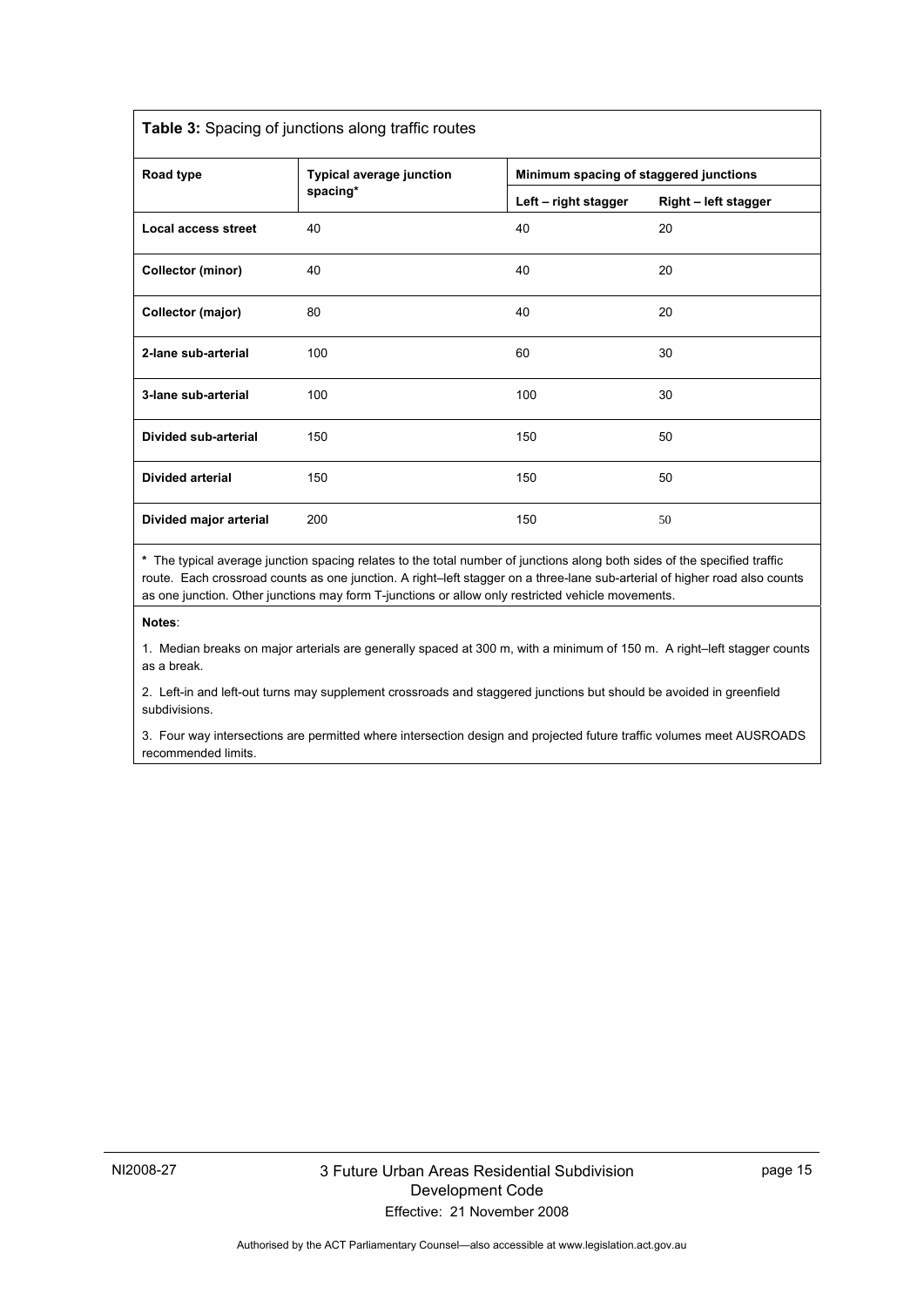**Table 3:** Spacing of junctions along traffic routes

| Road type | Typical average junction spacing* | Minimum spacing of staggered junctions | |
|---|---|---|---|
| | | Left – right stagger | Right – left stagger |
| **Local access street** | 40 | 40 | 20 |
| **Collector (minor)** | 40 | 40 | 20 |
| **Collector (major)** | 80 | 40 | 20 |
| **2-lane sub-arterial** | 100 | 60 | 30 |
| **3-lane sub-arterial** | 100 | 100 | 30 |
| **Divided sub-arterial** | 150 | 150 | 50 |
| **Divided arterial** | 150 | 150 | 50 |
| **Divided major arterial** | 200 | 150 | 50 |

**\*** The typical average junction spacing relates to the total number of junctions along both sides of the specified traffic route. Each crossroad counts as one junction. A right–left stagger on a three-lane sub-arterial of higher road also counts as one junction. Other junctions may form T-junctions or allow only restricted vehicle movements.

**Notes**:

1. Median breaks on major arterials are generally spaced at 300 m, with a minimum of 150 m. A right–left stagger counts as a break.

2. Left-in and left-out turns may supplement crossroads and staggered junctions but should be avoided in greenfield subdivisions.

3. Four way intersections are permitted where intersection design and projected future traffic volumes meet AUSROADS recommended limits.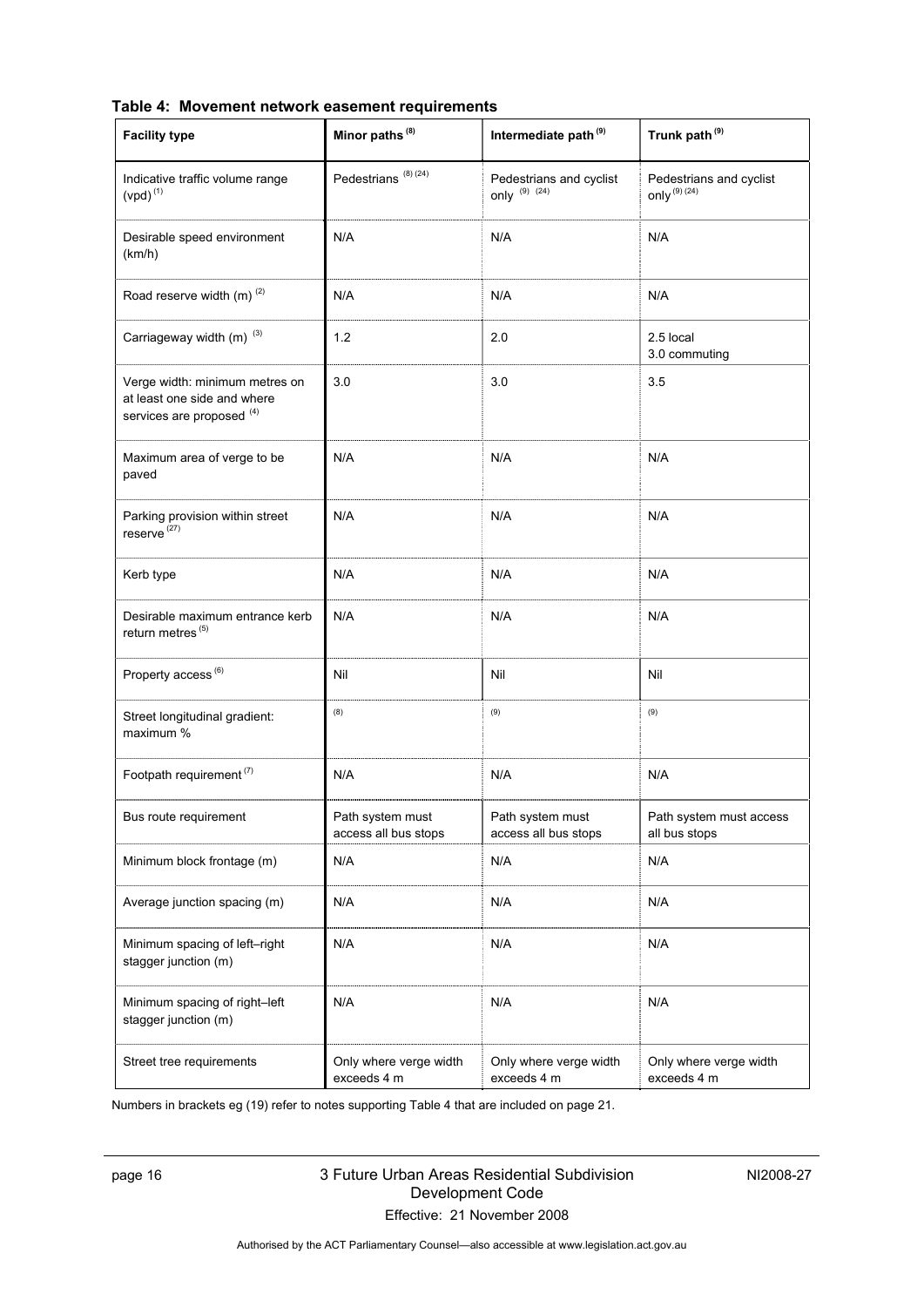**Table 4: Movement network easement requirements**

| Facility type | Minor paths [8] | Intermediate path [9] | Trunk path [9] |
|---|---|---|---|
| Indicative traffic volume range (vpd) [1] | Pedestrians [8] [24] | Pedestrians and cyclist only [9] [24] | Pedestrians and cyclist only [9] [24] |
| Desirable speed environment (km/h) | N/A | N/A | N/A |
| Road reserve width (m) [2] | N/A | N/A | N/A |
| Carriageway width (m) [3] | 1.2 | 2.0 | 2.5 local<br>3.0 commuting |
| Verge width: minimum metres on at least one side and where services are proposed [4] | 3.0 | 3.0 | 3.5 |
| Maximum area of verge to be paved | N/A | N/A | N/A |
| Parking provision within street reserve [27] | N/A | N/A | N/A |
| Kerb type | N/A | N/A | N/A |
| Desirable maximum entrance kerb return metres [5] | N/A | N/A | N/A |
| Property access [6] | Nil | Nil | Nil |
| Street longitudinal gradient: maximum % | [8] | [9] | [9] |
| Footpath requirement [7] | N/A | N/A | N/A |
| Bus route requirement | Path system must access all bus stops | Path system must access all bus stops | Path system must access all bus stops |
| Minimum block frontage (m) | N/A | N/A | N/A |
| Average junction spacing (m) | N/A | N/A | N/A |
| Minimum spacing of left–right stagger junction (m) | N/A | N/A | N/A |
| Minimum spacing of right–left stagger junction (m) | N/A | N/A | N/A |
| Street tree requirements | Only where verge width exceeds 4 m | Only where verge width exceeds 4 m | Only where verge width exceeds 4 m |

Numbers in brackets eg (19) refer to notes supporting Table 4 that are included on page 21.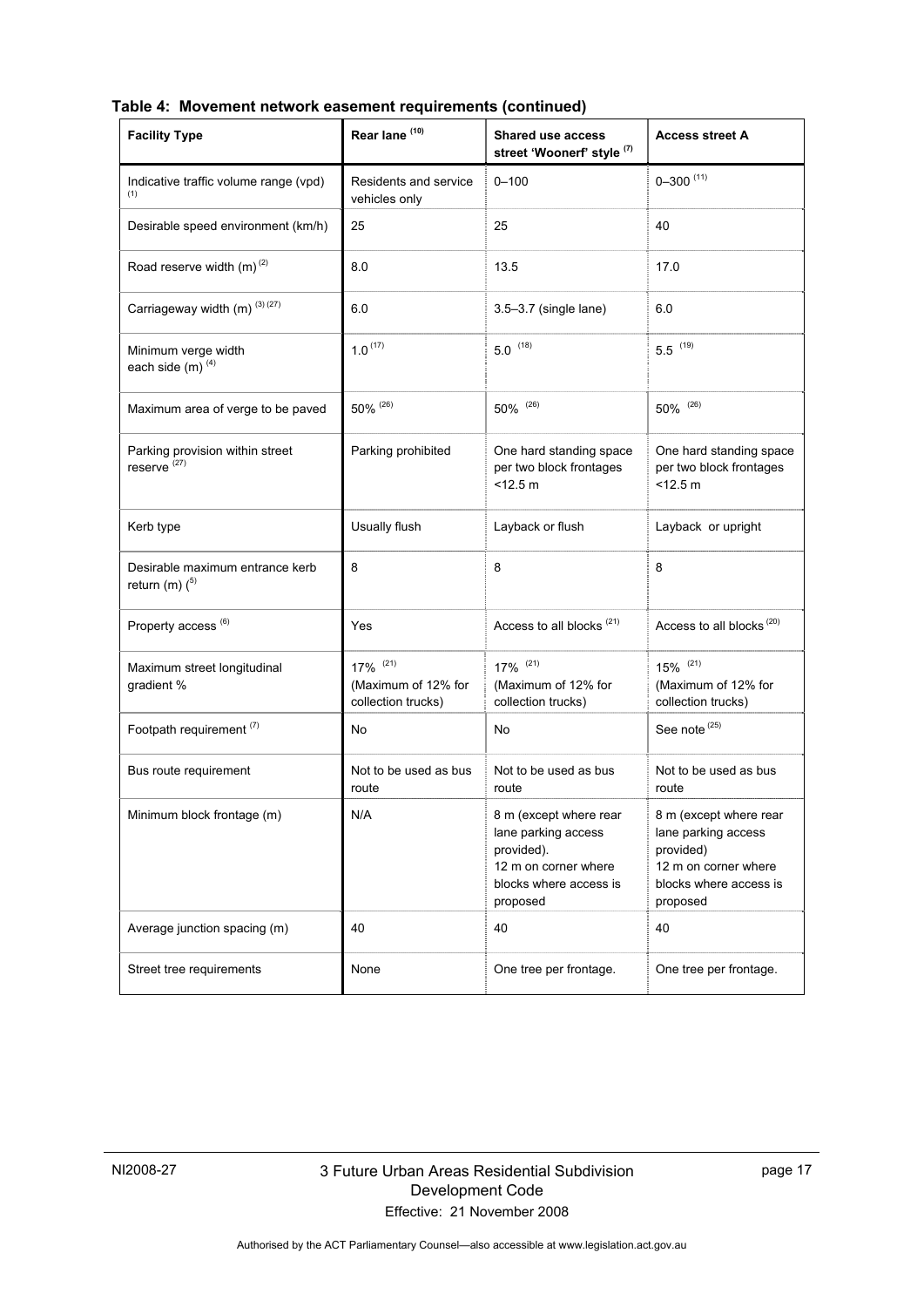**Table 4: Movement network easement requirements (continued)**

| Facility Type | Rear lane [10] | Shared use access street 'Woonerf' style [7] | Access street A |
|---|---|---|---|
| Indicative traffic volume range (vpd) [1] | Residents and service vehicles only | 0–100 | 0–300 [11] |
| Desirable speed environment (km/h) | 25 | 25 | 40 |
| Road reserve width (m) [2] | 8.0 | 13.5 | 17.0 |
| Carriageway width (m) [3] [27] | 6.0 | 3.5–3.7 (single lane) | 6.0 |
| Minimum verge width each side (m) [4] | 1.0 [17] | 5.0 [18] | 5.5 [19] |
| Maximum area of verge to be paved | 50% [26] | 50% [26] | 50% [26] |
| Parking provision within street reserve [27] | Parking prohibited | One hard standing space per two block frontages <12.5 m | One hard standing space per two block frontages <12.5 m |
| Kerb type | Usually flush | Layback or flush | Layback or upright |
| Desirable maximum entrance kerb return (m) ([5] | 8 | 8 | 8 |
| Property access [6] | Yes | Access to all blocks [21] | Access to all blocks [20] |
| Maximum street longitudinal gradient % | 17% [21] (Maximum of 12% for collection trucks) | 17% [21] (Maximum of 12% for collection trucks) | 15% [21] (Maximum of 12% for collection trucks) |
| Footpath requirement [7] | No | No | See note [25] |
| Bus route requirement | Not to be used as bus route | Not to be used as bus route | Not to be used as bus route |
| Minimum block frontage (m) | N/A | 8 m (except where rear lane parking access provided). 12 m on corner where blocks where access is proposed | 8 m (except where rear lane parking access provided) 12 m on corner where blocks where access is proposed |
| Average junction spacing (m) | 40 | 40 | 40 |
| Street tree requirements | None | One tree per frontage. | One tree per frontage. |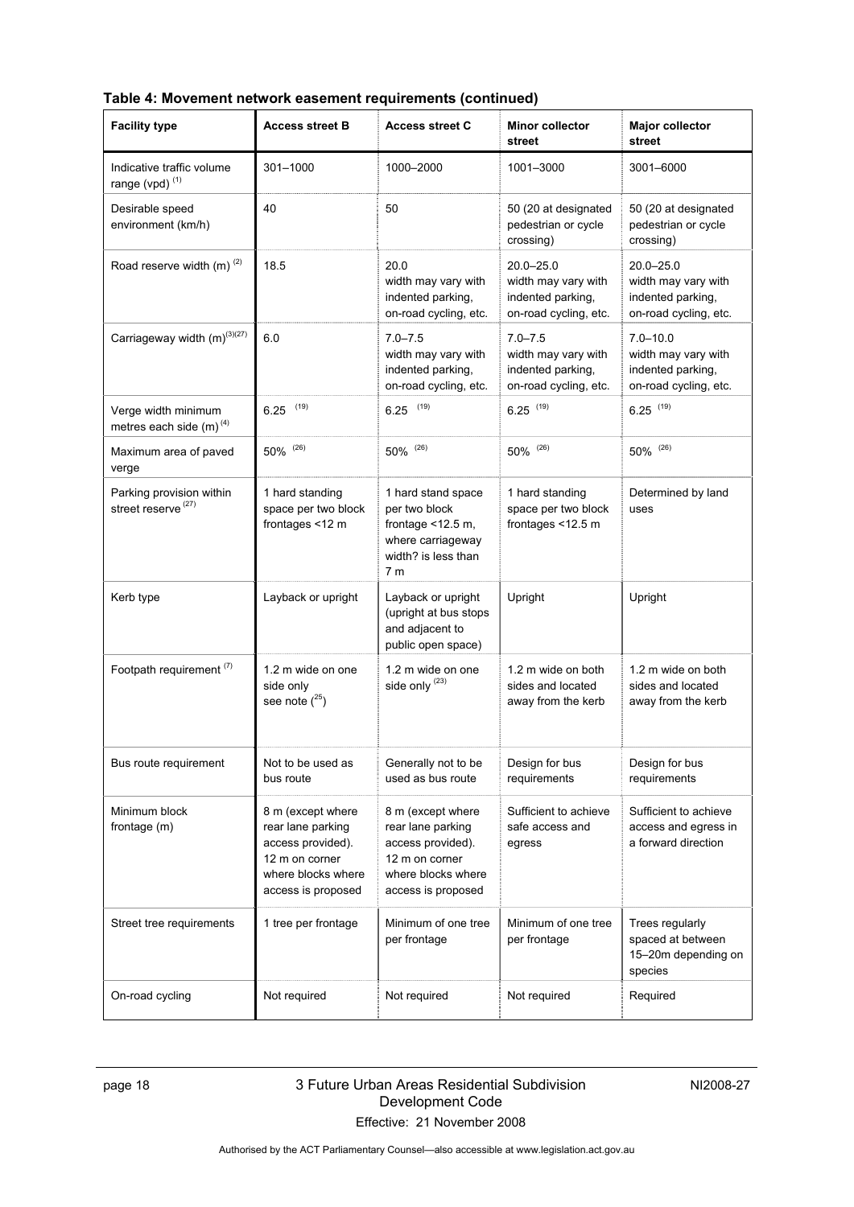**Table 4: Movement network easement requirements (continued)**

| Facility type | Access street B | Access street C | Minor collector street | Major collector street |
|---|---|---|---|---|
| Indicative traffic volume range (vpd) [1] | 301–1000 | 1000–2000 | 1001–3000 | 3001–6000 |
| Desirable speed environment (km/h) | 40 | 50 | 50 (20 at designated pedestrian or cycle crossing) | 50 (20 at designated pedestrian or cycle crossing) |
| Road reserve width (m) [2] | 18.5 | 20.0 width may vary with indented parking, on-road cycling, etc. | 20.0–25.0 width may vary with indented parking, on-road cycling, etc. | 20.0–25.0 width may vary with indented parking, on-road cycling, etc. |
| Carriageway width (m)[3][27] | 6.0 | 7.0–7.5 width may vary with indented parking, on-road cycling, etc. | 7.0–7.5 width may vary with indented parking, on-road cycling, etc. | 7.0–10.0 width may vary with indented parking, on-road cycling, etc. |
| Verge width minimum metres each side (m) [4] | 6.25 [19] | 6.25 [19] | 6.25 [19] | 6.25 [19] |
| Maximum area of paved verge | 50% [26] | 50% [26] | 50% [26] | 50% [26] |
| Parking provision within street reserve [27] | 1 hard standing space per two block frontages <12 m | 1 hard stand space per two block frontage <12.5 m, where carriageway width? is less than 7 m | 1 hard standing space per two block frontages <12.5 m | Determined by land uses |
| Kerb type | Layback or upright | Layback or upright (upright at bus stops and adjacent to public open space) | Upright | Upright |
| Footpath requirement [7] | 1.2 m wide on one side only see note ([25]) | 1.2 m wide on one side only [23] | 1.2 m wide on both sides and located away from the kerb | 1.2 m wide on both sides and located away from the kerb |
| Bus route requirement | Not to be used as bus route | Generally not to be used as bus route | Design for bus requirements | Design for bus requirements |
| Minimum block frontage (m) | 8 m (except where rear lane parking access provided). 12 m on corner where blocks where access is proposed | 8 m (except where rear lane parking access provided). 12 m on corner where blocks where access is proposed | Sufficient to achieve safe access and egress | Sufficient to achieve access and egress in a forward direction |
| Street tree requirements | 1 tree per frontage | Minimum of one tree per frontage | Minimum of one tree per frontage | Trees regularly spaced at between 15–20m depending on species |
| On-road cycling | Not required | Not required | Not required | Required |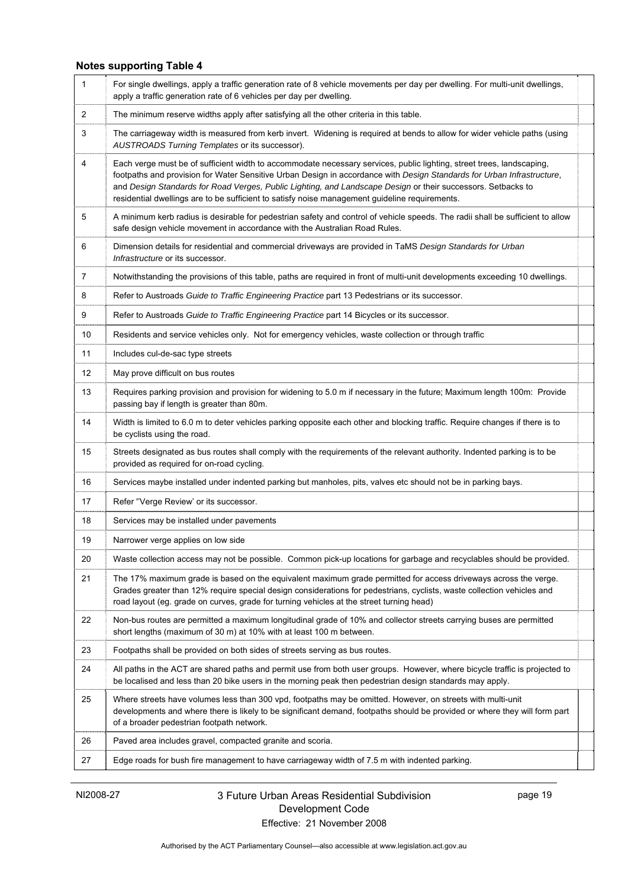**Notes supporting Table 4**

| | |
|---|---|
| 1 | For single dwellings, apply a traffic generation rate of 8 vehicle movements per day per dwelling. For multi-unit dwellings, apply a traffic generation rate of 6 vehicles per day per dwelling. |
| 2 | The minimum reserve widths apply after satisfying all the other criteria in this table. |
| 3 | The carriageway width is measured from kerb invert. Widening is required at bends to allow for wider vehicle paths (using *AUSTROADS Turning Templates* or its successor). |
| 4 | Each verge must be of sufficient width to accommodate necessary services, public lighting, street trees, landscaping, footpaths and provision for Water Sensitive Urban Design in accordance with *Design Standards for Urban Infrastructure*, and *Design Standards for Road Verges, Public Lighting, and Landscape Design* or their successors. Setbacks to residential dwellings are to be sufficient to satisfy noise management guideline requirements. |
| 5 | A minimum kerb radius is desirable for pedestrian safety and control of vehicle speeds. The radii shall be sufficient to allow safe design vehicle movement in accordance with the Australian Road Rules. |
| 6 | Dimension details for residential and commercial driveways are provided in TaMS *Design Standards for Urban Infrastructure* or its successor. |
| 7 | Notwithstanding the provisions of this table, paths are required in front of multi-unit developments exceeding 10 dwellings. |
| 8 | Refer to Austroads *Guide to Traffic Engineering Practice* part 13 Pedestrians or its successor. |
| 9 | Refer to Austroads *Guide to Traffic Engineering Practice* part 14 Bicycles or its successor. |
| 10 | Residents and service vehicles only. Not for emergency vehicles, waste collection or through traffic |
| 11 | Includes cul-de-sac type streets |
| 12 | May prove difficult on bus routes |
| 13 | Requires parking provision and provision for widening to 5.0 m if necessary in the future; Maximum length 100m: Provide passing bay if length is greater than 80m. |
| 14 | Width is limited to 6.0 m to deter vehicles parking opposite each other and blocking traffic. Require changes if there is to be cyclists using the road. |
| 15 | Streets designated as bus routes shall comply with the requirements of the relevant authority. Indented parking is to be provided as required for on-road cycling. |
| 16 | Services maybe installed under indented parking but manholes, pits, valves etc should not be in parking bays. |
| 17 | Refer ''Verge Review' or its successor. |
| 18 | Services may be installed under pavements |
| 19 | Narrower verge applies on low side |
| 20 | Waste collection access may not be possible. Common pick-up locations for garbage and recyclables should be provided. |
| 21 | The 17% maximum grade is based on the equivalent maximum grade permitted for access driveways across the verge. Grades greater than 12% require special design considerations for pedestrians, cyclists, waste collection vehicles and road layout (eg. grade on curves, grade for turning vehicles at the street turning head) |
| 22 | Non-bus routes are permitted a maximum longitudinal grade of 10% and collector streets carrying buses are permitted short lengths (maximum of 30 m) at 10% with at least 100 m between. |
| 23 | Footpaths shall be provided on both sides of streets serving as bus routes. |
| 24 | All paths in the ACT are shared paths and permit use from both user groups. However, where bicycle traffic is projected to be localised and less than 20 bike users in the morning peak then pedestrian design standards may apply. |
| 25 | Where streets have volumes less than 300 vpd, footpaths may be omitted. However, on streets with multi-unit developments and where there is likely to be significant demand, footpaths should be provided or where they will form part of a broader pedestrian footpath network. |
| 26 | Paved area includes gravel, compacted granite and scoria. |
| 27 | Edge roads for bush fire management to have carriageway width of 7.5 m with indented parking. |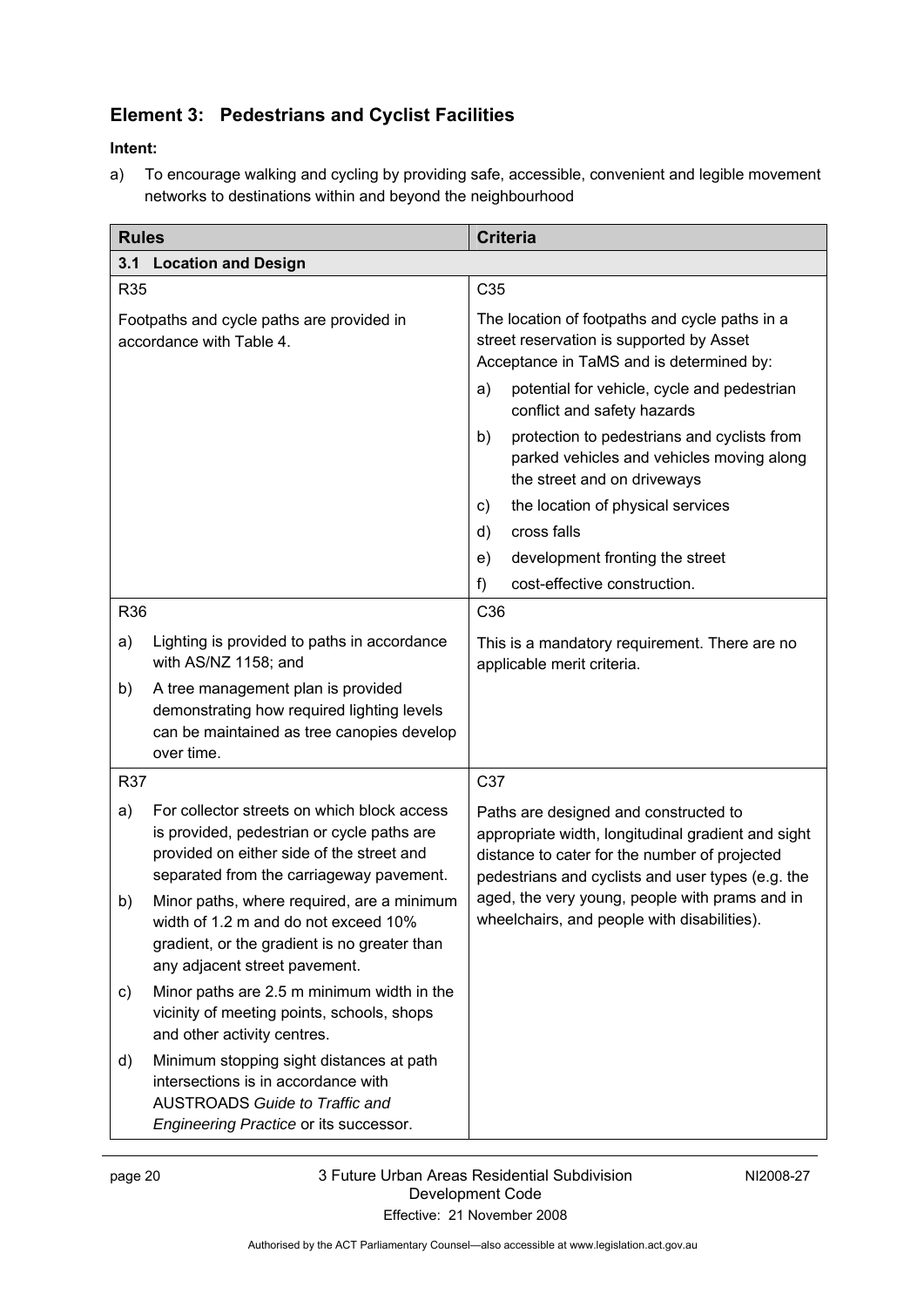## Element 3: Pedestrians and Cyclist Facilities

**Intent:**

a) To encourage walking and cycling by providing safe, accessible, convenient and legible movement networks to destinations within and beyond the neighbourhood

| Rules | Criteria |
|---|---|
| **3.1 Location and Design** | |
| R35<br><br>Footpaths and cycle paths are provided in accordance with Table 4. | C35<br><br>The location of footpaths and cycle paths in a street reservation is supported by Asset Acceptance in TaMS and is determined by:<br>a) potential for vehicle, cycle and pedestrian conflict and safety hazards<br>b) protection to pedestrians and cyclists from parked vehicles and vehicles moving along the street and on driveways<br>c) the location of physical services<br>d) cross falls<br>e) development fronting the street<br>f) cost-effective construction. |
| R36<br><br>a) Lighting is provided to paths in accordance with AS/NZ 1158; and<br>b) A tree management plan is provided demonstrating how required lighting levels can be maintained as tree canopies develop over time. | C36<br><br>This is a mandatory requirement. There are no applicable merit criteria. |
| R37<br><br>a) For collector streets on which block access is provided, pedestrian or cycle paths are provided on either side of the street and separated from the carriageway pavement.<br>b) Minor paths, where required, are a minimum width of 1.2 m and do not exceed 10% gradient, or the gradient is no greater than any adjacent street pavement.<br>c) Minor paths are 2.5 m minimum width in the vicinity of meeting points, schools, shops and other activity centres.<br>d) Minimum stopping sight distances at path intersections is in accordance with AUSTROADS *Guide to Traffic and Engineering Practice* or its successor. | C37<br><br>Paths are designed and constructed to appropriate width, longitudinal gradient and sight distance to cater for the number of projected pedestrians and cyclists and user types (e.g. the aged, the very young, people with prams and in wheelchairs, and people with disabilities). |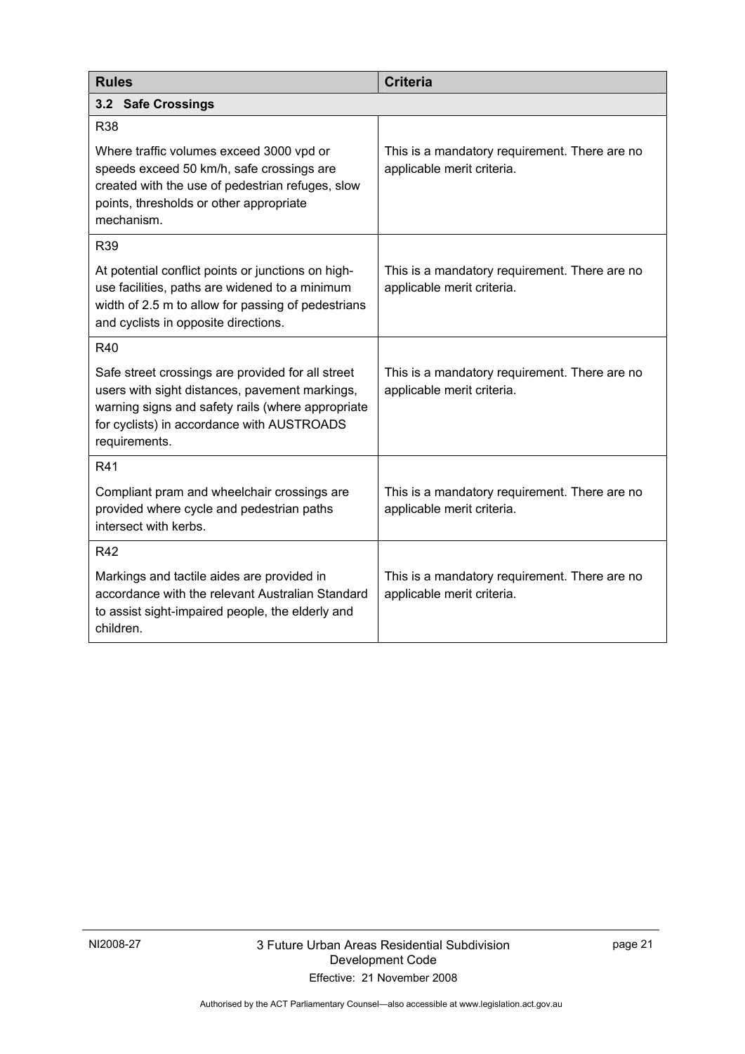| Rules | Criteria |
|---|---|
| **3.2 Safe Crossings** | |
| R38<br><br>Where traffic volumes exceed 3000 vpd or speeds exceed 50 km/h, safe crossings are created with the use of pedestrian refuges, slow points, thresholds or other appropriate mechanism. | This is a mandatory requirement. There are no applicable merit criteria. |
| R39<br><br>At potential conflict points or junctions on high-use facilities, paths are widened to a minimum width of 2.5 m to allow for passing of pedestrians and cyclists in opposite directions. | This is a mandatory requirement. There are no applicable merit criteria. |
| R40<br><br>Safe street crossings are provided for all street users with sight distances, pavement markings, warning signs and safety rails (where appropriate for cyclists) in accordance with AUSTROADS requirements. | This is a mandatory requirement. There are no applicable merit criteria. |
| R41<br><br>Compliant pram and wheelchair crossings are provided where cycle and pedestrian paths intersect with kerbs. | This is a mandatory requirement. There are no applicable merit criteria. |
| R42<br><br>Markings and tactile aides are provided in accordance with the relevant Australian Standard to assist sight-impaired people, the elderly and children. | This is a mandatory requirement. There are no applicable merit criteria. |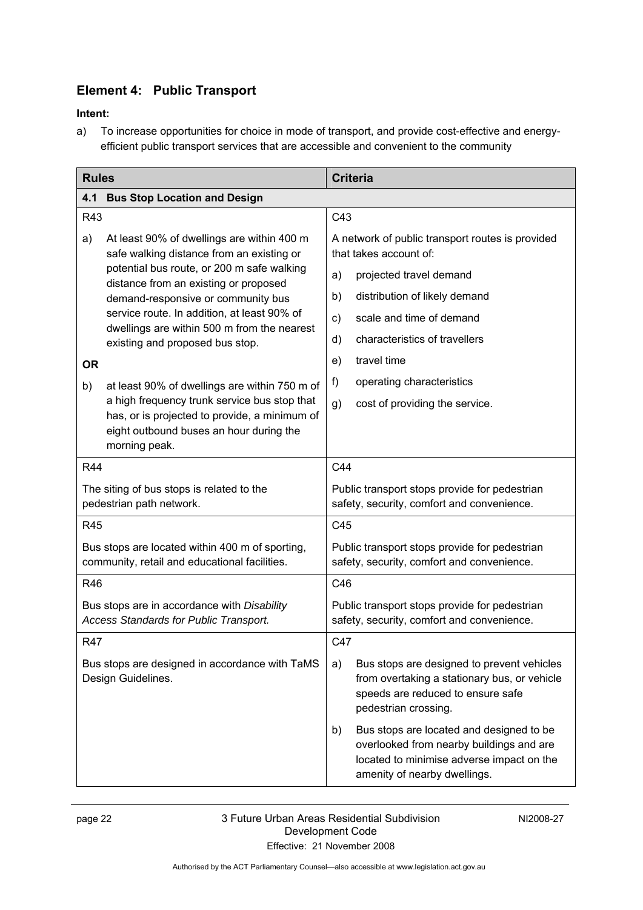## Element 4: Public Transport

**Intent:**

a) To increase opportunities for choice in mode of transport, and provide cost-effective and energy-efficient public transport services that are accessible and convenient to the community

| Rules | Criteria |
|---|---|
| **4.1 Bus Stop Location and Design** | |
| R43<br><br>a) At least 90% of dwellings are within 400 m safe walking distance from an existing or potential bus route, or 200 m safe walking distance from an existing or proposed demand-responsive or community bus service route. In addition, at least 90% of dwellings are within 500 m from the nearest existing and proposed bus stop.<br><br>**OR**<br><br>b) at least 90% of dwellings are within 750 m of a high frequency trunk service bus stop that has, or is projected to provide, a minimum of eight outbound buses an hour during the morning peak. | C43<br><br>A network of public transport routes is provided that takes account of:<br><br>a) projected travel demand<br>b) distribution of likely demand<br>c) scale and time of demand<br>d) characteristics of travellers<br>e) travel time<br>f) operating characteristics<br>g) cost of providing the service. |
| R44<br><br>The siting of bus stops is related to the pedestrian path network. | C44<br><br>Public transport stops provide for pedestrian safety, security, comfort and convenience. |
| R45<br><br>Bus stops are located within 400 m of sporting, community, retail and educational facilities. | C45<br><br>Public transport stops provide for pedestrian safety, security, comfort and convenience. |
| R46<br><br>Bus stops are in accordance with *Disability Access Standards for Public Transport.* | C46<br><br>Public transport stops provide for pedestrian safety, security, comfort and convenience. |
| R47<br><br>Bus stops are designed in accordance with TaMS Design Guidelines. | C47<br><br>a) Bus stops are designed to prevent vehicles from overtaking a stationary bus, or vehicle speeds are reduced to ensure safe pedestrian crossing.<br><br>b) Bus stops are located and designed to be overlooked from nearby buildings and are located to minimise adverse impact on the amenity of nearby dwellings. |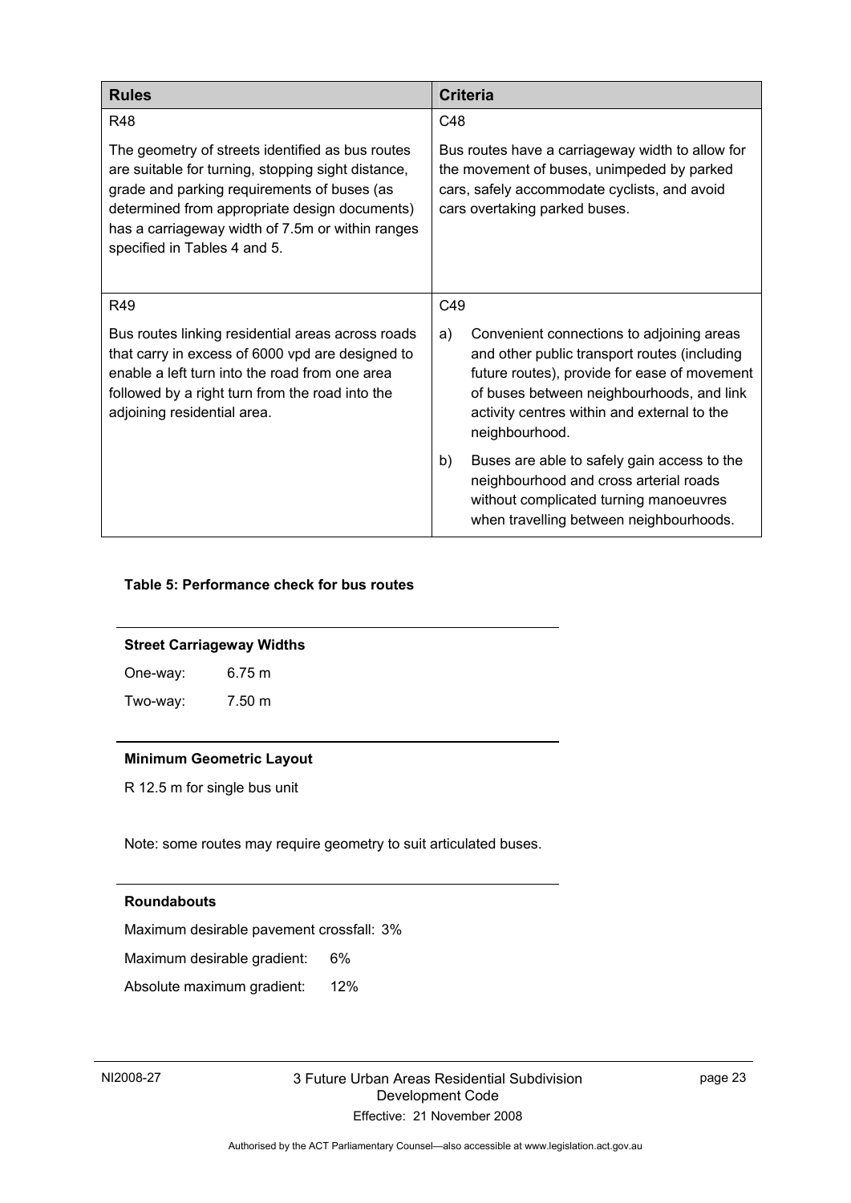| Rules | Criteria |
|---|---|
| R48<br><br>The geometry of streets identified as bus routes are suitable for turning, stopping sight distance, grade and parking requirements of buses (as determined from appropriate design documents) has a carriageway width of 7.5m or within ranges specified in Tables 4 and 5. | C48<br><br>Bus routes have a carriageway width to allow for the movement of buses, unimpeded by parked cars, safely accommodate cyclists, and avoid cars overtaking parked buses. |
| R49<br><br>Bus routes linking residential areas across roads that carry in excess of 6000 vpd are designed to enable a left turn into the road from one area followed by a right turn from the road into the adjoining residential area. | C49<br><br>a) Convenient connections to adjoining areas and other public transport routes (including future routes), provide for ease of movement of buses between neighbourhoods, and link activity centres within and external to the neighbourhood.<br><br>b) Buses are able to safely gain access to the neighbourhood and cross arterial roads without complicated turning manoeuvres when travelling between neighbourhoods. |

**Table 5: Performance check for bus routes**

**Street Carriageway Widths**

One-way: 6.75 m

Two-way: 7.50 m

**Minimum Geometric Layout**

R 12.5 m for single bus unit

Note: some routes may require geometry to suit articulated buses.

**Roundabouts**

Maximum desirable pavement crossfall: 3%

Maximum desirable gradient: 6%

Absolute maximum gradient: 12%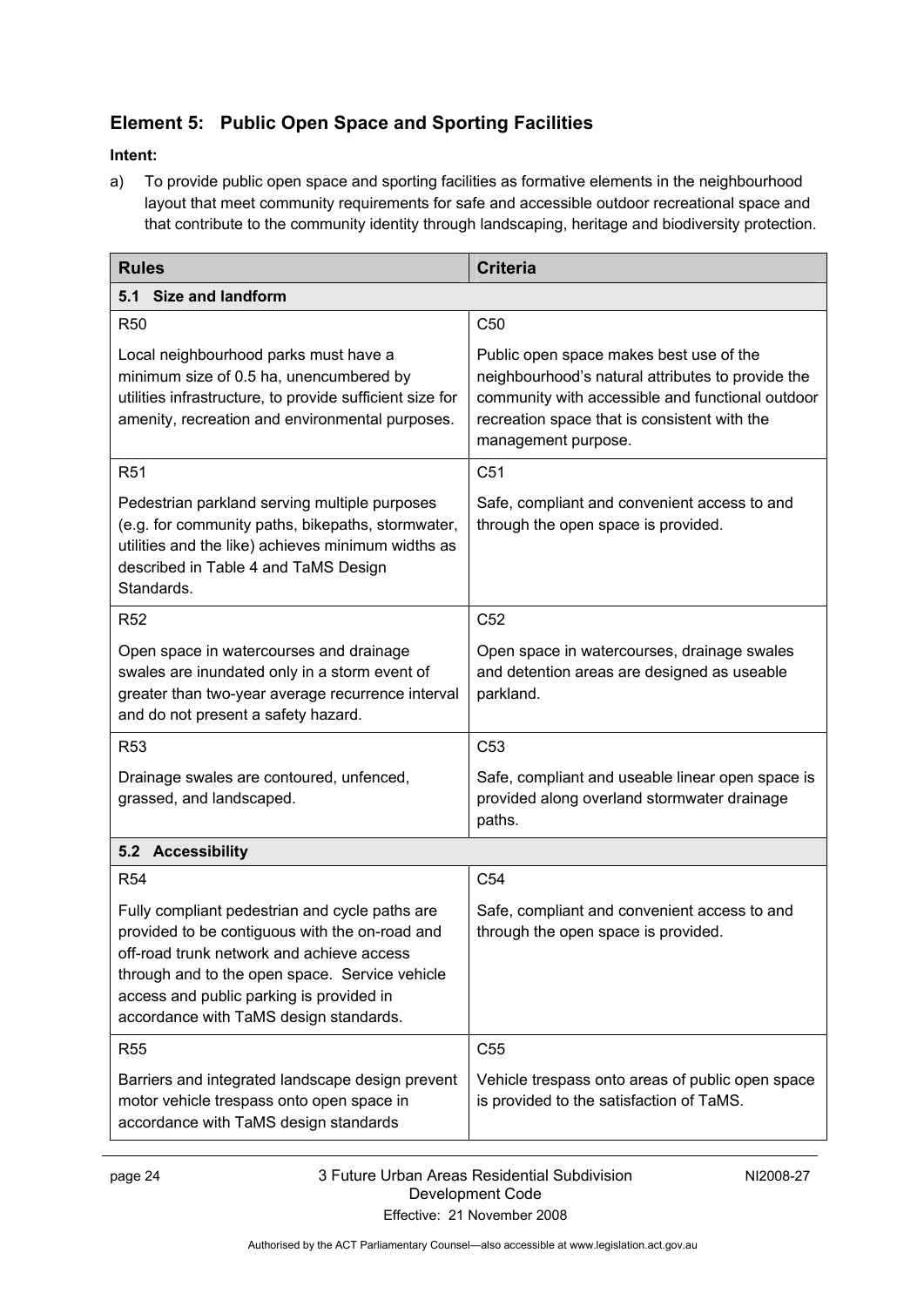## Element 5: Public Open Space and Sporting Facilities

**Intent:**

a) To provide public open space and sporting facilities as formative elements in the neighbourhood layout that meet community requirements for safe and accessible outdoor recreational space and that contribute to the community identity through landscaping, heritage and biodiversity protection.

| Rules | Criteria |
|---|---|
| **5.1 Size and landform** | |
| R50<br><br>Local neighbourhood parks must have a minimum size of 0.5 ha, unencumbered by utilities infrastructure, to provide sufficient size for amenity, recreation and environmental purposes. | C50<br><br>Public open space makes best use of the neighbourhood's natural attributes to provide the community with accessible and functional outdoor recreation space that is consistent with the management purpose. |
| R51<br><br>Pedestrian parkland serving multiple purposes (e.g. for community paths, bikepaths, stormwater, utilities and the like) achieves minimum widths as described in Table 4 and TaMS Design Standards. | C51<br><br>Safe, compliant and convenient access to and through the open space is provided. |
| R52<br><br>Open space in watercourses and drainage swales are inundated only in a storm event of greater than two-year average recurrence interval and do not present a safety hazard. | C52<br><br>Open space in watercourses, drainage swales and detention areas are designed as useable parkland. |
| R53<br><br>Drainage swales are contoured, unfenced, grassed, and landscaped. | C53<br><br>Safe, compliant and useable linear open space is provided along overland stormwater drainage paths. |
| **5.2 Accessibility** | |
| R54<br><br>Fully compliant pedestrian and cycle paths are provided to be contiguous with the on-road and off-road trunk network and achieve access through and to the open space. Service vehicle access and public parking is provided in accordance with TaMS design standards. | C54<br><br>Safe, compliant and convenient access to and through the open space is provided. |
| R55<br><br>Barriers and integrated landscape design prevent motor vehicle trespass onto open space in accordance with TaMS design standards | C55<br><br>Vehicle trespass onto areas of public open space is provided to the satisfaction of TaMS. |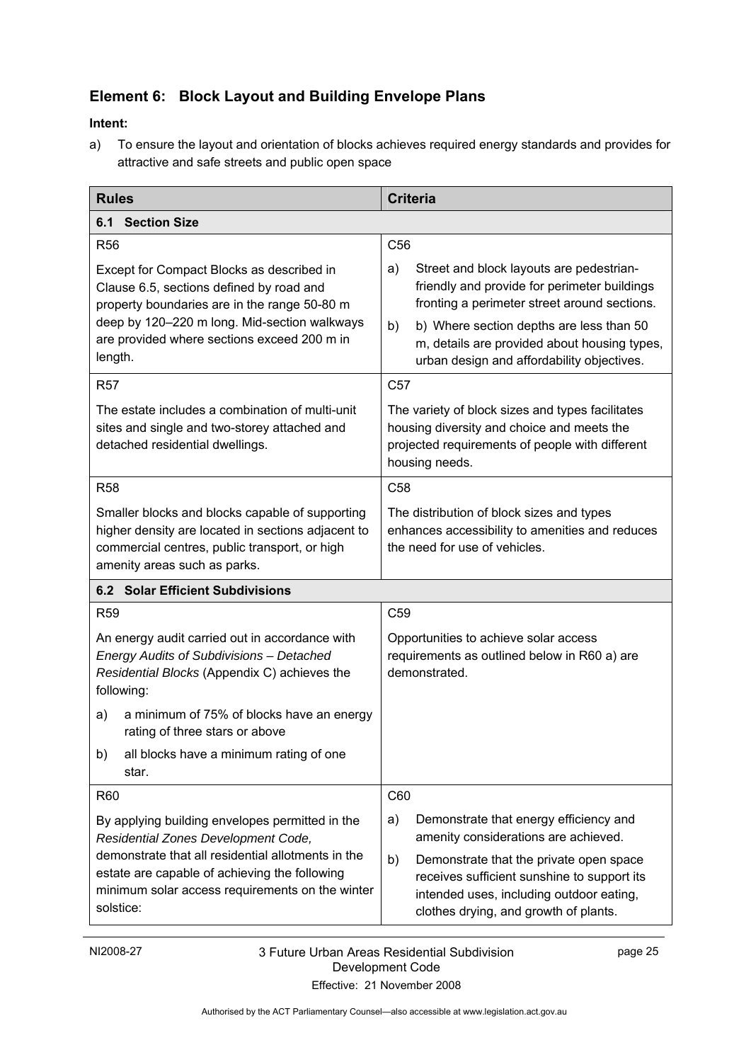## Element 6: Block Layout and Building Envelope Plans

**Intent:**

a) To ensure the layout and orientation of blocks achieves required energy standards and provides for attractive and safe streets and public open space

| **Rules** | **Criteria** |
|---|---|
| **6.1 Section Size** | |
| R56<br><br>Except for Compact Blocks as described in Clause 6.5, sections defined by road and property boundaries are in the range 50-80 m deep by 120–220 m long. Mid-section walkways are provided where sections exceed 200 m in length. | C56<br><br>a) Street and block layouts are pedestrian-friendly and provide for perimeter buildings fronting a perimeter street around sections.<br><br>b) b) Where section depths are less than 50 m, details are provided about housing types, urban design and affordability objectives. |
| R57<br><br>The estate includes a combination of multi-unit sites and single and two-storey attached and detached residential dwellings. | C57<br><br>The variety of block sizes and types facilitates housing diversity and choice and meets the projected requirements of people with different housing needs. |
| R58<br><br>Smaller blocks and blocks capable of supporting higher density are located in sections adjacent to commercial centres, public transport, or high amenity areas such as parks. | C58<br><br>The distribution of block sizes and types enhances accessibility to amenities and reduces the need for use of vehicles. |
| **6.2 Solar Efficient Subdivisions** | |
| R59<br><br>An energy audit carried out in accordance with *Energy Audits of Subdivisions – Detached Residential Blocks* (Appendix C) achieves the following:<br><br>a) a minimum of 75% of blocks have an energy rating of three stars or above<br><br>b) all blocks have a minimum rating of one star. | C59<br><br>Opportunities to achieve solar access requirements as outlined below in R60 a) are demonstrated. |
| R60<br><br>By applying building envelopes permitted in the *Residential Zones Development Code,* demonstrate that all residential allotments in the estate are capable of achieving the following minimum solar access requirements on the winter solstice: | C60<br><br>a) Demonstrate that energy efficiency and amenity considerations are achieved.<br><br>b) Demonstrate that the private open space receives sufficient sunshine to support its intended uses, including outdoor eating, clothes drying, and growth of plants. |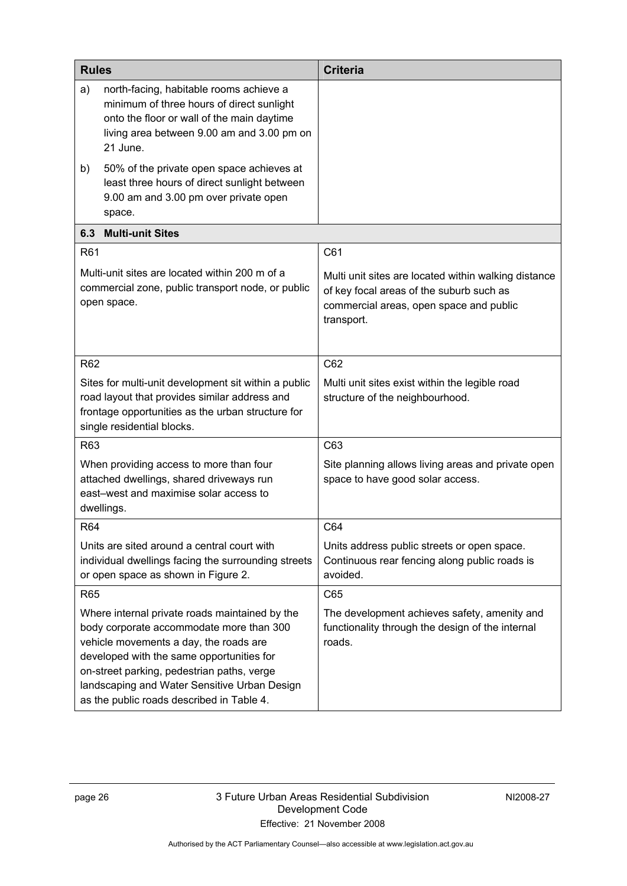| Rules | Criteria |
|---|---|
| a) north-facing, habitable rooms achieve a minimum of three hours of direct sunlight onto the floor or wall of the main daytime living area between 9.00 am and 3.00 pm on 21 June.<br><br>b) 50% of the private open space achieves at least three hours of direct sunlight between 9.00 am and 3.00 pm over private open space. | |
| **6.3 Multi-unit Sites** | |
| R61<br><br>Multi-unit sites are located within 200 m of a commercial zone, public transport node, or public open space. | C61<br><br>Multi unit sites are located within walking distance of key focal areas of the suburb such as commercial areas, open space and public transport. |
| R62<br><br>Sites for multi-unit development sit within a public road layout that provides similar address and frontage opportunities as the urban structure for single residential blocks. | C62<br><br>Multi unit sites exist within the legible road structure of the neighbourhood. |
| R63<br><br>When providing access to more than four attached dwellings, shared driveways run east–west and maximise solar access to dwellings. | C63<br><br>Site planning allows living areas and private open space to have good solar access. |
| R64<br><br>Units are sited around a central court with individual dwellings facing the surrounding streets or open space as shown in Figure 2. | C64<br><br>Units address public streets or open space. Continuous rear fencing along public roads is avoided. |
| R65<br><br>Where internal private roads maintained by the body corporate accommodate more than 300 vehicle movements a day, the roads are developed with the same opportunities for on-street parking, pedestrian paths, verge landscaping and Water Sensitive Urban Design as the public roads described in Table 4. | C65<br><br>The development achieves safety, amenity and functionality through the design of the internal roads. |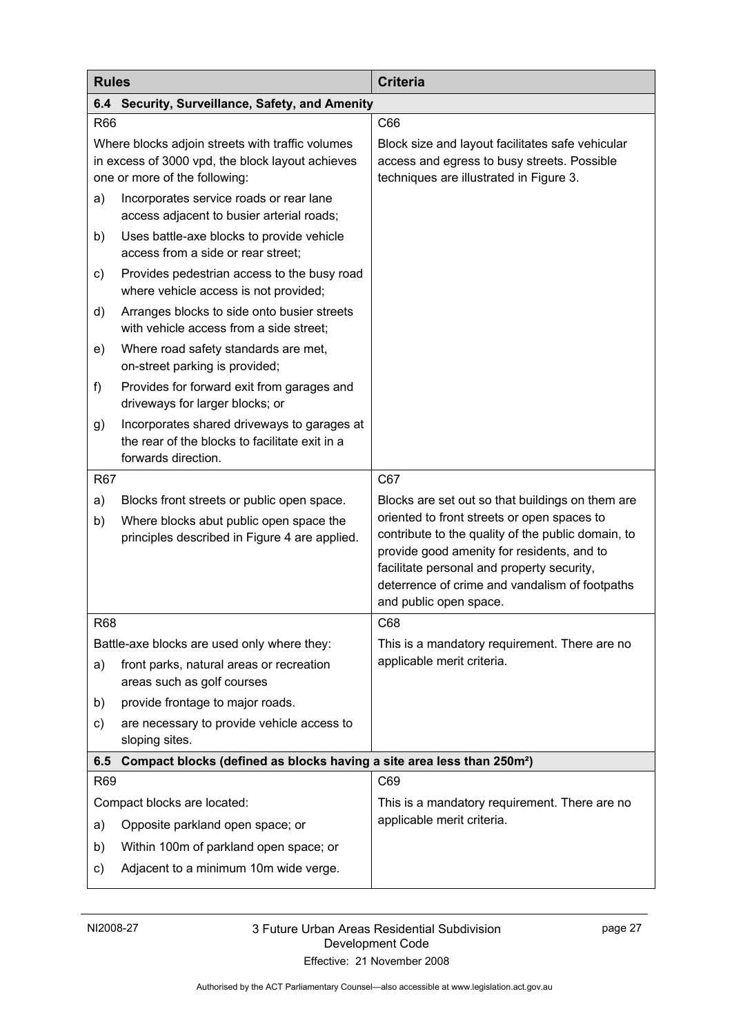| Rules | Criteria |
|---|---|
| **6.4 Security, Surveillance, Safety, and Amenity** | |
| R66<br><br>Where blocks adjoin streets with traffic volumes in excess of 3000 vpd, the block layout achieves one or more of the following:<br>a) Incorporates service roads or rear lane access adjacent to busier arterial roads;<br>b) Uses battle-axe blocks to provide vehicle access from a side or rear street;<br>c) Provides pedestrian access to the busy road where vehicle access is not provided;<br>d) Arranges blocks to side onto busier streets with vehicle access from a side street;<br>e) Where road safety standards are met, on-street parking is provided;<br>f) Provides for forward exit from garages and driveways for larger blocks; or<br>g) Incorporates shared driveways to garages at the rear of the blocks to facilitate exit in a forwards direction. | C66<br><br>Block size and layout facilitates safe vehicular access and egress to busy streets. Possible techniques are illustrated in Figure 3. |
| R67<br><br>a) Blocks front streets or public open space.<br>b) Where blocks abut public open space the principles described in Figure 4 are applied. | C67<br><br>Blocks are set out so that buildings on them are oriented to front streets or open spaces to contribute to the quality of the public domain, to provide good amenity for residents, and to facilitate personal and property security, deterrence of crime and vandalism of footpaths and public open space. |
| R68<br><br>Battle-axe blocks are used only where they:<br>a) front parks, natural areas or recreation areas such as golf courses<br>b) provide frontage to major roads.<br>c) are necessary to provide vehicle access to sloping sites. | C68<br><br>This is a mandatory requirement. There are no applicable merit criteria. |
| **6.5 Compact blocks (defined as blocks having a site area less than 250m²)** | |
| R69<br><br>Compact blocks are located:<br>a) Opposite parkland open space; or<br>b) Within 100m of parkland open space; or<br>c) Adjacent to a minimum 10m wide verge. | C69<br><br>This is a mandatory requirement. There are no applicable merit criteria. |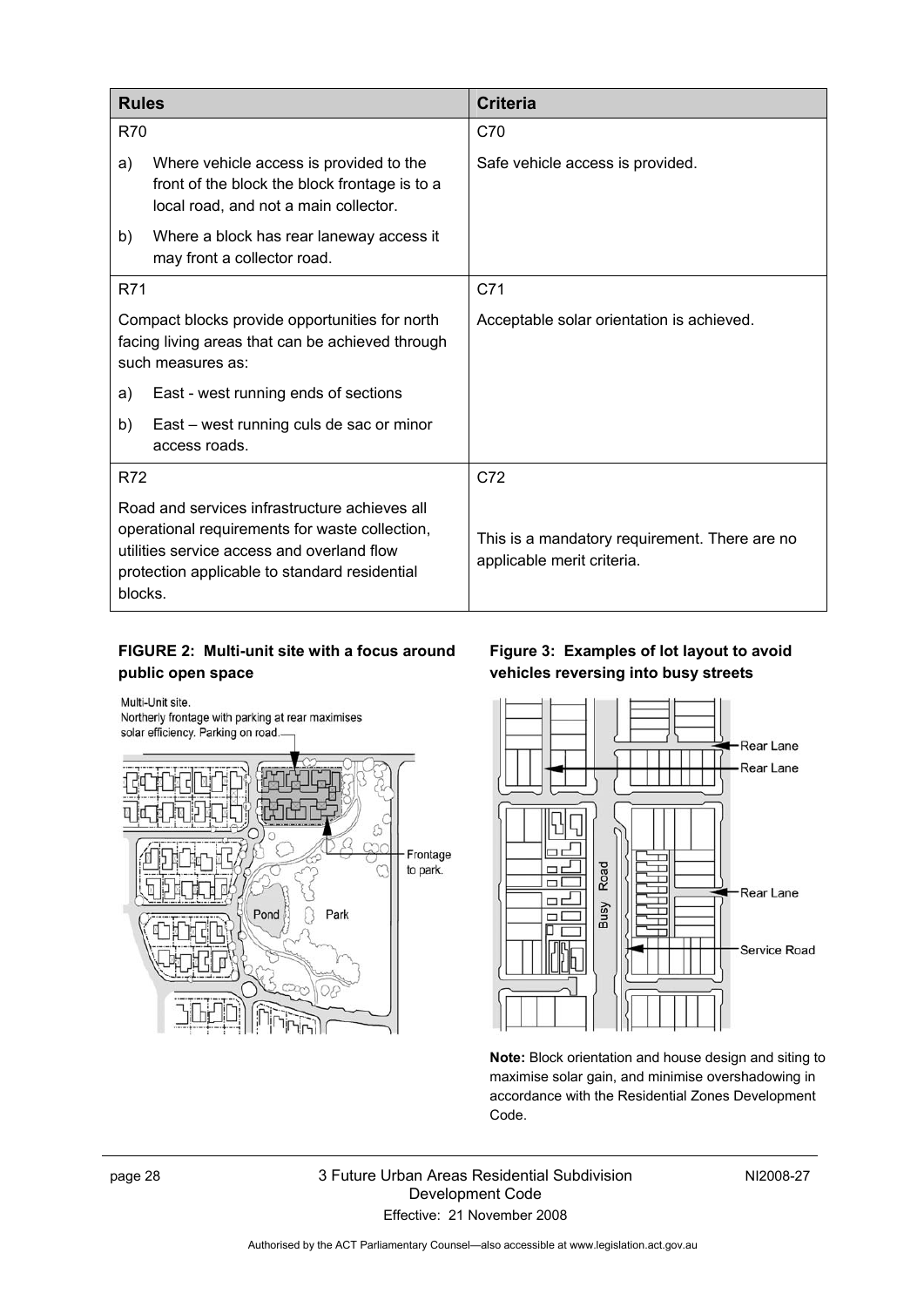| Rules | Criteria |
|---|---|
| R70 | C70 |
| a) Where vehicle access is provided to the front of the block the block frontage is to a local road, and not a main collector.<br>b) Where a block has rear laneway access it may front a collector road. | Safe vehicle access is provided. |
| R71 | C71 |
| Compact blocks provide opportunities for north facing living areas that can be achieved through such measures as:<br>a) East - west running ends of sections<br>b) East – west running culs de sac or minor access roads. | Acceptable solar orientation is achieved. |
| R72 | C72 |
| Road and services infrastructure achieves all operational requirements for waste collection, utilities service access and overland flow protection applicable to standard residential blocks. | This is a mandatory requirement. There are no applicable merit criteria. |

**FIGURE 2: Multi-unit site with a focus around public open space**

**Figure 3: Examples of lot layout to avoid vehicles reversing into busy streets**

**Note:** Block orientation and house design and siting to maximise solar gain, and minimise overshadowing in accordance with the Residential Zones Development Code.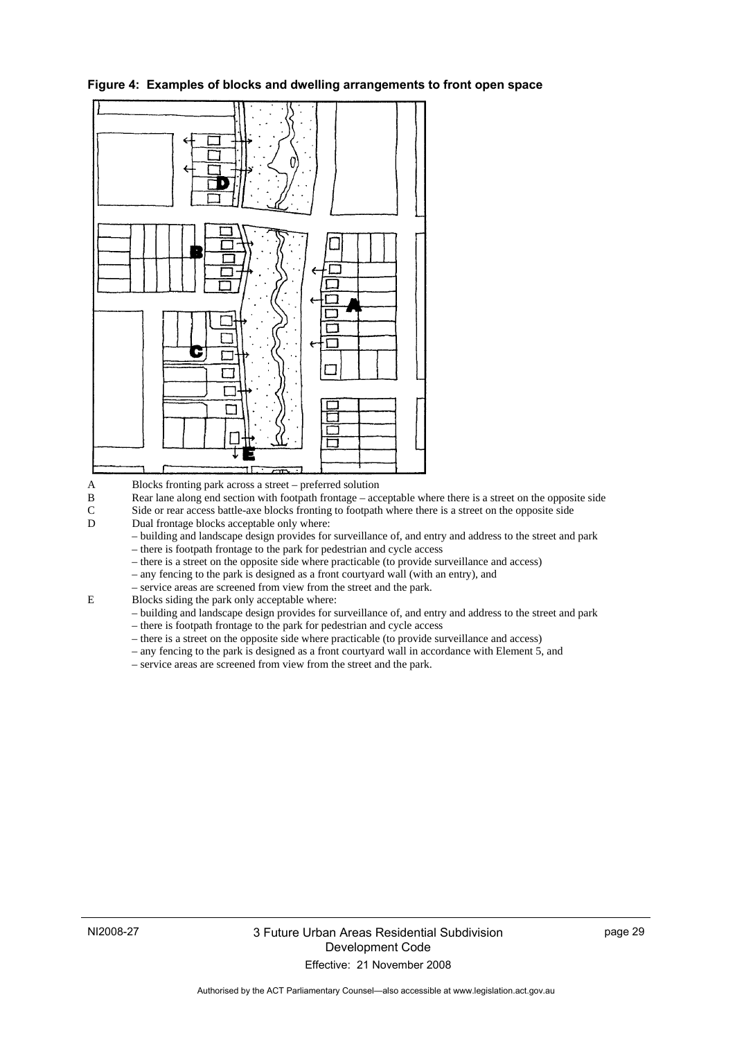**Figure 4: Examples of blocks and dwelling arrangements to front open space**

A Blocks fronting park across a street – preferred solution

B Rear lane along end section with footpath frontage – acceptable where there is a street on the opposite side

C Side or rear access battle-axe blocks fronting to footpath where there is a street on the opposite side

D Dual frontage blocks acceptable only where:

- building and landscape design provides for surveillance of, and entry and address to the street and park
- there is footpath frontage to the park for pedestrian and cycle access
- there is a street on the opposite side where practicable (to provide surveillance and access)
- any fencing to the park is designed as a front courtyard wall (with an entry), and
- service areas are screened from view from the street and the park.

E Blocks siding the park only acceptable where:

- building and landscape design provides for surveillance of, and entry and address to the street and park
- there is footpath frontage to the park for pedestrian and cycle access
- there is a street on the opposite side where practicable (to provide surveillance and access)
- any fencing to the park is designed as a front courtyard wall in accordance with Element 5, and
- service areas are screened from view from the street and the park.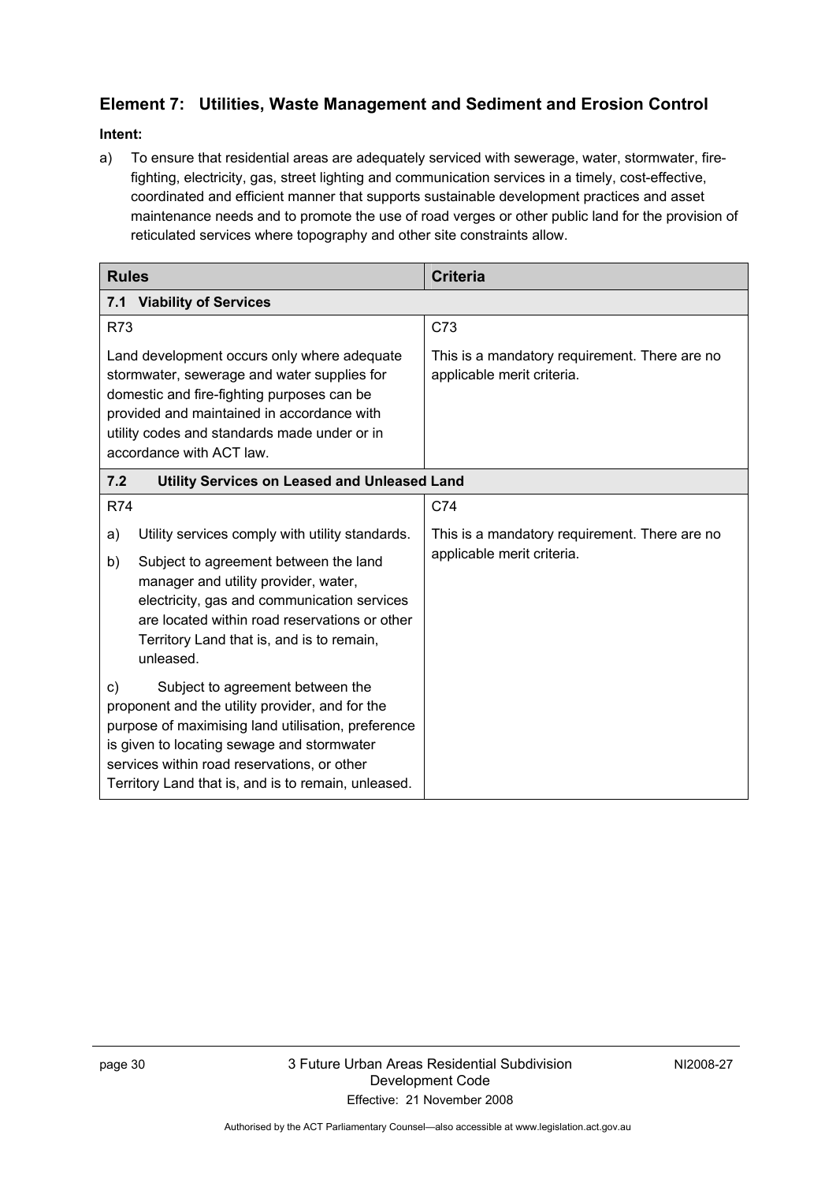## Element 7: Utilities, Waste Management and Sediment and Erosion Control

**Intent:**

a) To ensure that residential areas are adequately serviced with sewerage, water, stormwater, fire-fighting, electricity, gas, street lighting and communication services in a timely, cost-effective, coordinated and efficient manner that supports sustainable development practices and asset maintenance needs and to promote the use of road verges or other public land for the provision of reticulated services where topography and other site constraints allow.

| Rules | Criteria |
|---|---|
| **7.1 Viability of Services** | |
| R73<br><br>Land development occurs only where adequate stormwater, sewerage and water supplies for domestic and fire-fighting purposes can be provided and maintained in accordance with utility codes and standards made under or in accordance with ACT law. | C73<br><br>This is a mandatory requirement. There are no applicable merit criteria. |
| **7.2 Utility Services on Leased and Unleased Land** | |
| R74<br><br>a) Utility services comply with utility standards.<br><br>b) Subject to agreement between the land manager and utility provider, water, electricity, gas and communication services are located within road reservations or other Territory Land that is, and is to remain, unleased.<br><br>c) Subject to agreement between the proponent and the utility provider, and for the purpose of maximising land utilisation, preference is given to locating sewage and stormwater services within road reservations, or other Territory Land that is, and is to remain, unleased. | C74<br><br>This is a mandatory requirement. There are no applicable merit criteria. |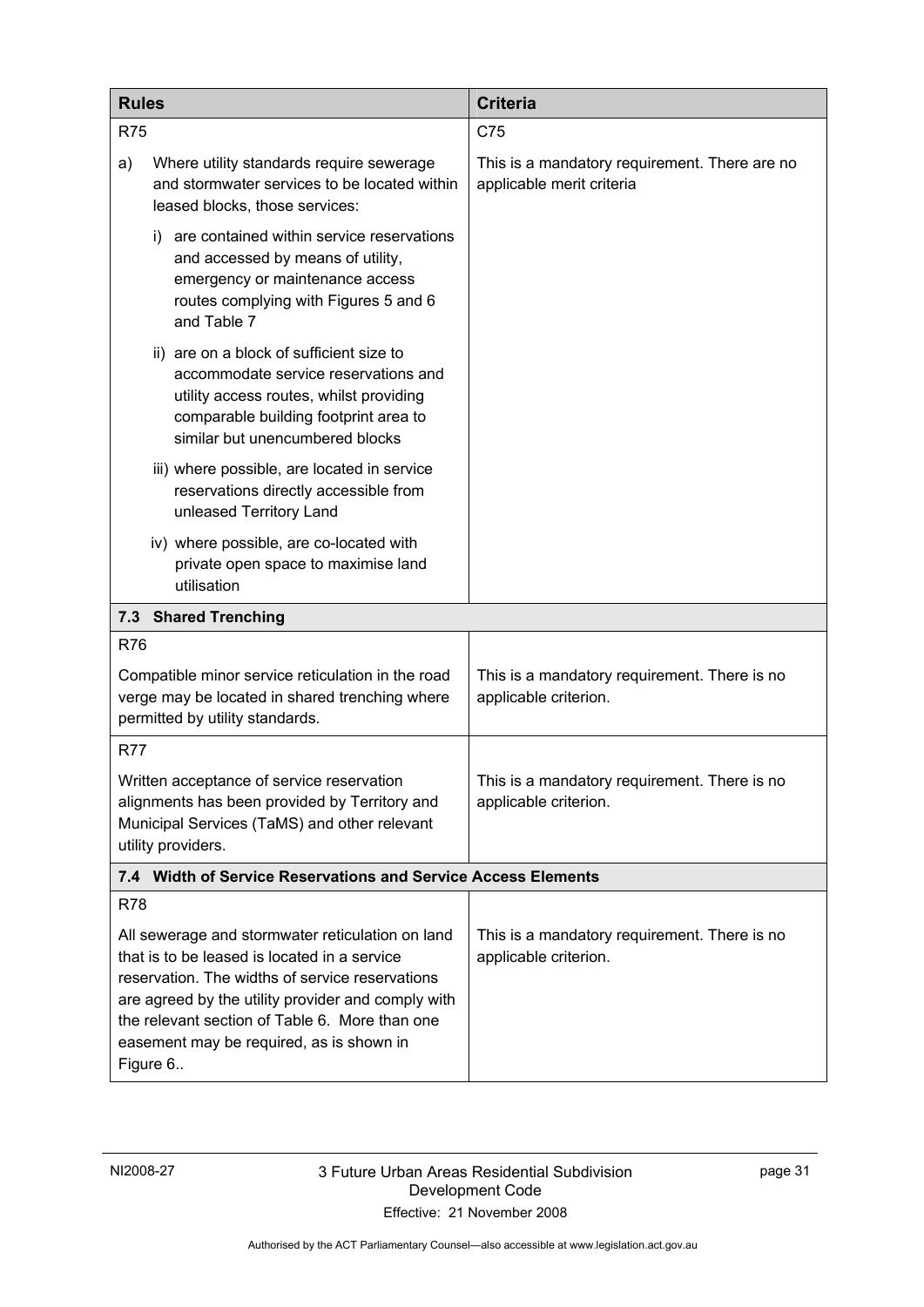| Rules | Criteria |
|---|---|
| R75 | C75 |
| a) Where utility standards require sewerage and stormwater services to be located within leased blocks, those services:<br>i) are contained within service reservations and accessed by means of utility, emergency or maintenance access routes complying with Figures 5 and 6 and Table 7<br>ii) are on a block of sufficient size to accommodate service reservations and utility access routes, whilst providing comparable building footprint area to similar but unencumbered blocks<br>iii) where possible, are located in service reservations directly accessible from unleased Territory Land<br>iv) where possible, are co-located with private open space to maximise land utilisation | This is a mandatory requirement. There are no applicable merit criteria |
| **7.3 Shared Trenching** | |
| R76 | |
| Compatible minor service reticulation in the road verge may be located in shared trenching where permitted by utility standards. | This is a mandatory requirement. There is no applicable criterion. |
| R77 | |
| Written acceptance of service reservation alignments has been provided by Territory and Municipal Services (TaMS) and other relevant utility providers. | This is a mandatory requirement. There is no applicable criterion. |
| **7.4 Width of Service Reservations and Service Access Elements** | |
| R78 | |
| All sewerage and stormwater reticulation on land that is to be leased is located in a service reservation. The widths of service reservations are agreed by the utility provider and comply with the relevant section of Table 6. More than one easement may be required, as is shown in Figure 6.. | This is a mandatory requirement. There is no applicable criterion. |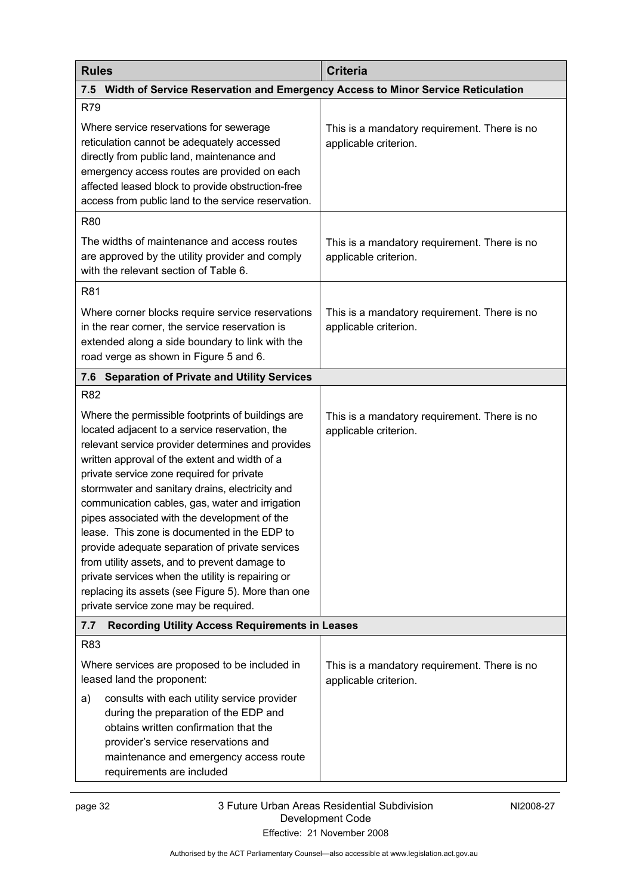| Rules | Criteria |
|---|---|
| **7.5 Width of Service Reservation and Emergency Access to Minor Service Reticulation** | |
| R79<br><br>Where service reservations for sewerage reticulation cannot be adequately accessed directly from public land, maintenance and emergency access routes are provided on each affected leased block to provide obstruction-free access from public land to the service reservation. | This is a mandatory requirement. There is no applicable criterion. |
| R80<br><br>The widths of maintenance and access routes are approved by the utility provider and comply with the relevant section of Table 6. | This is a mandatory requirement. There is no applicable criterion. |
| R81<br><br>Where corner blocks require service reservations in the rear corner, the service reservation is extended along a side boundary to link with the road verge as shown in Figure 5 and 6. | This is a mandatory requirement. There is no applicable criterion. |
| **7.6 Separation of Private and Utility Services** | |
| R82<br><br>Where the permissible footprints of buildings are located adjacent to a service reservation, the relevant service provider determines and provides written approval of the extent and width of a private service zone required for private stormwater and sanitary drains, electricity and communication cables, gas, water and irrigation pipes associated with the development of the lease. This zone is documented in the EDP to provide adequate separation of private services from utility assets, and to prevent damage to private services when the utility is repairing or replacing its assets (see Figure 5). More than one private service zone may be required. | This is a mandatory requirement. There is no applicable criterion. |
| **7.7 Recording Utility Access Requirements in Leases** | |
| R83<br><br>Where services are proposed to be included in leased land the proponent:<br><br>a) consults with each utility service provider during the preparation of the EDP and obtains written confirmation that the provider's service reservations and maintenance and emergency access route requirements are included | This is a mandatory requirement. There is no applicable criterion. |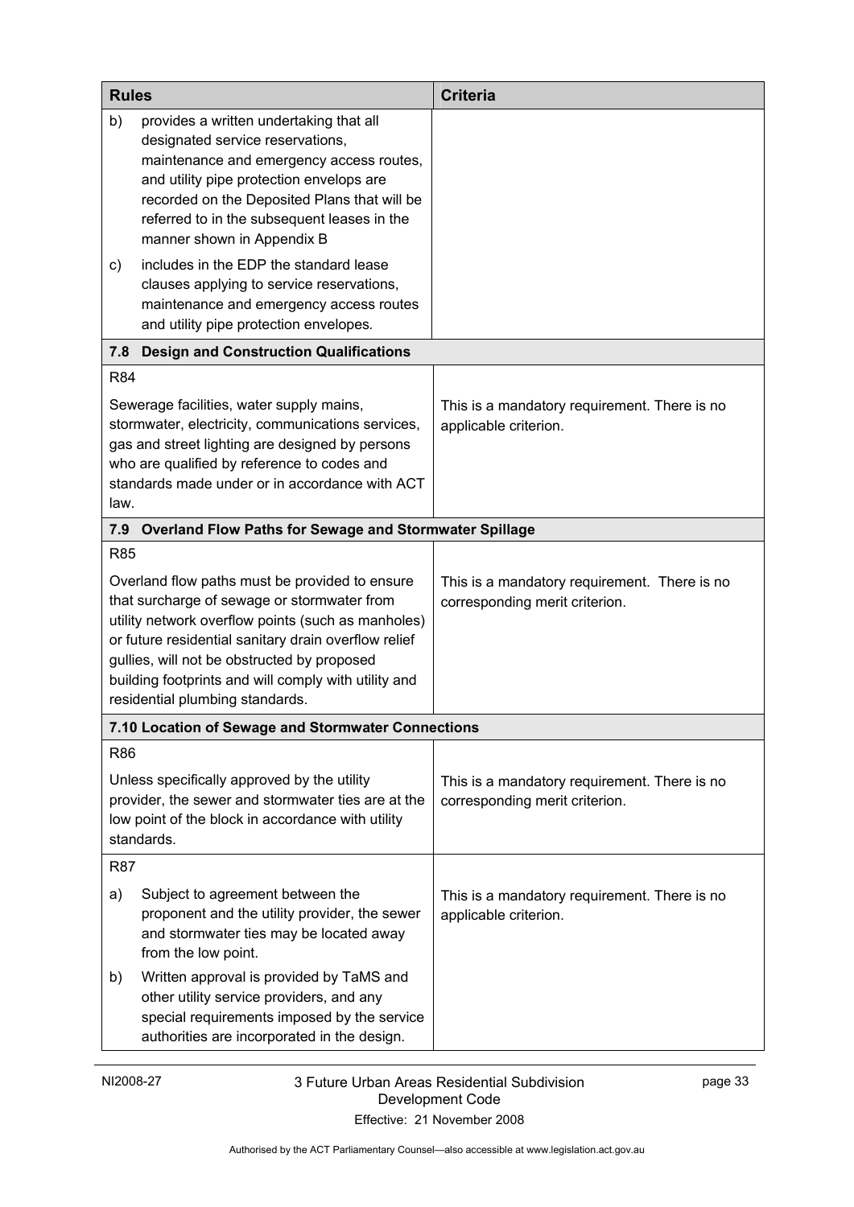| Rules | Criteria |
|---|---|
| b) provides a written undertaking that all designated service reservations, maintenance and emergency access routes, and utility pipe protection envelops are recorded on the Deposited Plans that will be referred to in the subsequent leases in the manner shown in Appendix B<br><br>c) includes in the EDP the standard lease clauses applying to service reservations, maintenance and emergency access routes and utility pipe protection envelopes. | |
| **7.8 Design and Construction Qualifications** | |
| R84<br><br>Sewerage facilities, water supply mains, stormwater, electricity, communications services, gas and street lighting are designed by persons who are qualified by reference to codes and standards made under or in accordance with ACT law. | This is a mandatory requirement. There is no applicable criterion. |
| **7.9 Overland Flow Paths for Sewage and Stormwater Spillage** | |
| R85<br><br>Overland flow paths must be provided to ensure that surcharge of sewage or stormwater from utility network overflow points (such as manholes) or future residential sanitary drain overflow relief gullies, will not be obstructed by proposed building footprints and will comply with utility and residential plumbing standards. | This is a mandatory requirement. There is no corresponding merit criterion. |
| **7.10 Location of Sewage and Stormwater Connections** | |
| R86<br><br>Unless specifically approved by the utility provider, the sewer and stormwater ties are at the low point of the block in accordance with utility standards. | This is a mandatory requirement. There is no corresponding merit criterion. |
| R87<br><br>a) Subject to agreement between the proponent and the utility provider, the sewer and stormwater ties may be located away from the low point.<br><br>b) Written approval is provided by TaMS and other utility service providers, and any special requirements imposed by the service authorities are incorporated in the design. | This is a mandatory requirement. There is no applicable criterion. |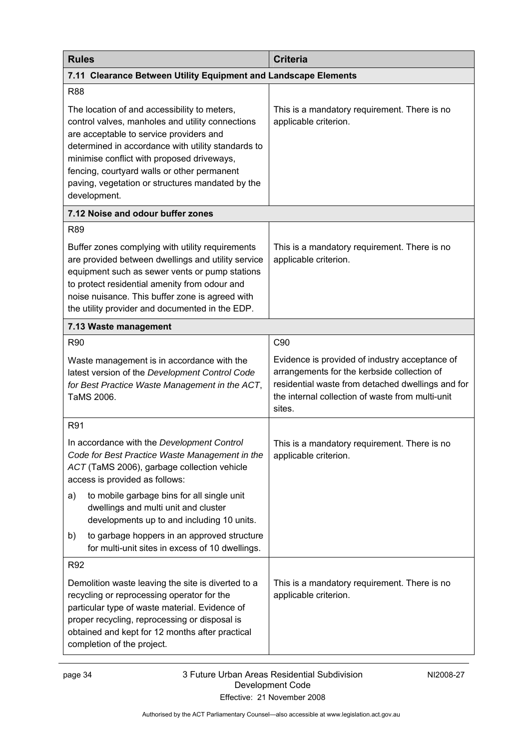| Rules | Criteria |
|---|---|
| **7.11 Clearance Between Utility Equipment and Landscape Elements** | |
| R88<br><br>The location of and accessibility to meters, control valves, manholes and utility connections are acceptable to service providers and determined in accordance with utility standards to minimise conflict with proposed driveways, fencing, courtyard walls or other permanent paving, vegetation or structures mandated by the development. | This is a mandatory requirement. There is no applicable criterion. |
| **7.12 Noise and odour buffer zones** | |
| R89<br><br>Buffer zones complying with utility requirements are provided between dwellings and utility service equipment such as sewer vents or pump stations to protect residential amenity from odour and noise nuisance. This buffer zone is agreed with the utility provider and documented in the EDP. | This is a mandatory requirement. There is no applicable criterion. |
| **7.13 Waste management** | |
| R90<br><br>Waste management is in accordance with the latest version of the *Development Control Code for Best Practice Waste Management in the ACT*, TaMS 2006. | C90<br><br>Evidence is provided of industry acceptance of arrangements for the kerbside collection of residential waste from detached dwellings and for the internal collection of waste from multi-unit sites. |
| R91<br><br>In accordance with the *Development Control Code for Best Practice Waste Management in the ACT* (TaMS 2006), garbage collection vehicle access is provided as follows:<br><br>a) to mobile garbage bins for all single unit dwellings and multi unit and cluster developments up to and including 10 units.<br><br>b) to garbage hoppers in an approved structure for multi-unit sites in excess of 10 dwellings. | This is a mandatory requirement. There is no applicable criterion. |
| R92<br><br>Demolition waste leaving the site is diverted to a recycling or reprocessing operator for the particular type of waste material. Evidence of proper recycling, reprocessing or disposal is obtained and kept for 12 months after practical completion of the project. | This is a mandatory requirement. There is no applicable criterion. |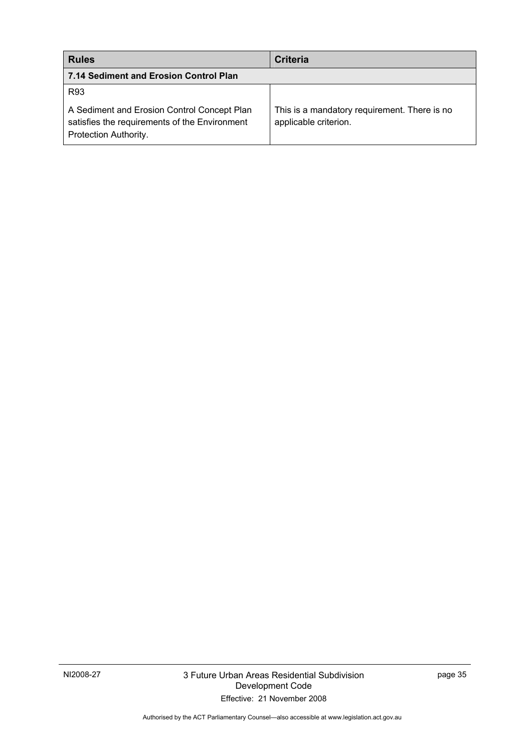| Rules | Criteria |
|---|---|
| **7.14 Sediment and Erosion Control Plan** | |
| R93<br><br>A Sediment and Erosion Control Concept Plan satisfies the requirements of the Environment Protection Authority. | This is a mandatory requirement. There is no applicable criterion. |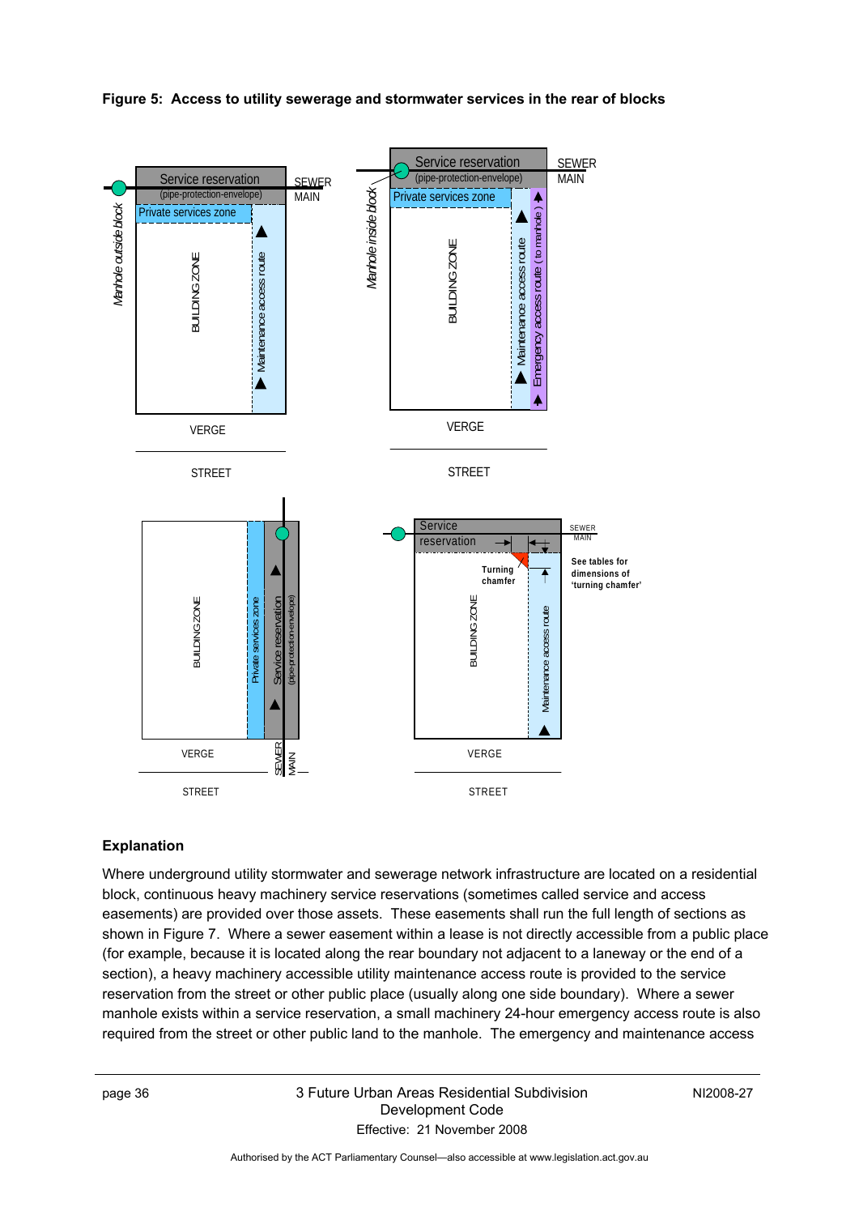**Figure 5: Access to utility sewerage and stormwater services in the rear of blocks**

**Explanation**

Where underground utility stormwater and sewerage network infrastructure are located on a residential block, continuous heavy machinery service reservations (sometimes called service and access easements) are provided over those assets. These easements shall run the full length of sections as shown in Figure 7. Where a sewer easement within a lease is not directly accessible from a public place (for example, because it is located along the rear boundary not adjacent to a laneway or the end of a section), a heavy machinery accessible utility maintenance access route is provided to the service reservation from the street or other public place (usually along one side boundary). Where a sewer manhole exists within a service reservation, a small machinery 24-hour emergency access route is also required from the street or other public land to the manhole. The emergency and maintenance access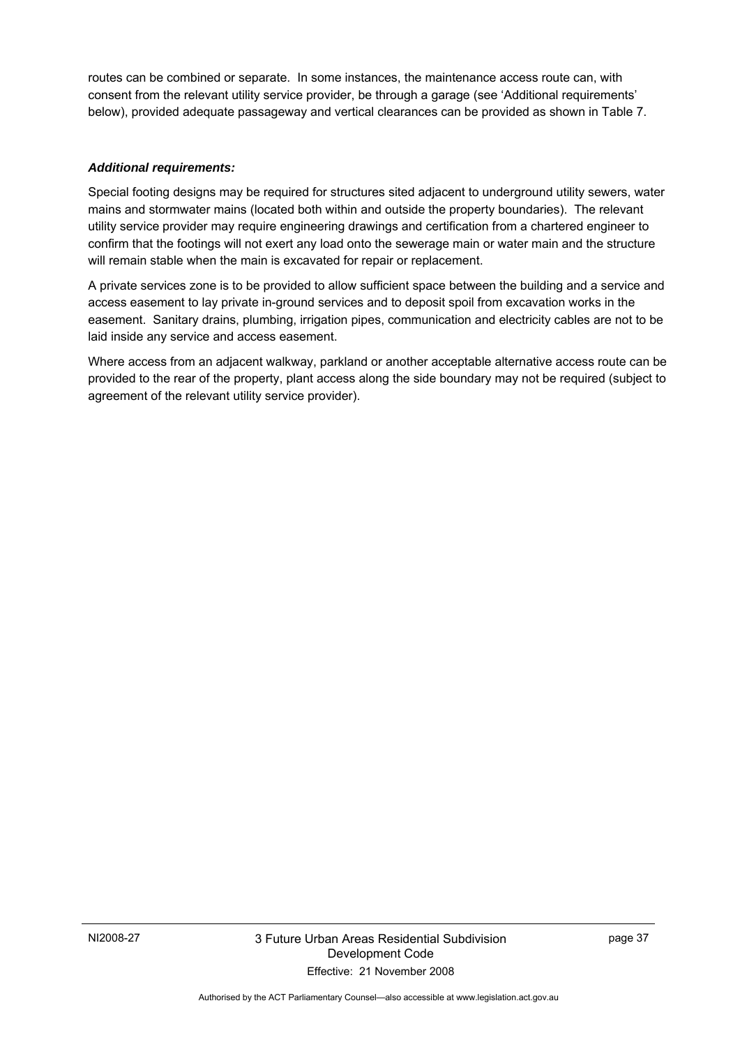routes can be combined or separate. In some instances, the maintenance access route can, with consent from the relevant utility service provider, be through a garage (see 'Additional requirements' below), provided adequate passageway and vertical clearances can be provided as shown in Table 7.

***Additional requirements:***

Special footing designs may be required for structures sited adjacent to underground utility sewers, water mains and stormwater mains (located both within and outside the property boundaries). The relevant utility service provider may require engineering drawings and certification from a chartered engineer to confirm that the footings will not exert any load onto the sewerage main or water main and the structure will remain stable when the main is excavated for repair or replacement.

A private services zone is to be provided to allow sufficient space between the building and a service and access easement to lay private in-ground services and to deposit spoil from excavation works in the easement. Sanitary drains, plumbing, irrigation pipes, communication and electricity cables are not to be laid inside any service and access easement.

Where access from an adjacent walkway, parkland or another acceptable alternative access route can be provided to the rear of the property, plant access along the side boundary may not be required (subject to agreement of the relevant utility service provider).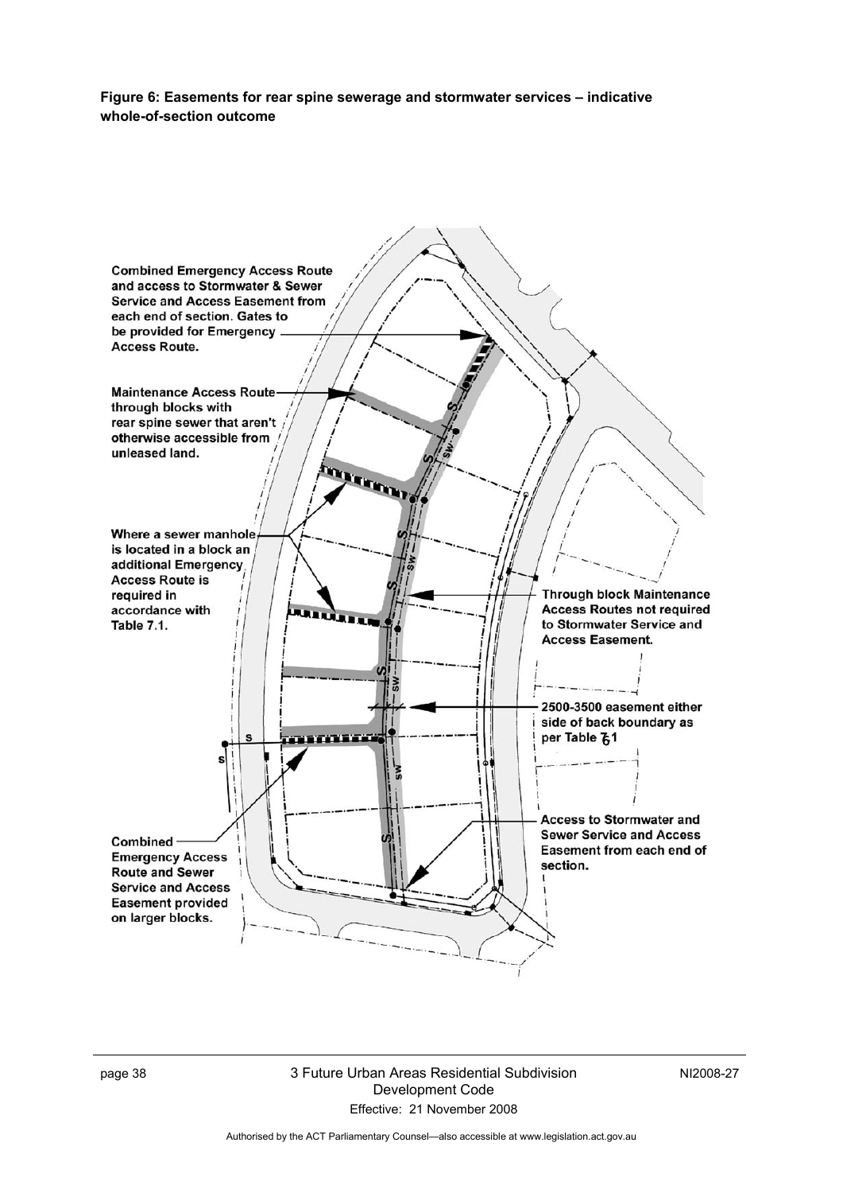**Figure 6: Easements for rear spine sewerage and stormwater services – indicative whole-of-section outcome**

Combined Emergency Access Route and access to Stormwater & Sewer Service and Access Easement from each end of section. Gates to be provided for Emergency Access Route.

Maintenance Access Route through blocks with rear spine sewer that aren't otherwise accessible from unleased land.

Where a sewer manhole is located in a block an additional Emergency Access Route is required in accordance with Table 7.1.

Combined Emergency Access Route and Sewer Service and Access Easement provided on larger blocks.

Through block Maintenance Access Routes not required to Stormwater Service and Access Easement.

2500-3500 easement either side of back boundary as per Table 7.1

Access to Stormwater and Sewer Service and Access Easement from each end of section.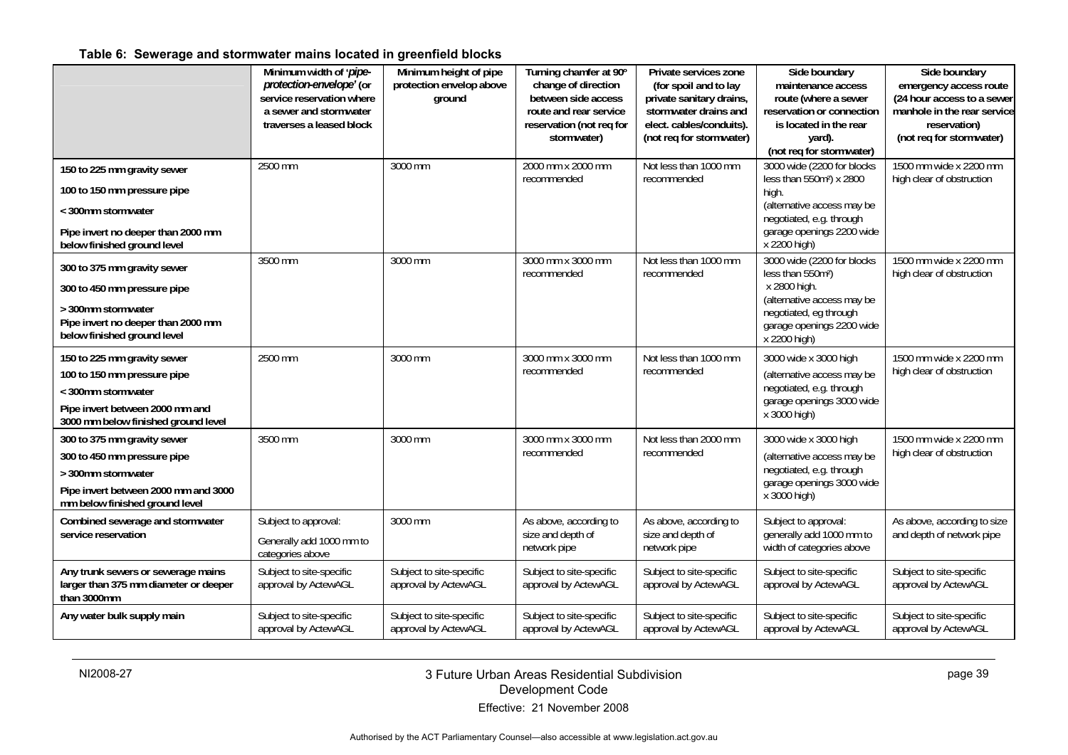**Table 6: Sewerage and stormwater mains located in greenfield blocks**

| | Minimum width of '*pipe-protection-envelope*' (or service reservation where a sewer and stormwater traverses a leased block | Minimum height of pipe protection envelop above ground | Turning chamfer at 90° change of direction between side access route and rear service reservation (not req for stormwater) | Private services zone (for spoil and to lay private sanitary drains, stormwater drains and elect. cables/conduits). (not req for stormwater) | Side boundary maintenance access route (where a sewer reservation or connection is located in the rear yard). (not req for stormwater) | Side boundary emergency access route (24 hour access to a sewer manhole in the rear service reservation) (not req for stormwater) |
|---|---|---|---|---|---|---|
| **150 to 225 mm gravity sewer**<br>**100 to 150 mm pressure pipe**<br>**< 300mm stormwater**<br>**Pipe invert no deeper than 2000 mm below finished ground level** | 2500 mm | 3000 mm | 2000 mm x 2000 mm recommended | Not less than 1000 mm recommended | 3000 wide (2200 for blocks less than 550m²) x 2800 high.<br>(alternative access may be negotiated, e.g. through garage openings 2200 wide x 2200 high) | 1500 mm wide x 2200 mm high clear of obstruction |
| **300 to 375 mm gravity sewer**<br>**300 to 450 mm pressure pipe**<br>**> 300mm stormwater**<br>**Pipe invert no deeper than 2000 mm below finished ground level** | 3500 mm | 3000 mm | 3000 mm x 3000 mm recommended | Not less than 1000 mm recommended | 3000 wide (2200 for blocks less than 550m²) x 2800 high.<br>(alternative access may be negotiated, eg through garage openings 2200 wide x 2200 high) | 1500 mm wide x 2200 mm high clear of obstruction |
| **150 to 225 mm gravity sewer**<br>**100 to 150 mm pressure pipe**<br>**< 300mm stormwater**<br>**Pipe invert between 2000 mm and 3000 mm below finished ground level** | 2500 mm | 3000 mm | 3000 mm x 3000 mm recommended | Not less than 1000 mm recommended | 3000 wide x 3000 high<br>(alternative access may be negotiated, e.g. through garage openings 3000 wide x 3000 high) | 1500 mm wide x 2200 mm high clear of obstruction |
| **300 to 375 mm gravity sewer**<br>**300 to 450 mm pressure pipe**<br>**> 300mm stormwater**<br>**Pipe invert between 2000 mm and 3000 mm below finished ground level** | 3500 mm | 3000 mm | 3000 mm x 3000 mm recommended | Not less than 2000 mm recommended | 3000 wide x 3000 high<br>(alternative access may be negotiated, e.g. through garage openings 3000 wide x 3000 high) | 1500 mm wide x 2200 mm high clear of obstruction |
| **Combined sewerage and stormwater service reservation** | Subject to approval:<br>Generally add 1000 mm to categories above | 3000 mm | As above, according to size and depth of network pipe | As above, according to size and depth of network pipe | Subject to approval: generally add 1000 mm to width of categories above | As above, according to size and depth of network pipe |
| **Any trunk sewers or sewerage mains larger than 375 mm diameter or deeper than 3000mm** | Subject to site-specific approval by ActewAGL | Subject to site-specific approval by ActewAGL | Subject to site-specific approval by ActewAGL | Subject to site-specific approval by ActewAGL | Subject to site-specific approval by ActewAGL | Subject to site-specific approval by ActewAGL |
| **Any water bulk supply main** | Subject to site-specific approval by ActewAGL | Subject to site-specific approval by ActewAGL | Subject to site-specific approval by ActewAGL | Subject to site-specific approval by ActewAGL | Subject to site-specific approval by ActewAGL | Subject to site-specific approval by ActewAGL |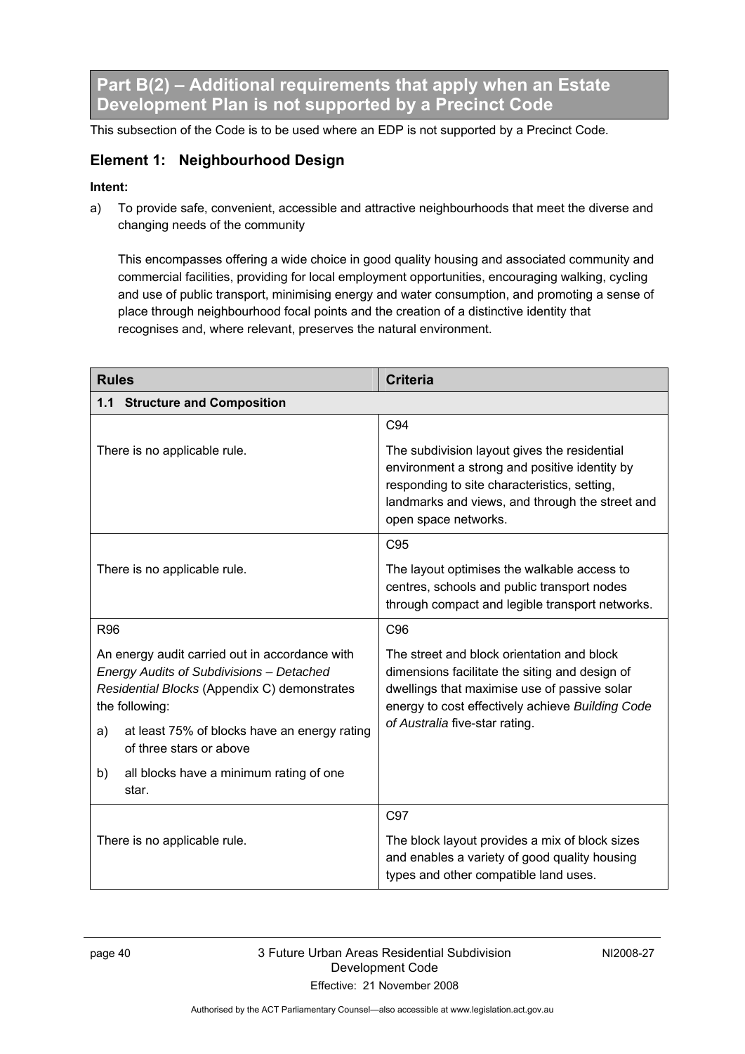## Part B(2) – Additional requirements that apply when an Estate Development Plan is not supported by a Precinct Code

This subsection of the Code is to be used where an EDP is not supported by a Precinct Code.

### Element 1: Neighbourhood Design

**Intent:**

a) To provide safe, convenient, accessible and attractive neighbourhoods that meet the diverse and changing needs of the community

This encompasses offering a wide choice in good quality housing and associated community and commercial facilities, providing for local employment opportunities, encouraging walking, cycling and use of public transport, minimising energy and water consumption, and promoting a sense of place through neighbourhood focal points and the creation of a distinctive identity that recognises and, where relevant, preserves the natural environment.

| Rules | Criteria |
|---|---|
| **1.1 Structure and Composition** | |
| There is no applicable rule. | C94<br><br>The subdivision layout gives the residential environment a strong and positive identity by responding to site characteristics, setting, landmarks and views, and through the street and open space networks. |
| There is no applicable rule. | C95<br><br>The layout optimises the walkable access to centres, schools and public transport nodes through compact and legible transport networks. |
| R96<br><br>An energy audit carried out in accordance with *Energy Audits of Subdivisions – Detached Residential Blocks* (Appendix C) demonstrates the following:<br><br>a) at least 75% of blocks have an energy rating of three stars or above<br><br>b) all blocks have a minimum rating of one star. | C96<br><br>The street and block orientation and block dimensions facilitate the siting and design of dwellings that maximise use of passive solar energy to cost effectively achieve *Building Code of Australia* five-star rating. |
| There is no applicable rule. | C97<br><br>The block layout provides a mix of block sizes and enables a variety of good quality housing types and other compatible land uses. |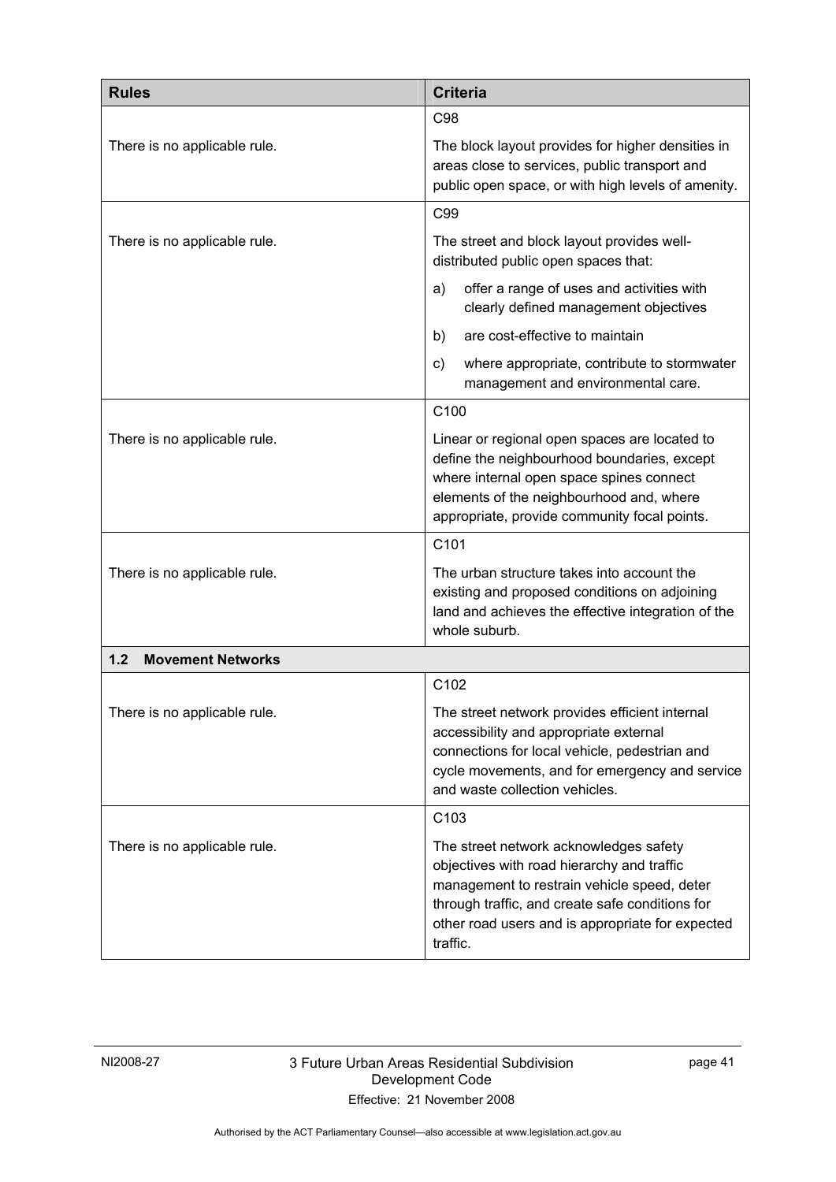| Rules | Criteria |
|---|---|
| There is no applicable rule. | C98<br><br>The block layout provides for higher densities in areas close to services, public transport and public open space, or with high levels of amenity. |
| There is no applicable rule. | C99<br><br>The street and block layout provides well-distributed public open spaces that:<br><br>a) offer a range of uses and activities with clearly defined management objectives<br><br>b) are cost-effective to maintain<br><br>c) where appropriate, contribute to stormwater management and environmental care. |
| There is no applicable rule. | C100<br><br>Linear or regional open spaces are located to define the neighbourhood boundaries, except where internal open space spines connect elements of the neighbourhood and, where appropriate, provide community focal points. |
| There is no applicable rule. | C101<br><br>The urban structure takes into account the existing and proposed conditions on adjoining land and achieves the effective integration of the whole suburb. |
| **1.2 Movement Networks** | |
| There is no applicable rule. | C102<br><br>The street network provides efficient internal accessibility and appropriate external connections for local vehicle, pedestrian and cycle movements, and for emergency and service and waste collection vehicles. |
| There is no applicable rule. | C103<br><br>The street network acknowledges safety objectives with road hierarchy and traffic management to restrain vehicle speed, deter through traffic, and create safe conditions for other road users and is appropriate for expected traffic. |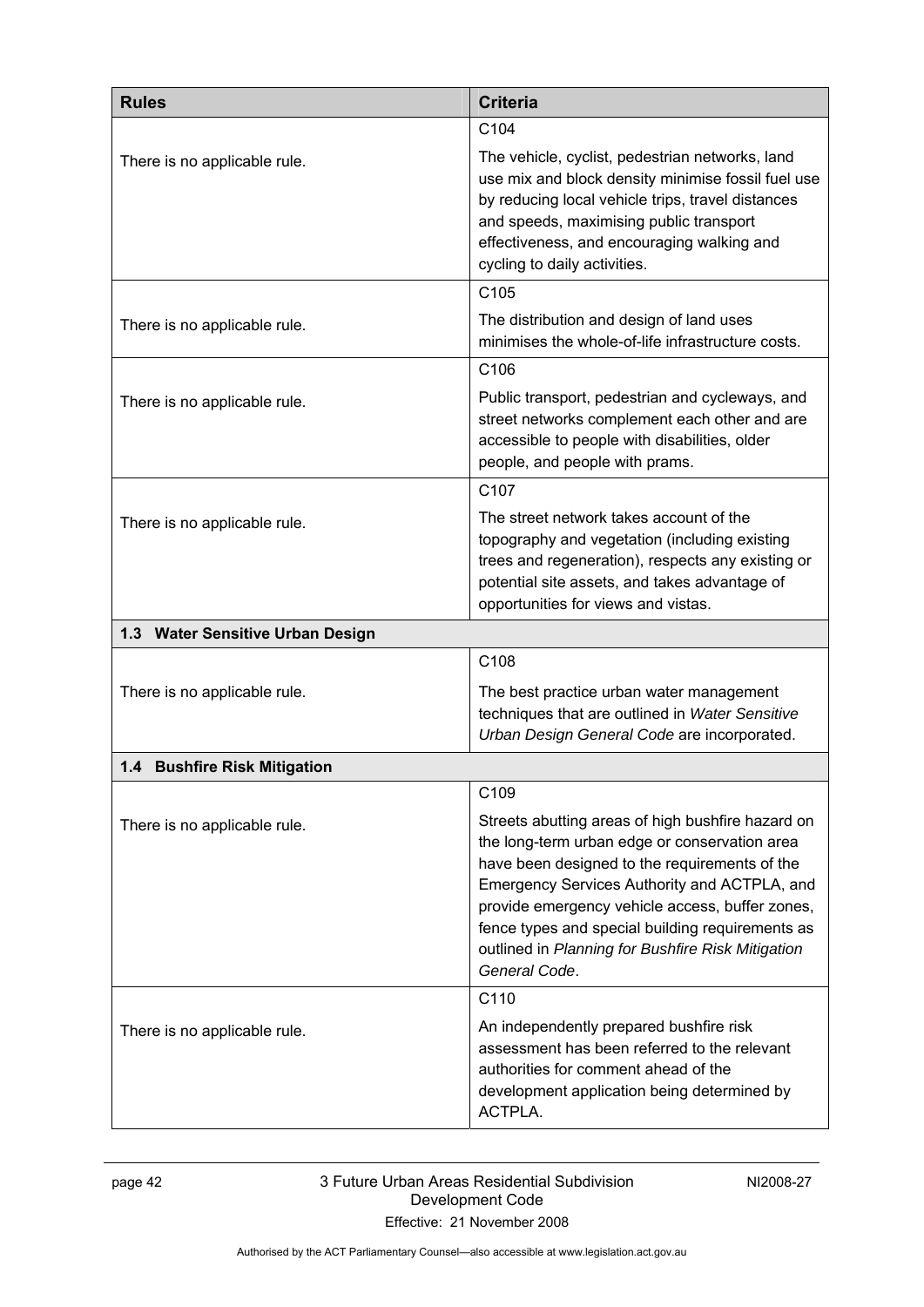| Rules | Criteria |
|---|---|
| There is no applicable rule. | C104<br><br>The vehicle, cyclist, pedestrian networks, land use mix and block density minimise fossil fuel use by reducing local vehicle trips, travel distances and speeds, maximising public transport effectiveness, and encouraging walking and cycling to daily activities. |
| There is no applicable rule. | C105<br><br>The distribution and design of land uses minimises the whole-of-life infrastructure costs. |
| There is no applicable rule. | C106<br><br>Public transport, pedestrian and cycleways, and street networks complement each other and are accessible to people with disabilities, older people, and people with prams. |
| There is no applicable rule. | C107<br><br>The street network takes account of the topography and vegetation (including existing trees and regeneration), respects any existing or potential site assets, and takes advantage of opportunities for views and vistas. |
| **1.3 Water Sensitive Urban Design** | |
| There is no applicable rule. | C108<br><br>The best practice urban water management techniques that are outlined in *Water Sensitive Urban Design General Code* are incorporated. |
| **1.4 Bushfire Risk Mitigation** | |
| There is no applicable rule. | C109<br><br>Streets abutting areas of high bushfire hazard on the long-term urban edge or conservation area have been designed to the requirements of the Emergency Services Authority and ACTPLA, and provide emergency vehicle access, buffer zones, fence types and special building requirements as outlined in *Planning for Bushfire Risk Mitigation General Code*. |
| There is no applicable rule. | C110<br><br>An independently prepared bushfire risk assessment has been referred to the relevant authorities for comment ahead of the development application being determined by ACTPLA. |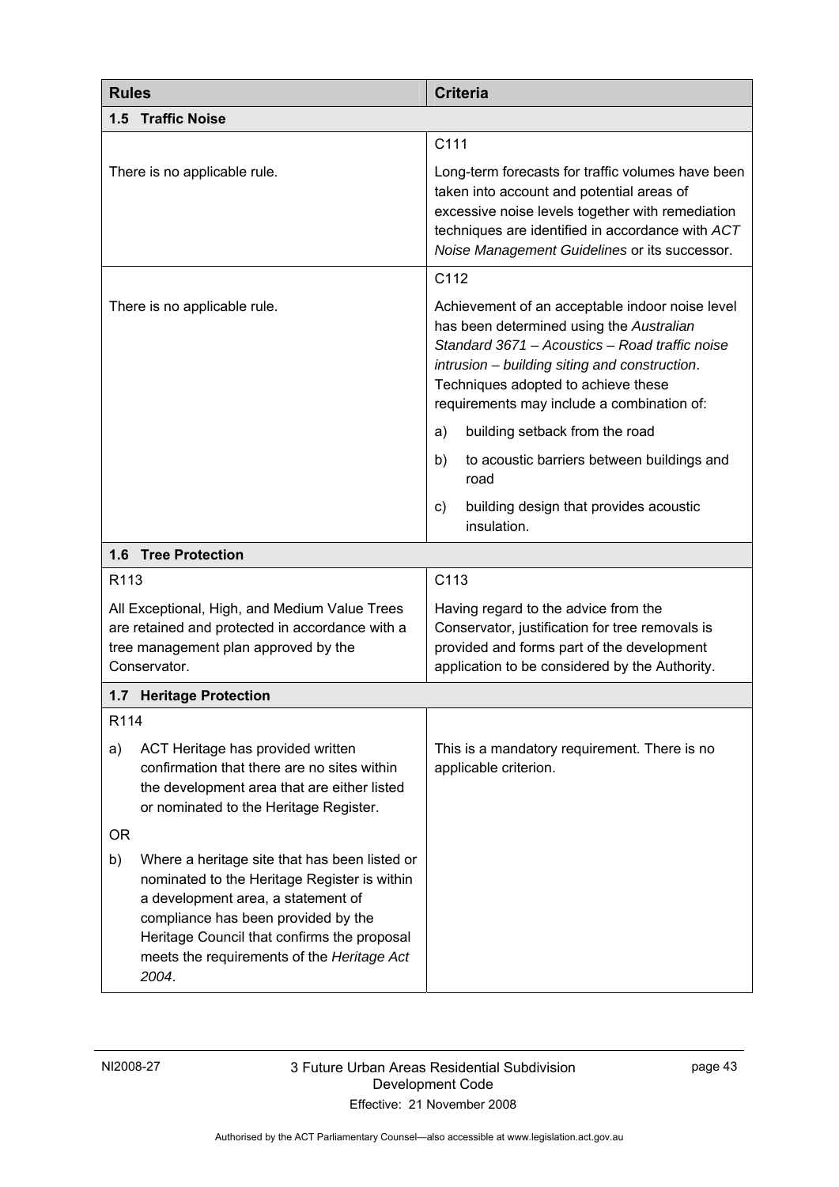| Rules | Criteria |
|---|---|
| **1.5 Traffic Noise** | |
| There is no applicable rule. | C111<br><br>Long-term forecasts for traffic volumes have been taken into account and potential areas of excessive noise levels together with remediation techniques are identified in accordance with *ACT Noise Management Guidelines* or its successor. |
| There is no applicable rule. | C112<br><br>Achievement of an acceptable indoor noise level has been determined using the *Australian Standard 3671 – Acoustics – Road traffic noise intrusion – building siting and construction*. Techniques adopted to achieve these requirements may include a combination of:<br><br>a) building setback from the road<br><br>b) to acoustic barriers between buildings and road<br><br>c) building design that provides acoustic insulation. |
| **1.6 Tree Protection** | |
| R113<br><br>All Exceptional, High, and Medium Value Trees are retained and protected in accordance with a tree management plan approved by the Conservator. | C113<br><br>Having regard to the advice from the Conservator, justification for tree removals is provided and forms part of the development application to be considered by the Authority. |
| **1.7 Heritage Protection** | |
| R114<br><br>a) ACT Heritage has provided written confirmation that there are no sites within the development area that are either listed or nominated to the Heritage Register.<br><br>OR<br><br>b) Where a heritage site that has been listed or nominated to the Heritage Register is within a development area, a statement of compliance has been provided by the Heritage Council that confirms the proposal meets the requirements of the *Heritage Act 2004*. | This is a mandatory requirement. There is no applicable criterion. |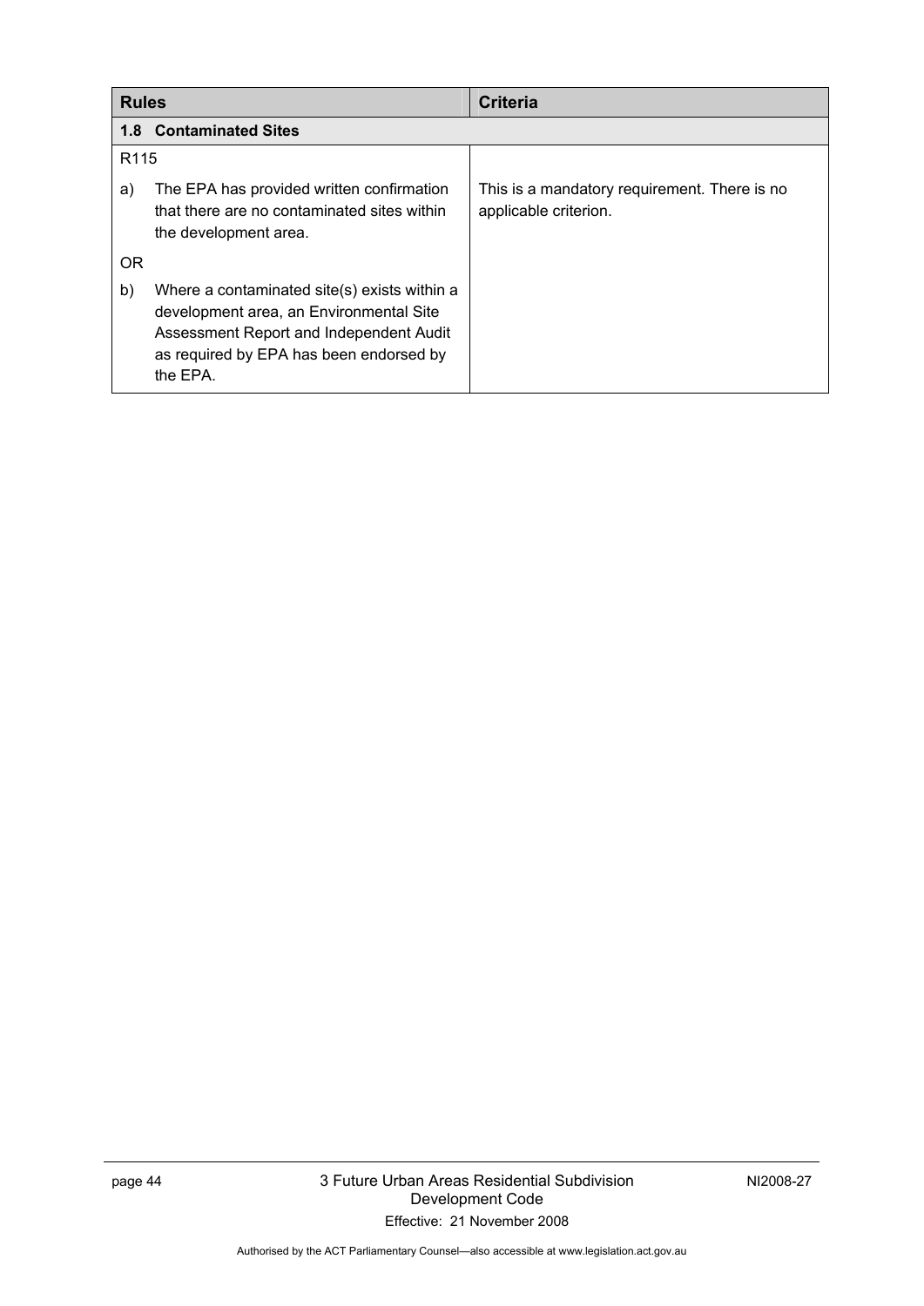| Rules | Criteria |
|---|---|
| **1.8 Contaminated Sites** | |
| R115 | |
| a) The EPA has provided written confirmation that there are no contaminated sites within the development area.<br><br>OR<br><br>b) Where a contaminated site(s) exists within a development area, an Environmental Site Assessment Report and Independent Audit as required by EPA has been endorsed by the EPA. | This is a mandatory requirement. There is no applicable criterion. |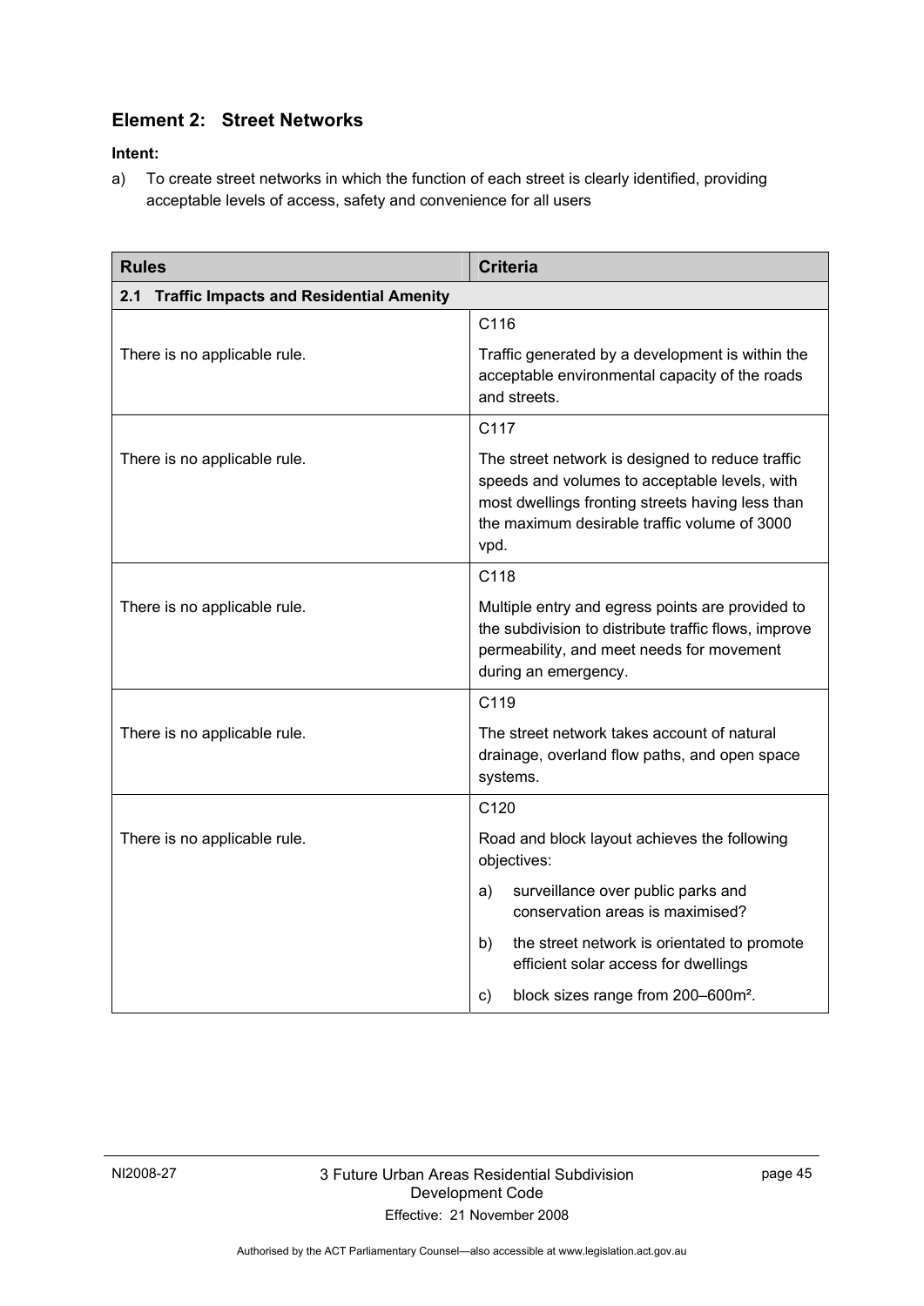## Element 2: Street Networks

**Intent:**

a) To create street networks in which the function of each street is clearly identified, providing acceptable levels of access, safety and convenience for all users

| Rules | Criteria |
|---|---|
| **2.1 Traffic Impacts and Residential Amenity** | |
| There is no applicable rule. | C116<br><br>Traffic generated by a development is within the acceptable environmental capacity of the roads and streets. |
| There is no applicable rule. | C117<br><br>The street network is designed to reduce traffic speeds and volumes to acceptable levels, with most dwellings fronting streets having less than the maximum desirable traffic volume of 3000 vpd. |
| There is no applicable rule. | C118<br><br>Multiple entry and egress points are provided to the subdivision to distribute traffic flows, improve permeability, and meet needs for movement during an emergency. |
| There is no applicable rule. | C119<br><br>The street network takes account of natural drainage, overland flow paths, and open space systems. |
| There is no applicable rule. | C120<br><br>Road and block layout achieves the following objectives:<br><br>a) surveillance over public parks and conservation areas is maximised?<br><br>b) the street network is orientated to promote efficient solar access for dwellings<br><br>c) block sizes range from 200–600m². |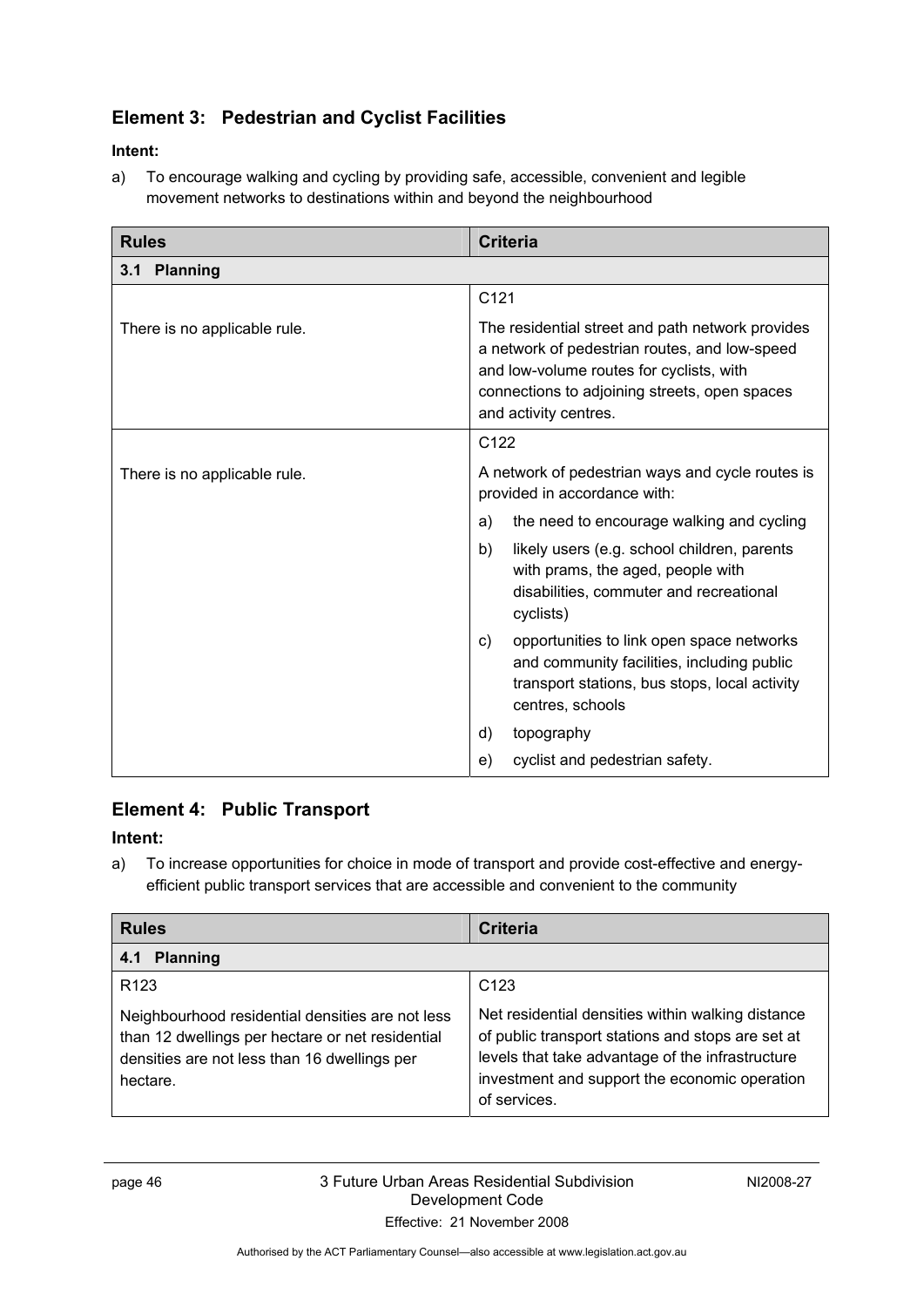## Element 3: Pedestrian and Cyclist Facilities

**Intent:**

a) To encourage walking and cycling by providing safe, accessible, convenient and legible movement networks to destinations within and beyond the neighbourhood

| Rules | Criteria |
|---|---|
| **3.1 Planning** | |
| There is no applicable rule. | C121<br><br>The residential street and path network provides a network of pedestrian routes, and low-speed and low-volume routes for cyclists, with connections to adjoining streets, open spaces and activity centres. |
| There is no applicable rule. | C122<br><br>A network of pedestrian ways and cycle routes is provided in accordance with:<br>a) the need to encourage walking and cycling<br>b) likely users (e.g. school children, parents with prams, the aged, people with disabilities, commuter and recreational cyclists)<br>c) opportunities to link open space networks and community facilities, including public transport stations, bus stops, local activity centres, schools<br>d) topography<br>e) cyclist and pedestrian safety. |

## Element 4: Public Transport

**Intent:**

a) To increase opportunities for choice in mode of transport and provide cost-effective and energy-efficient public transport services that are accessible and convenient to the community

| Rules | Criteria |
|---|---|
| **4.1 Planning** | |
| R123<br><br>Neighbourhood residential densities are not less than 12 dwellings per hectare or net residential densities are not less than 16 dwellings per hectare. | C123<br><br>Net residential densities within walking distance of public transport stations and stops are set at levels that take advantage of the infrastructure investment and support the economic operation of services. |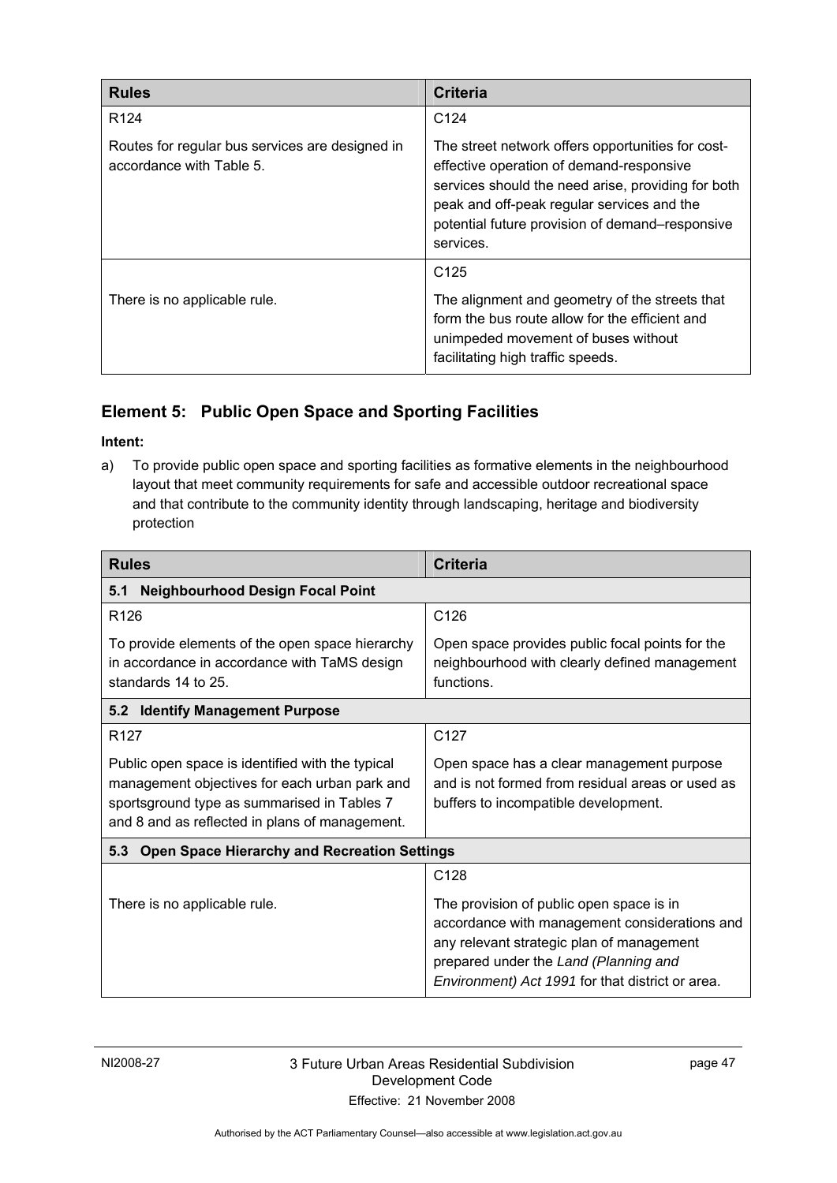| Rules | Criteria |
|---|---|
| R124<br><br>Routes for regular bus services are designed in accordance with Table 5. | C124<br><br>The street network offers opportunities for cost-effective operation of demand-responsive services should the need arise, providing for both peak and off-peak regular services and the potential future provision of demand–responsive services. |
| There is no applicable rule. | C125<br><br>The alignment and geometry of the streets that form the bus route allow for the efficient and unimpeded movement of buses without facilitating high traffic speeds. |

## Element 5: Public Open Space and Sporting Facilities

**Intent:**

a) To provide public open space and sporting facilities as formative elements in the neighbourhood layout that meet community requirements for safe and accessible outdoor recreational space and that contribute to the community identity through landscaping, heritage and biodiversity protection

| Rules | Criteria |
|---|---|
| **5.1 Neighbourhood Design Focal Point** | |
| R126<br><br>To provide elements of the open space hierarchy in accordance in accordance with TaMS design standards 14 to 25. | C126<br><br>Open space provides public focal points for the neighbourhood with clearly defined management functions. |
| **5.2 Identify Management Purpose** | |
| R127<br><br>Public open space is identified with the typical management objectives for each urban park and sportsground type as summarised in Tables 7 and 8 and as reflected in plans of management. | C127<br><br>Open space has a clear management purpose and is not formed from residual areas or used as buffers to incompatible development. |
| **5.3 Open Space Hierarchy and Recreation Settings** | |
| There is no applicable rule. | C128<br><br>The provision of public open space is in accordance with management considerations and any relevant strategic plan of management prepared under the *Land (Planning and Environment) Act 1991* for that district or area. |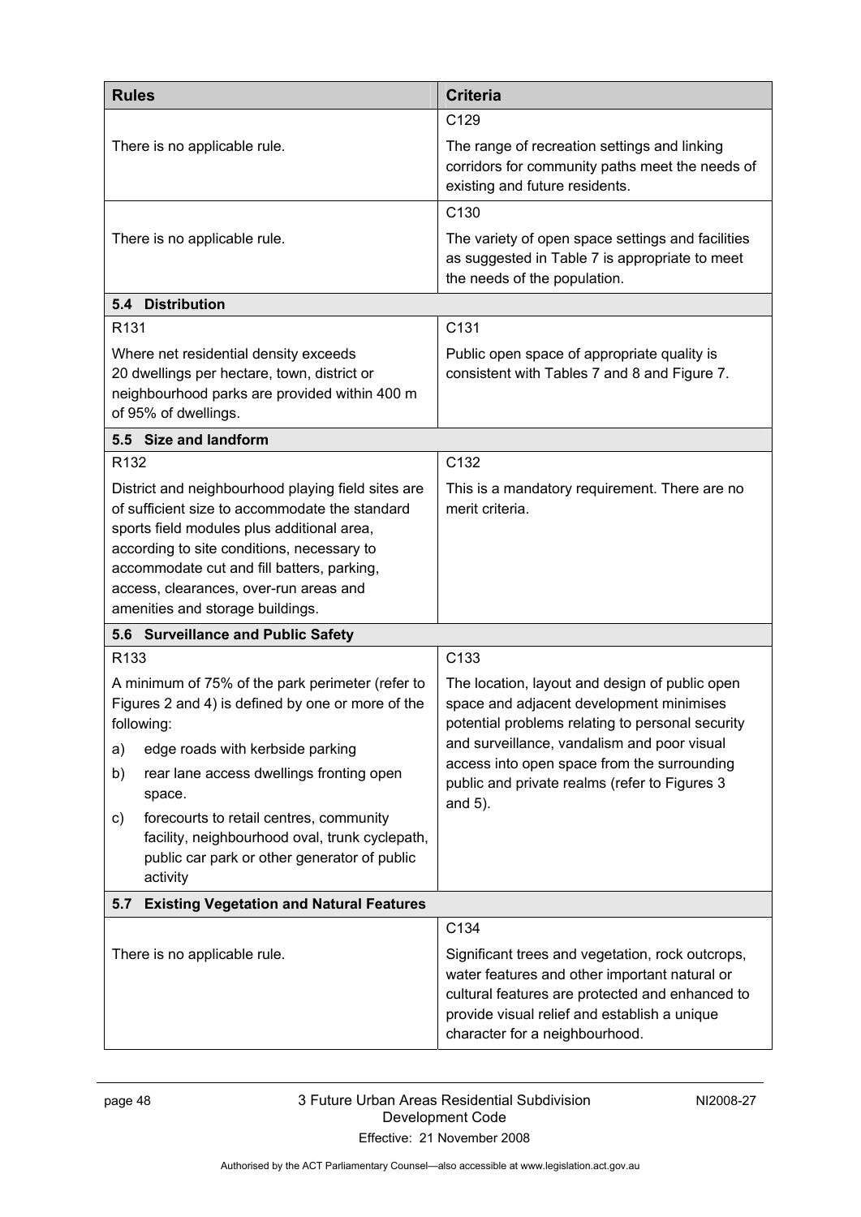| Rules | Criteria |
|---|---|
| There is no applicable rule. | C129<br><br>The range of recreation settings and linking corridors for community paths meet the needs of existing and future residents. |
| There is no applicable rule. | C130<br><br>The variety of open space settings and facilities as suggested in Table 7 is appropriate to meet the needs of the population. |
| **5.4 Distribution** | |
| R131<br><br>Where net residential density exceeds 20 dwellings per hectare, town, district or neighbourhood parks are provided within 400 m of 95% of dwellings. | C131<br><br>Public open space of appropriate quality is consistent with Tables 7 and 8 and Figure 7. |
| **5.5 Size and landform** | |
| R132<br><br>District and neighbourhood playing field sites are of sufficient size to accommodate the standard sports field modules plus additional area, according to site conditions, necessary to accommodate cut and fill batters, parking, access, clearances, over-run areas and amenities and storage buildings. | C132<br><br>This is a mandatory requirement. There are no merit criteria. |
| **5.6 Surveillance and Public Safety** | |
| R133<br><br>A minimum of 75% of the park perimeter (refer to Figures 2 and 4) is defined by one or more of the following:<br><br>a) edge roads with kerbside parking<br><br>b) rear lane access dwellings fronting open space.<br><br>c) forecourts to retail centres, community facility, neighbourhood oval, trunk cyclepath, public car park or other generator of public activity | C133<br><br>The location, layout and design of public open space and adjacent development minimises potential problems relating to personal security and surveillance, vandalism and poor visual access into open space from the surrounding public and private realms (refer to Figures 3 and 5). |
| **5.7 Existing Vegetation and Natural Features** | |
| There is no applicable rule. | C134<br><br>Significant trees and vegetation, rock outcrops, water features and other important natural or cultural features are protected and enhanced to provide visual relief and establish a unique character for a neighbourhood. |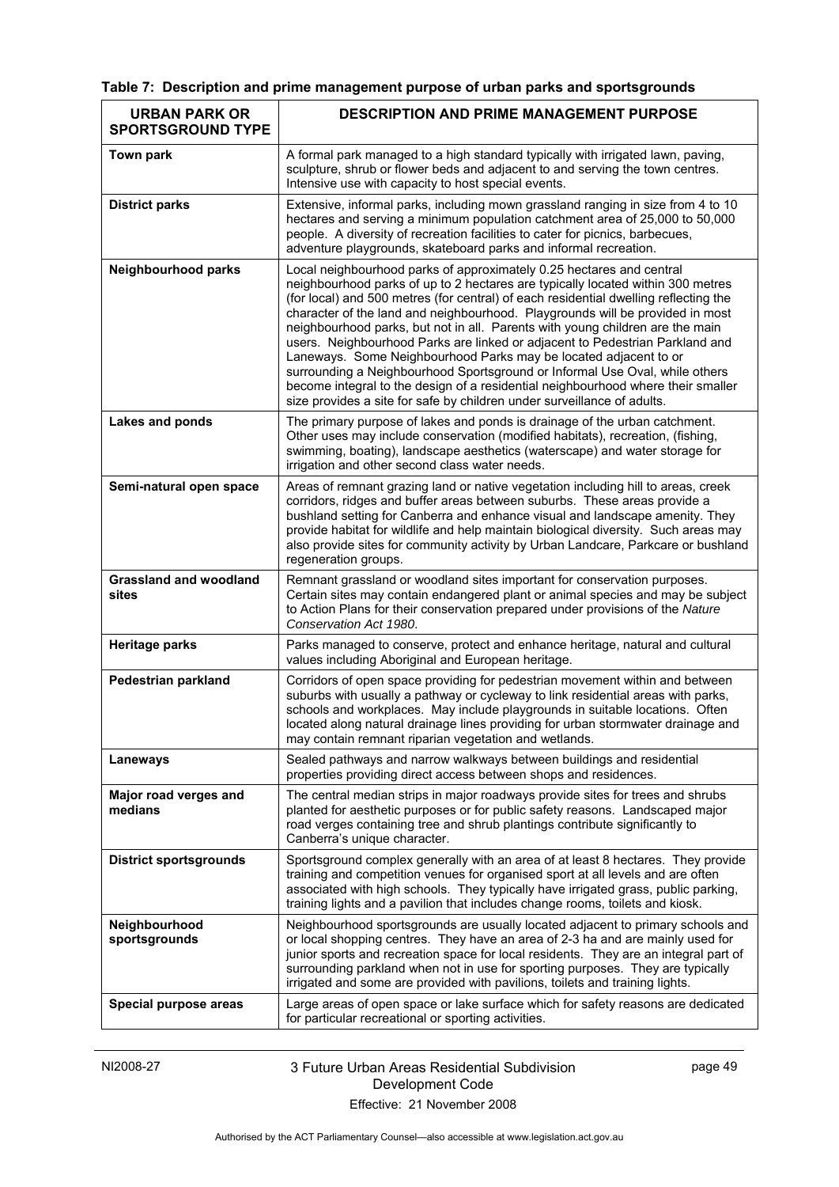**Table 7: Description and prime management purpose of urban parks and sportsgrounds**

| URBAN PARK OR SPORTSGROUND TYPE | DESCRIPTION AND PRIME MANAGEMENT PURPOSE |
|---|---|
| **Town park** | A formal park managed to a high standard typically with irrigated lawn, paving, sculpture, shrub or flower beds and adjacent to and serving the town centres. Intensive use with capacity to host special events. |
| **District parks** | Extensive, informal parks, including mown grassland ranging in size from 4 to 10 hectares and serving a minimum population catchment area of 25,000 to 50,000 people. A diversity of recreation facilities to cater for picnics, barbecues, adventure playgrounds, skateboard parks and informal recreation. |
| **Neighbourhood parks** | Local neighbourhood parks of approximately 0.25 hectares and central neighbourhood parks of up to 2 hectares are typically located within 300 metres (for local) and 500 metres (for central) of each residential dwelling reflecting the character of the land and neighbourhood. Playgrounds will be provided in most neighbourhood parks, but not in all. Parents with young children are the main users. Neighbourhood Parks are linked or adjacent to Pedestrian Parkland and Laneways. Some Neighbourhood Parks may be located adjacent to or surrounding a Neighbourhood Sportsground or Informal Use Oval, while others become integral to the design of a residential neighbourhood where their smaller size provides a site for safe by children under surveillance of adults. |
| **Lakes and ponds** | The primary purpose of lakes and ponds is drainage of the urban catchment. Other uses may include conservation (modified habitats), recreation, (fishing, swimming, boating), landscape aesthetics (waterscape) and water storage for irrigation and other second class water needs. |
| **Semi-natural open space** | Areas of remnant grazing land or native vegetation including hill to areas, creek corridors, ridges and buffer areas between suburbs. These areas provide a bushland setting for Canberra and enhance visual and landscape amenity. They provide habitat for wildlife and help maintain biological diversity. Such areas may also provide sites for community activity by Urban Landcare, Parkcare or bushland regeneration groups. |
| **Grassland and woodland sites** | Remnant grassland or woodland sites important for conservation purposes. Certain sites may contain endangered plant or animal species and may be subject to Action Plans for their conservation prepared under provisions of the *Nature Conservation Act 1980*. |
| **Heritage parks** | Parks managed to conserve, protect and enhance heritage, natural and cultural values including Aboriginal and European heritage. |
| **Pedestrian parkland** | Corridors of open space providing for pedestrian movement within and between suburbs with usually a pathway or cycleway to link residential areas with parks, schools and workplaces. May include playgrounds in suitable locations. Often located along natural drainage lines providing for urban stormwater drainage and may contain remnant riparian vegetation and wetlands. |
| **Laneways** | Sealed pathways and narrow walkways between buildings and residential properties providing direct access between shops and residences. |
| **Major road verges and medians** | The central median strips in major roadways provide sites for trees and shrubs planted for aesthetic purposes or for public safety reasons. Landscaped major road verges containing tree and shrub plantings contribute significantly to Canberra's unique character. |
| **District sportsgrounds** | Sportsground complex generally with an area of at least 8 hectares. They provide training and competition venues for organised sport at all levels and are often associated with high schools. They typically have irrigated grass, public parking, training lights and a pavilion that includes change rooms, toilets and kiosk. |
| **Neighbourhood sportsgrounds** | Neighbourhood sportsgrounds are usually located adjacent to primary schools and or local shopping centres. They have an area of 2-3 ha and are mainly used for junior sports and recreation space for local residents. They are an integral part of surrounding parkland when not in use for sporting purposes. They are typically irrigated and some are provided with pavilions, toilets and training lights. |
| **Special purpose areas** | Large areas of open space or lake surface which for safety reasons are dedicated for particular recreational or sporting activities. |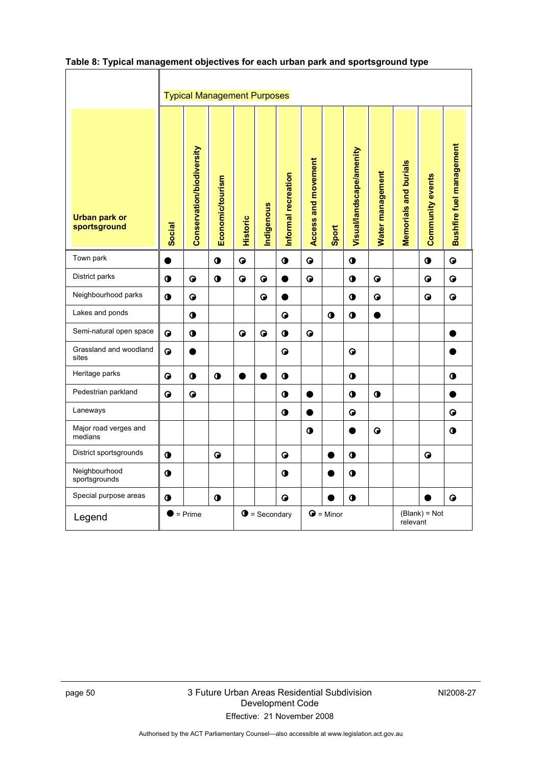**Table 8: Typical management objectives for each urban park and sportsground type**

| Urban park or sportsground | Typical Management Purposes | | | | | | | | | | | | |
|---|---|---|---|---|---|---|---|---|---|---|---|---|---|
| | Social | Conservation/biodiversity | Economic/tourism | Historic | Indigenous | Informal recreation | Access and movement | Sport | Visual/landscape/amenity | Water management | Memorials and burials | Community events | Bushfire fuel management |
| Town park | ● | | ◑ | ◔ | | ◑ | ◔ | | ◑ | | | ◑ | ◔ |
| District parks | ◑ | ◔ | ◑ | ◔ | ◔ | ● | ◔ | | ◑ | ◔ | | ◔ | ◔ |
| Neighbourhood parks | ◑ | ◔ | | | ◔ | ● | | | ◑ | ◔ | | ◔ | ◔ |
| Lakes and ponds | | ◑ | | | | ◔ | | ◑ | ◑ | ● | | | |
| Semi-natural open space | ◔ | ◑ | | ◔ | ◔ | ◑ | ◔ | | | | | | ● |
| Grassland and woodland sites | ◔ | ● | | | | ◔ | | | ◔ | | | | ● |
| Heritage parks | ◔ | ◑ | ◑ | ● | ● | ◑ | | | ◑ | | | | ◑ |
| Pedestrian parkland | ◔ | ◔ | | | | ◑ | ● | | ◑ | ◑ | | | ● |
| Laneways | | | | | | ◑ | ● | | ◔ | | | | ◔ |
| Major road verges and medians | | | | | | | ◑ | | ● | ◔ | | | ◑ |
| District sportsgrounds | ◑ | | ◔ | | | ◔ | | ● | ◑ | | | ◔ | |
| Neighbourhood sportsgrounds | ◑ | | | | | ◑ | | ● | ◑ | | | | |
| Special purpose areas | ◑ | | ◑ | | | ◔ | | ● | ◑ | | | ● | ◔ |

Legend: ● = Prime; ◑ = Secondary; ◔ = Minor; (Blank) = Not relevant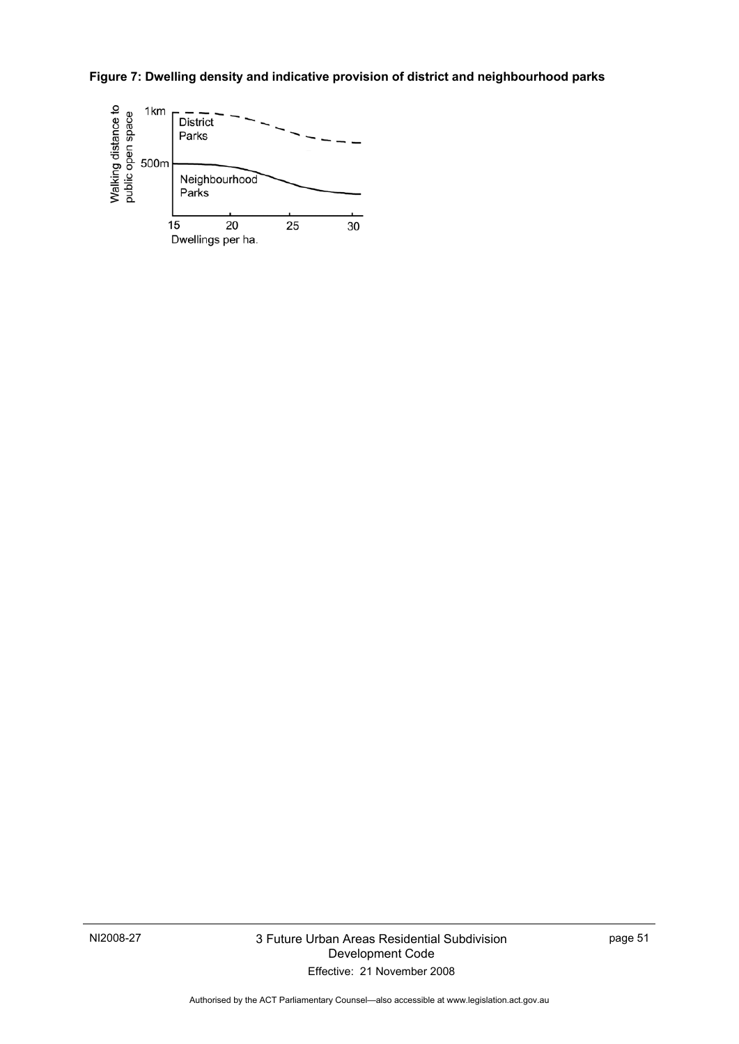**Figure 7: Dwelling density and indicative provision of district and neighbourhood parks**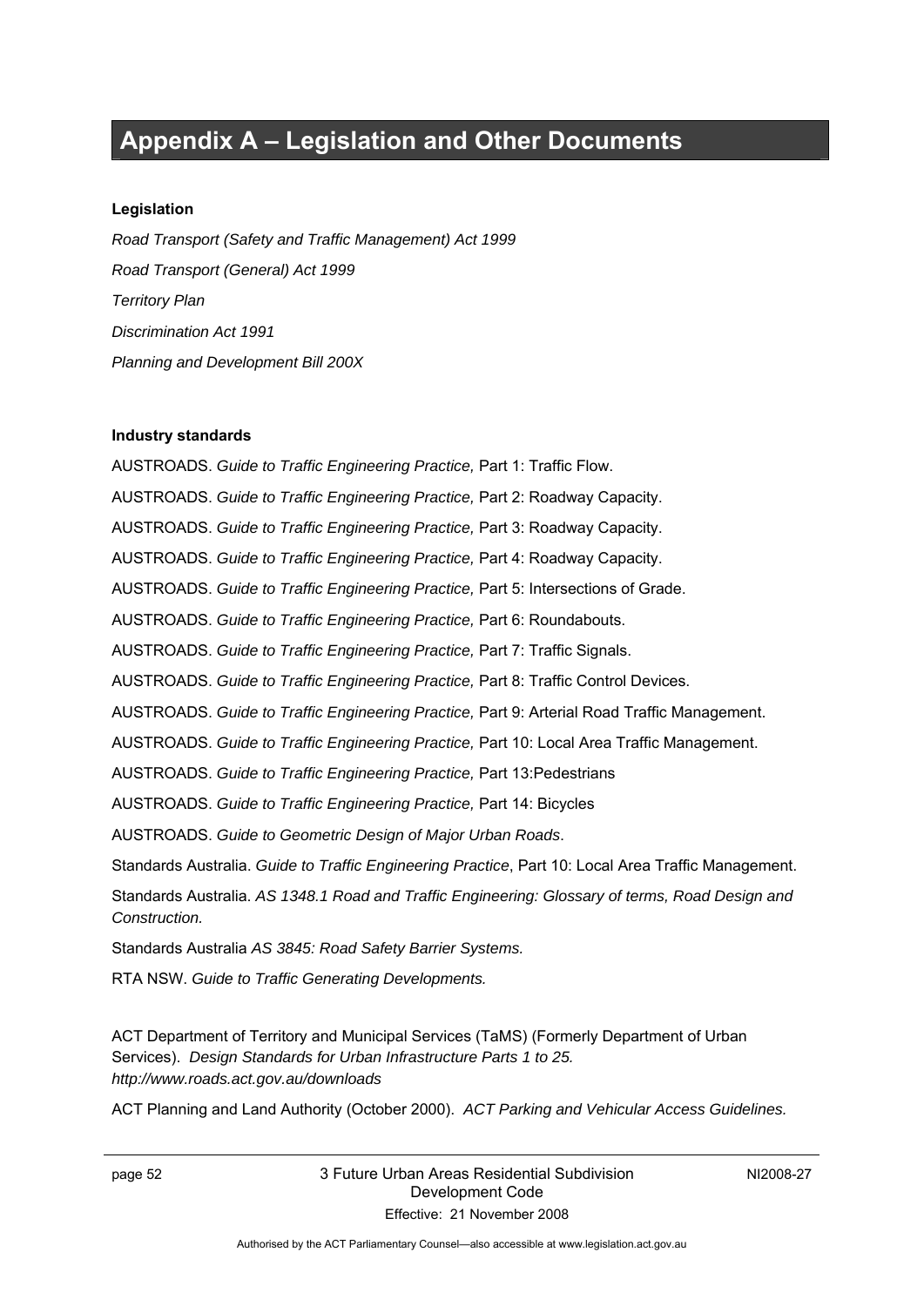# Appendix A – Legislation and Other Documents

**Legislation**

*Road Transport (Safety and Traffic Management) Act 1999*

*Road Transport (General) Act 1999*

*Territory Plan*

*Discrimination Act 1991*

*Planning and Development Bill 200X*

**Industry standards**

AUSTROADS. *Guide to Traffic Engineering Practice,* Part 1: Traffic Flow.

AUSTROADS. *Guide to Traffic Engineering Practice,* Part 2: Roadway Capacity.

AUSTROADS. *Guide to Traffic Engineering Practice,* Part 3: Roadway Capacity.

AUSTROADS. *Guide to Traffic Engineering Practice,* Part 4: Roadway Capacity.

AUSTROADS. *Guide to Traffic Engineering Practice,* Part 5: Intersections of Grade.

AUSTROADS. *Guide to Traffic Engineering Practice,* Part 6: Roundabouts.

AUSTROADS. *Guide to Traffic Engineering Practice,* Part 7: Traffic Signals.

AUSTROADS. *Guide to Traffic Engineering Practice,* Part 8: Traffic Control Devices.

AUSTROADS. *Guide to Traffic Engineering Practice,* Part 9: Arterial Road Traffic Management.

AUSTROADS. *Guide to Traffic Engineering Practice,* Part 10: Local Area Traffic Management.

AUSTROADS. *Guide to Traffic Engineering Practice,* Part 13:Pedestrians

AUSTROADS. *Guide to Traffic Engineering Practice,* Part 14: Bicycles

AUSTROADS. *Guide to Geometric Design of Major Urban Roads*.

Standards Australia. *Guide to Traffic Engineering Practice*, Part 10: Local Area Traffic Management.

Standards Australia. *AS 1348.1 Road and Traffic Engineering: Glossary of terms, Road Design and Construction.*

Standards Australia *AS 3845: Road Safety Barrier Systems.*

RTA NSW. *Guide to Traffic Generating Developments.*

ACT Department of Territory and Municipal Services (TaMS) (Formerly Department of Urban Services). *Design Standards for Urban Infrastructure Parts 1 to 25. http://www.roads.act.gov.au/downloads*

ACT Planning and Land Authority (October 2000). *ACT Parking and Vehicular Access Guidelines.*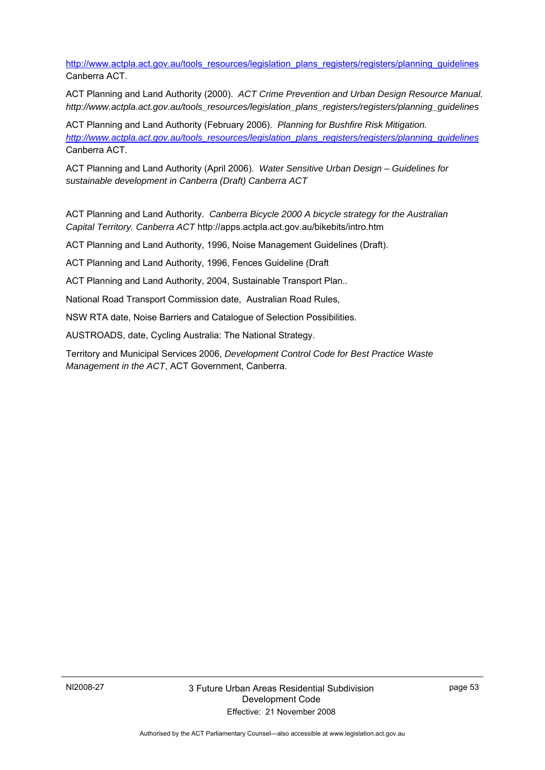http://www.actpla.act.gov.au/tools_resources/legislation_plans_registers/registers/planning_guidelines Canberra ACT.

ACT Planning and Land Authority (2000). *ACT Crime Prevention and Urban Design Resource Manual. http://www.actpla.act.gov.au/tools_resources/legislation_plans_registers/registers/planning_guidelines*

ACT Planning and Land Authority (February 2006). *Planning for Bushfire Risk Mitigation. http://www.actpla.act.gov.au/tools_resources/legislation_plans_registers/registers/planning_guidelines* Canberra ACT.

ACT Planning and Land Authority (April 2006). *Water Sensitive Urban Design – Guidelines for sustainable development in Canberra (Draft) Canberra ACT*

ACT Planning and Land Authority. *Canberra Bicycle 2000 A bicycle strategy for the Australian Capital Territory. Canberra ACT* http://apps.actpla.act.gov.au/bikebits/intro.htm

ACT Planning and Land Authority, 1996, Noise Management Guidelines (Draft).

ACT Planning and Land Authority, 1996, Fences Guideline (Draft

ACT Planning and Land Authority, 2004, Sustainable Transport Plan..

National Road Transport Commission date, Australian Road Rules,

NSW RTA date, Noise Barriers and Catalogue of Selection Possibilities.

AUSTROADS, date, Cycling Australia: The National Strategy.

Territory and Municipal Services 2006, *Development Control Code for Best Practice Waste Management in the ACT*, ACT Government, Canberra.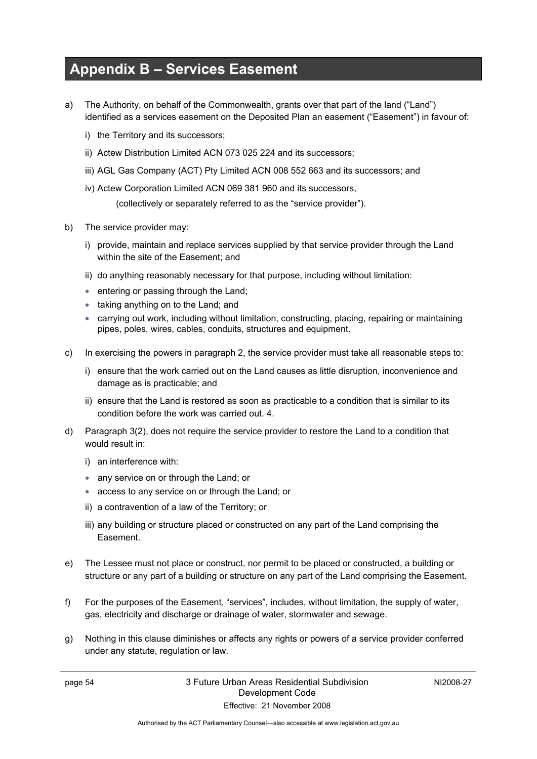# Appendix B – Services Easement

a) The Authority, on behalf of the Commonwealth, grants over that part of the land ("Land") identified as a services easement on the Deposited Plan an easement ("Easement") in favour of:

   i) the Territory and its successors;

   ii) Actew Distribution Limited ACN 073 025 224 and its successors;

   iii) AGL Gas Company (ACT) Pty Limited ACN 008 552 663 and its successors; and

   iv) Actew Corporation Limited ACN 069 381 960 and its successors,

   (collectively or separately referred to as the "service provider").

b) The service provider may:

   i) provide, maintain and replace services supplied by that service provider through the Land within the site of the Easement; and

   ii) do anything reasonably necessary for that purpose, including without limitation:

   - entering or passing through the Land;
   - taking anything on to the Land; and
   - carrying out work, including without limitation, constructing, placing, repairing or maintaining pipes, poles, wires, cables, conduits, structures and equipment.

c) In exercising the powers in paragraph 2, the service provider must take all reasonable steps to:

   i) ensure that the work carried out on the Land causes as little disruption, inconvenience and damage as is practicable; and

   ii) ensure that the Land is restored as soon as practicable to a condition that is similar to its condition before the work was carried out. 4.

d) Paragraph 3(2), does not require the service provider to restore the Land to a condition that would result in:

   i) an interference with:

   - any service on or through the Land; or
   - access to any service on or through the Land; or

   ii) a contravention of a law of the Territory; or

   iii) any building or structure placed or constructed on any part of the Land comprising the Easement.

e) The Lessee must not place or construct, nor permit to be placed or constructed, a building or structure or any part of a building or structure on any part of the Land comprising the Easement.

f) For the purposes of the Easement, "services", includes, without limitation, the supply of water, gas, electricity and discharge or drainage of water, stormwater and sewage.

g) Nothing in this clause diminishes or affects any rights or powers of a service provider conferred under any statute, regulation or law.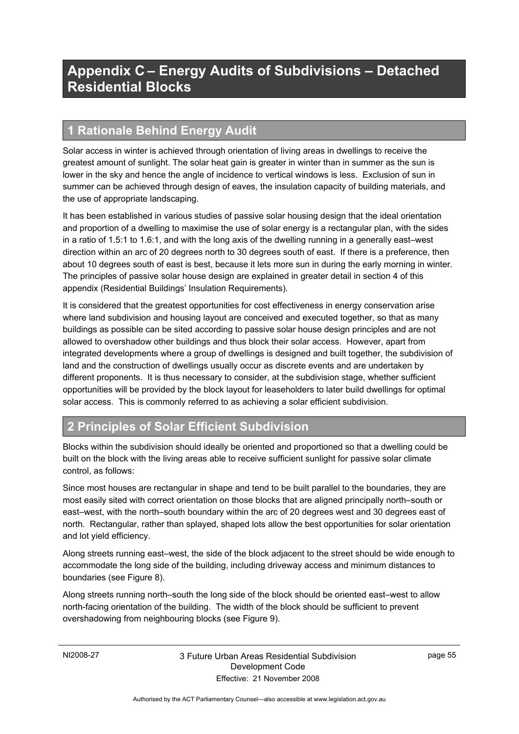# Appendix C – Energy Audits of Subdivisions – Detached Residential Blocks

## 1 Rationale Behind Energy Audit

Solar access in winter is achieved through orientation of living areas in dwellings to receive the greatest amount of sunlight. The solar heat gain is greater in winter than in summer as the sun is lower in the sky and hence the angle of incidence to vertical windows is less. Exclusion of sun in summer can be achieved through design of eaves, the insulation capacity of building materials, and the use of appropriate landscaping.

It has been established in various studies of passive solar housing design that the ideal orientation and proportion of a dwelling to maximise the use of solar energy is a rectangular plan, with the sides in a ratio of 1.5:1 to 1.6:1, and with the long axis of the dwelling running in a generally east–west direction within an arc of 20 degrees north to 30 degrees south of east. If there is a preference, then about 10 degrees south of east is best, because it lets more sun in during the early morning in winter. The principles of passive solar house design are explained in greater detail in section 4 of this appendix (Residential Buildings' Insulation Requirements).

It is considered that the greatest opportunities for cost effectiveness in energy conservation arise where land subdivision and housing layout are conceived and executed together, so that as many buildings as possible can be sited according to passive solar house design principles and are not allowed to overshadow other buildings and thus block their solar access. However, apart from integrated developments where a group of dwellings is designed and built together, the subdivision of land and the construction of dwellings usually occur as discrete events and are undertaken by different proponents. It is thus necessary to consider, at the subdivision stage, whether sufficient opportunities will be provided by the block layout for leaseholders to later build dwellings for optimal solar access. This is commonly referred to as achieving a solar efficient subdivision.

## 2 Principles of Solar Efficient Subdivision

Blocks within the subdivision should ideally be oriented and proportioned so that a dwelling could be built on the block with the living areas able to receive sufficient sunlight for passive solar climate control, as follows:

Since most houses are rectangular in shape and tend to be built parallel to the boundaries, they are most easily sited with correct orientation on those blocks that are aligned principally north–south or east–west, with the north–south boundary within the arc of 20 degrees west and 30 degrees east of north. Rectangular, rather than splayed, shaped lots allow the best opportunities for solar orientation and lot yield efficiency.

Along streets running east–west, the side of the block adjacent to the street should be wide enough to accommodate the long side of the building, including driveway access and minimum distances to boundaries (see Figure 8).

Along streets running north–south the long side of the block should be oriented east–west to allow north-facing orientation of the building. The width of the block should be sufficient to prevent overshadowing from neighbouring blocks (see Figure 9).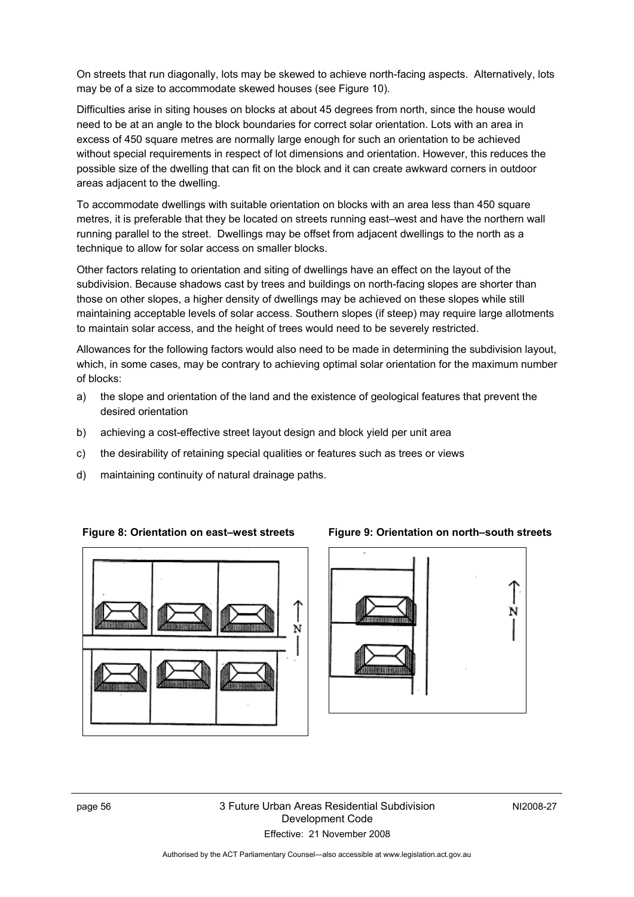On streets that run diagonally, lots may be skewed to achieve north-facing aspects. Alternatively, lots may be of a size to accommodate skewed houses (see Figure 10).

Difficulties arise in siting houses on blocks at about 45 degrees from north, since the house would need to be at an angle to the block boundaries for correct solar orientation. Lots with an area in excess of 450 square metres are normally large enough for such an orientation to be achieved without special requirements in respect of lot dimensions and orientation. However, this reduces the possible size of the dwelling that can fit on the block and it can create awkward corners in outdoor areas adjacent to the dwelling.

To accommodate dwellings with suitable orientation on blocks with an area less than 450 square metres, it is preferable that they be located on streets running east–west and have the northern wall running parallel to the street. Dwellings may be offset from adjacent dwellings to the north as a technique to allow for solar access on smaller blocks.

Other factors relating to orientation and siting of dwellings have an effect on the layout of the subdivision. Because shadows cast by trees and buildings on north-facing slopes are shorter than those on other slopes, a higher density of dwellings may be achieved on these slopes while still maintaining acceptable levels of solar access. Southern slopes (if steep) may require large allotments to maintain solar access, and the height of trees would need to be severely restricted.

Allowances for the following factors would also need to be made in determining the subdivision layout, which, in some cases, may be contrary to achieving optimal solar orientation for the maximum number of blocks:

a) the slope and orientation of the land and the existence of geological features that prevent the desired orientation
b) achieving a cost-effective street layout design and block yield per unit area
c) the desirability of retaining special qualities or features such as trees or views
d) maintaining continuity of natural drainage paths.

**Figure 8: Orientation on east–west streets**

**Figure 9: Orientation on north–south streets**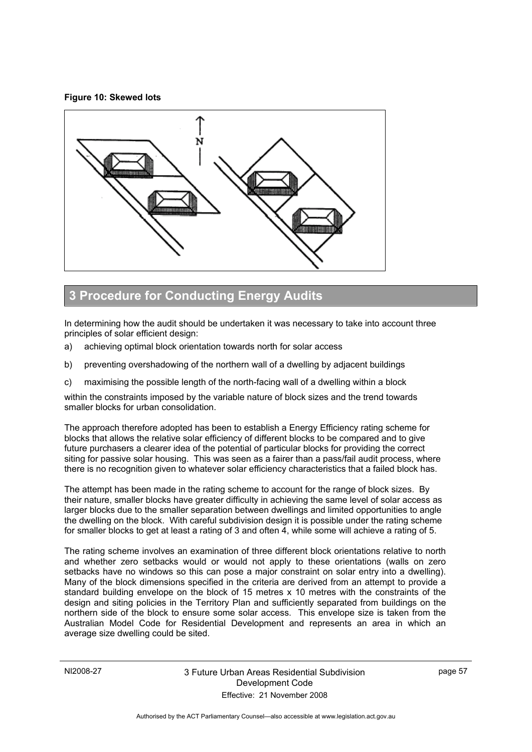**Figure 10: Skewed lots**

## 3 Procedure for Conducting Energy Audits

In determining how the audit should be undertaken it was necessary to take into account three principles of solar efficient design:

a) achieving optimal block orientation towards north for solar access

b) preventing overshadowing of the northern wall of a dwelling by adjacent buildings

c) maximising the possible length of the north-facing wall of a dwelling within a block

within the constraints imposed by the variable nature of block sizes and the trend towards smaller blocks for urban consolidation.

The approach therefore adopted has been to establish a Energy Efficiency rating scheme for blocks that allows the relative solar efficiency of different blocks to be compared and to give future purchasers a clearer idea of the potential of particular blocks for providing the correct siting for passive solar housing. This was seen as a fairer than a pass/fail audit process, where there is no recognition given to whatever solar efficiency characteristics that a failed block has.

The attempt has been made in the rating scheme to account for the range of block sizes. By their nature, smaller blocks have greater difficulty in achieving the same level of solar access as larger blocks due to the smaller separation between dwellings and limited opportunities to angle the dwelling on the block. With careful subdivision design it is possible under the rating scheme for smaller blocks to get at least a rating of 3 and often 4, while some will achieve a rating of 5.

The rating scheme involves an examination of three different block orientations relative to north and whether zero setbacks would or would not apply to these orientations (walls on zero setbacks have no windows so this can pose a major constraint on solar entry into a dwelling). Many of the block dimensions specified in the criteria are derived from an attempt to provide a standard building envelope on the block of 15 metres x 10 metres with the constraints of the design and siting policies in the Territory Plan and sufficiently separated from buildings on the northern side of the block to ensure some solar access. This envelope size is taken from the Australian Model Code for Residential Development and represents an area in which an average size dwelling could be sited.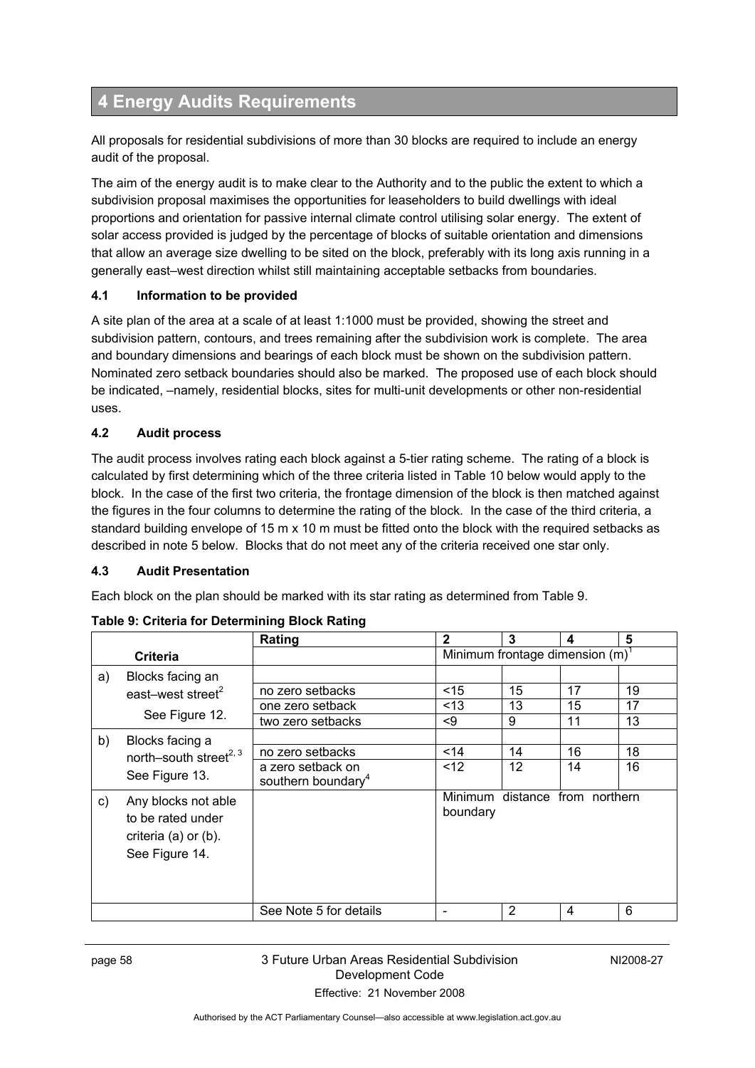# 4 Energy Audits Requirements

All proposals for residential subdivisions of more than 30 blocks are required to include an energy audit of the proposal.

The aim of the energy audit is to make clear to the Authority and to the public the extent to which a subdivision proposal maximises the opportunities for leaseholders to build dwellings with ideal proportions and orientation for passive internal climate control utilising solar energy. The extent of solar access provided is judged by the percentage of blocks of suitable orientation and dimensions that allow an average size dwelling to be sited on the block, preferably with its long axis running in a generally east–west direction whilst still maintaining acceptable setbacks from boundaries.

### 4.1 Information to be provided

A site plan of the area at a scale of at least 1:1000 must be provided, showing the street and subdivision pattern, contours, and trees remaining after the subdivision work is complete. The area and boundary dimensions and bearings of each block must be shown on the subdivision pattern. Nominated zero setback boundaries should also be marked. The proposed use of each block should be indicated, –namely, residential blocks, sites for multi-unit developments or other non-residential uses.

### 4.2 Audit process

The audit process involves rating each block against a 5-tier rating scheme. The rating of a block is calculated by first determining which of the three criteria listed in Table 10 below would apply to the block. In the case of the first two criteria, the frontage dimension of the block is then matched against the figures in the four columns to determine the rating of the block. In the case of the third criteria, a standard building envelope of 15 m x 10 m must be fitted onto the block with the required setbacks as described in note 5 below. Blocks that do not meet any of the criteria received one star only.

### 4.3 Audit Presentation

Each block on the plan should be marked with its star rating as determined from Table 9.

**Table 9: Criteria for Determining Block Rating**

| Criteria | Rating | 2 | 3 | 4 | 5 |
|---|---|---|---|---|---|
| | | Minimum frontage dimension (m)[1] | | | |
| a) Blocks facing an east–west street[2] See Figure 12. | | | | | |
| | no zero setbacks | <15 | 15 | 17 | 19 |
| | one zero setback | <13 | 13 | 15 | 17 |
| | two zero setbacks | <9 | 9 | 11 | 13 |
| b) Blocks facing a north–south street[2, 3] See Figure 13. | | | | | |
| | no zero setbacks | <14 | 14 | 16 | 18 |
| | a zero setback on southern boundary[4] | <12 | 12 | 14 | 16 |
| c) Any blocks not able to be rated under criteria (a) or (b). See Figure 14. | | Minimum distance from northern boundary | | | |
| | See Note 5 for details | - | 2 | 4 | 6 |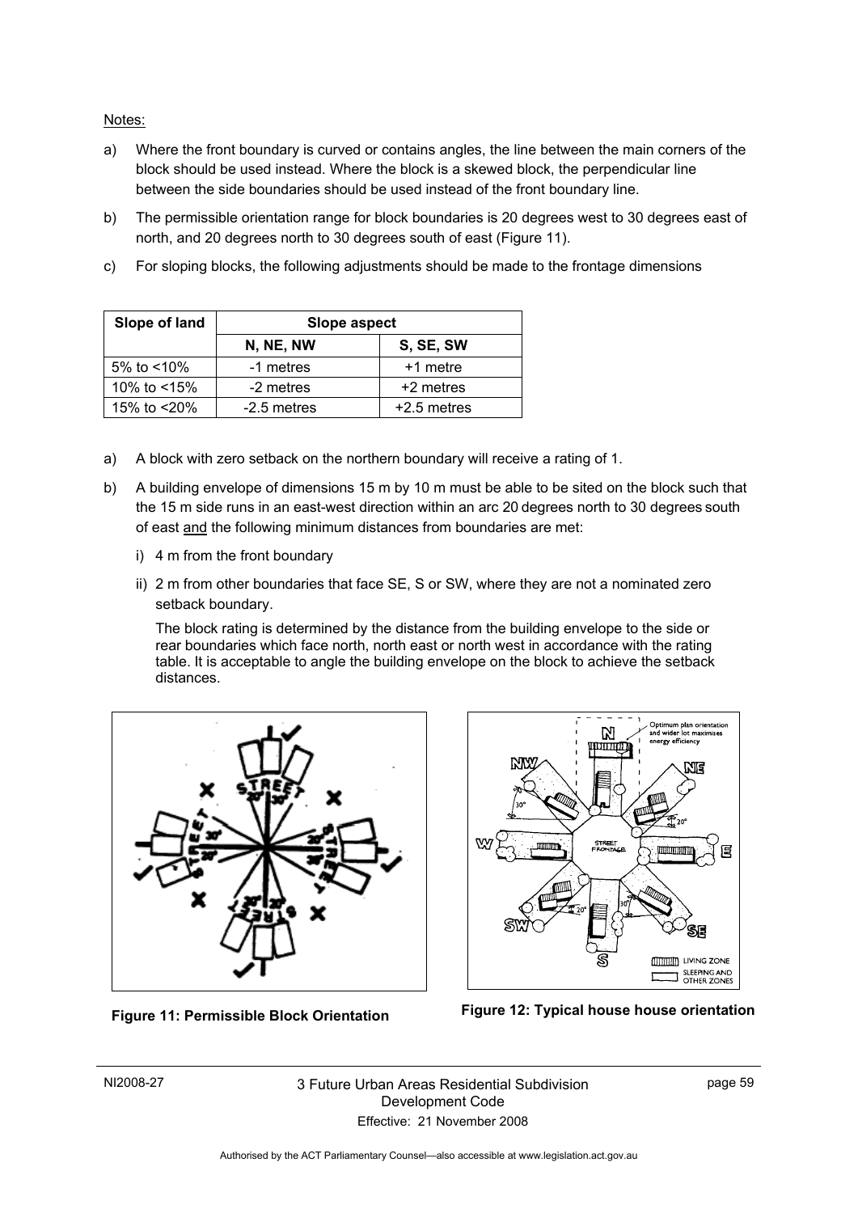Notes:

a) Where the front boundary is curved or contains angles, the line between the main corners of the block should be used instead. Where the block is a skewed block, the perpendicular line between the side boundaries should be used instead of the front boundary line.

b) The permissible orientation range for block boundaries is 20 degrees west to 30 degrees east of north, and 20 degrees north to 30 degrees south of east (Figure 11).

c) For sloping blocks, the following adjustments should be made to the frontage dimensions

| Slope of land | Slope aspect | |
|---|---|---|
| | N, NE, NW | S, SE, SW |
| 5% to <10% | -1 metres | +1 metre |
| 10% to <15% | -2 metres | +2 metres |
| 15% to <20% | -2.5 metres | +2.5 metres |

a) A block with zero setback on the northern boundary will receive a rating of 1.

b) A building envelope of dimensions 15 m by 10 m must be able to be sited on the block such that the 15 m side runs in an east-west direction within an arc 20 degrees north to 30 degrees south of east and the following minimum distances from boundaries are met:

   i) 4 m from the front boundary

   ii) 2 m from other boundaries that face SE, S or SW, where they are not a nominated zero setback boundary.

   The block rating is determined by the distance from the building envelope to the side or rear boundaries which face north, north east or north west in accordance with the rating table. It is acceptable to angle the building envelope on the block to achieve the setback distances.

**Figure 11: Permissible Block Orientation**

**Figure 12: Typical house house orientation**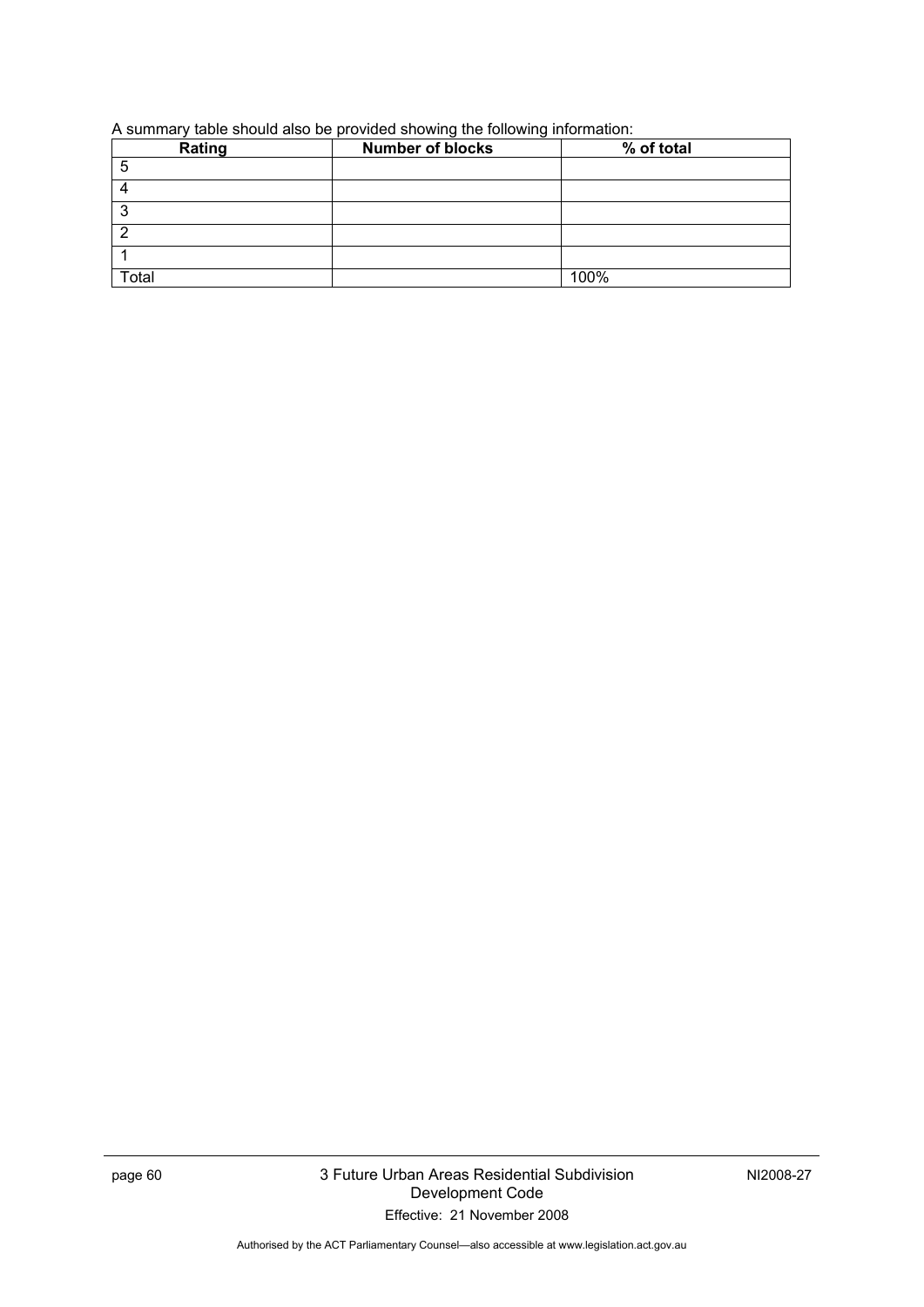A summary table should also be provided showing the following information:

| Rating | Number of blocks | % of total |
|---|---|---|
| 5 | | |
| 4 | | |
| 3 | | |
| 2 | | |
| 1 | | |
| Total | | 100% |